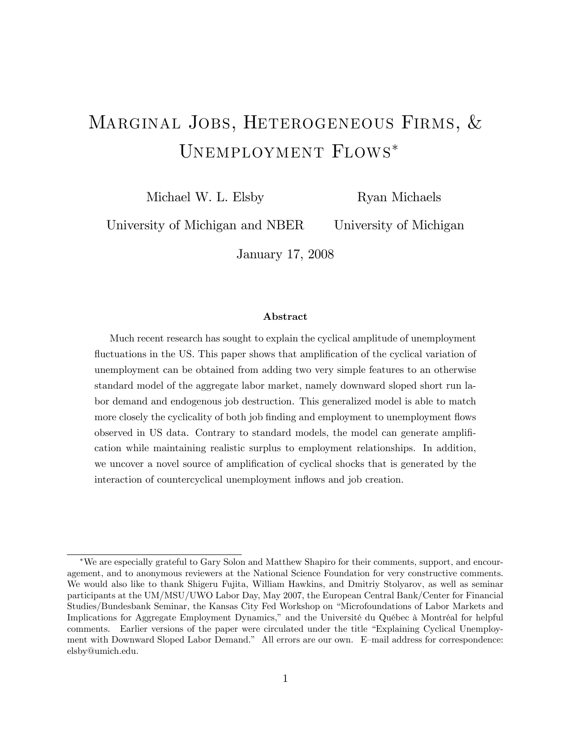# Marginal Jobs, Heterogeneous Firms, & Unemployment Flows*

Michael W. L. Elsby  
University of Michigan and NBER

Ryan Michaels  
University of Michigan

January 17, 2008

### Abstract

Much recent research has sought to explain the cyclical amplitude of unemployment fluctuations in the US. This paper shows that amplification of the cyclical variation of unemployment can be obtained from adding two very simple features to an otherwise standard model of the aggregate labor market, namely downward sloped short run labor demand and endogenous job destruction. This generalized model is able to match more closely the cyclicality of both job finding and employment to unemployment flows observed in US data. Contrary to standard models, the model can generate amplification while maintaining realistic surplus to employment relationships. In addition, we uncover a novel source of amplification of cyclical shocks that is generated by the interaction of countercyclical unemployment inflows and job creation.

*We are especially grateful to Gary Solon and Matthew Shapiro for their comments, support, and encouragement, and to anonymous reviewers at the National Science Foundation for very constructive comments. We would also like to thank Shigeru Fujita, William Hawkins, and Dmitriy Stolyarov, as well as seminar participants at the UM/MSU/UWO Labor Day, May 2007, the European Central Bank/Center for Financial Studies/Bundesbank Seminar, the Kansas City Fed Workshop on "Microfoundations of Labor Markets and Implications for Aggregate Employment Dynamics," and the Université du Québec à Montréal for helpful comments. Earlier versions of the paper were circulated under the title "Explaining Cyclical Unemployment with Downward Sloped Labor Demand." All errors are our own. E–mail address for correspondence: elsby@umich.edu.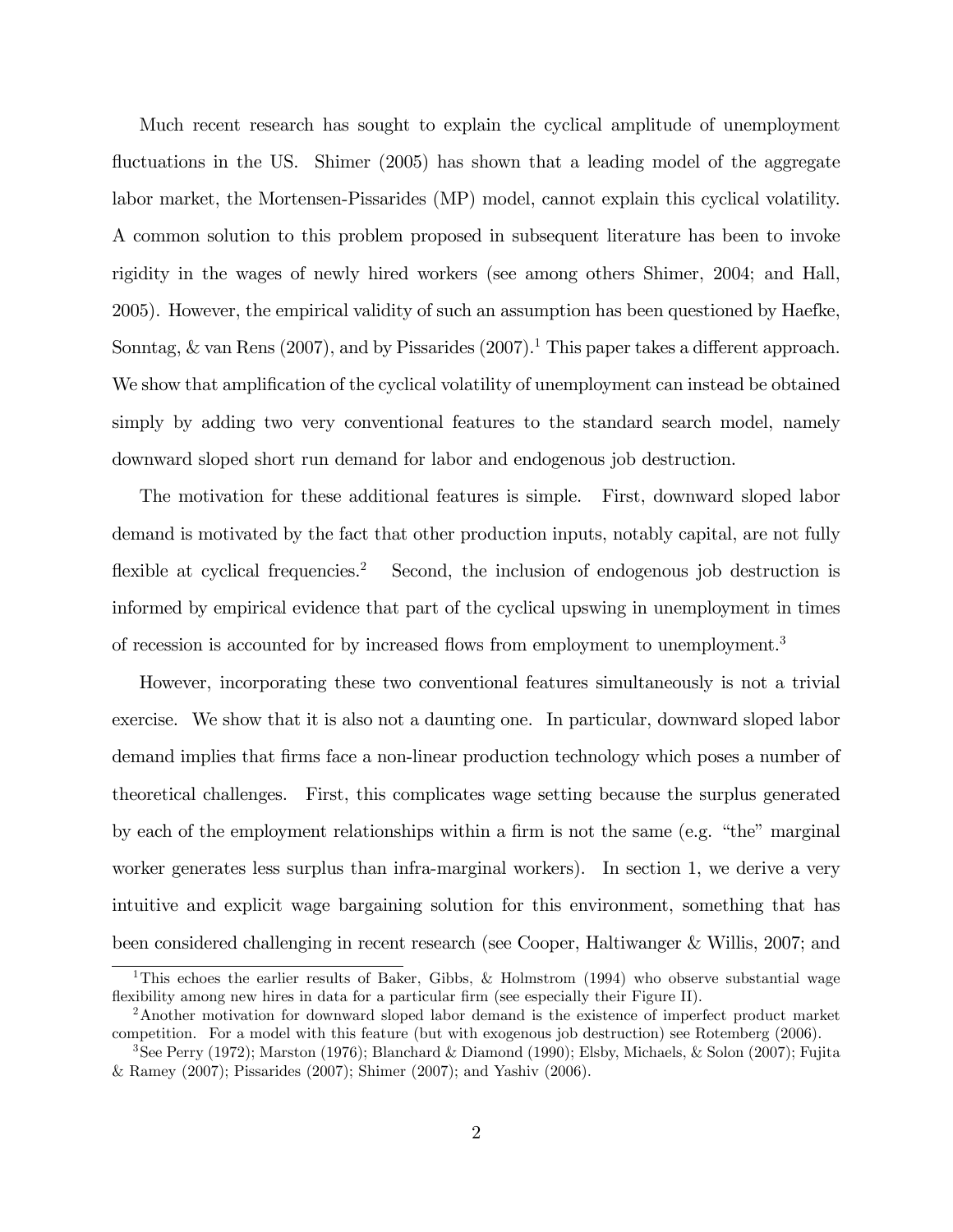Much recent research has sought to explain the cyclical amplitude of unemployment fluctuations in the US. Shimer (2005) has shown that a leading model of the aggregate labor market, the Mortensen-Pissarides (MP) model, cannot explain this cyclical volatility. A common solution to this problem proposed in subsequent literature has been to invoke rigidity in the wages of newly hired workers (see among others Shimer, 2004; and Hall, 2005). However, the empirical validity of such an assumption has been questioned by Haefke, Sonntag, & van Rens (2007), and by Pissarides (2007).[1] This paper takes a different approach. We show that amplification of the cyclical volatility of unemployment can instead be obtained simply by adding two very conventional features to the standard search model, namely downward sloped short run demand for labor and endogenous job destruction.

The motivation for these additional features is simple. First, downward sloped labor demand is motivated by the fact that other production inputs, notably capital, are not fully flexible at cyclical frequencies.[2] Second, the inclusion of endogenous job destruction is informed by empirical evidence that part of the cyclical upswing in unemployment in times of recession is accounted for by increased flows from employment to unemployment.[3]

However, incorporating these two conventional features simultaneously is not a trivial exercise. We show that it is also not a daunting one. In particular, downward sloped labor demand implies that firms face a non-linear production technology which poses a number of theoretical challenges. First, this complicates wage setting because the surplus generated by each of the employment relationships within a firm is not the same (e.g. "the" marginal worker generates less surplus than infra-marginal workers). In section 1, we derive a very intuitive and explicit wage bargaining solution for this environment, something that has been considered challenging in recent research (see Cooper, Haltiwanger & Willis, 2007; and

[1] This echoes the earlier results of Baker, Gibbs, & Holmstrom (1994) who observe substantial wage flexibility among new hires in data for a particular firm (see especially their Figure II).

[2] Another motivation for downward sloped labor demand is the existence of imperfect product market competition. For a model with this feature (but with exogenous job destruction) see Rotemberg (2006).

[3] See Perry (1972); Marston (1976); Blanchard & Diamond (1990); Elsby, Michaels, & Solon (2007); Fujita & Ramey (2007); Pissarides (2007); Shimer (2007); and Yashiv (2006).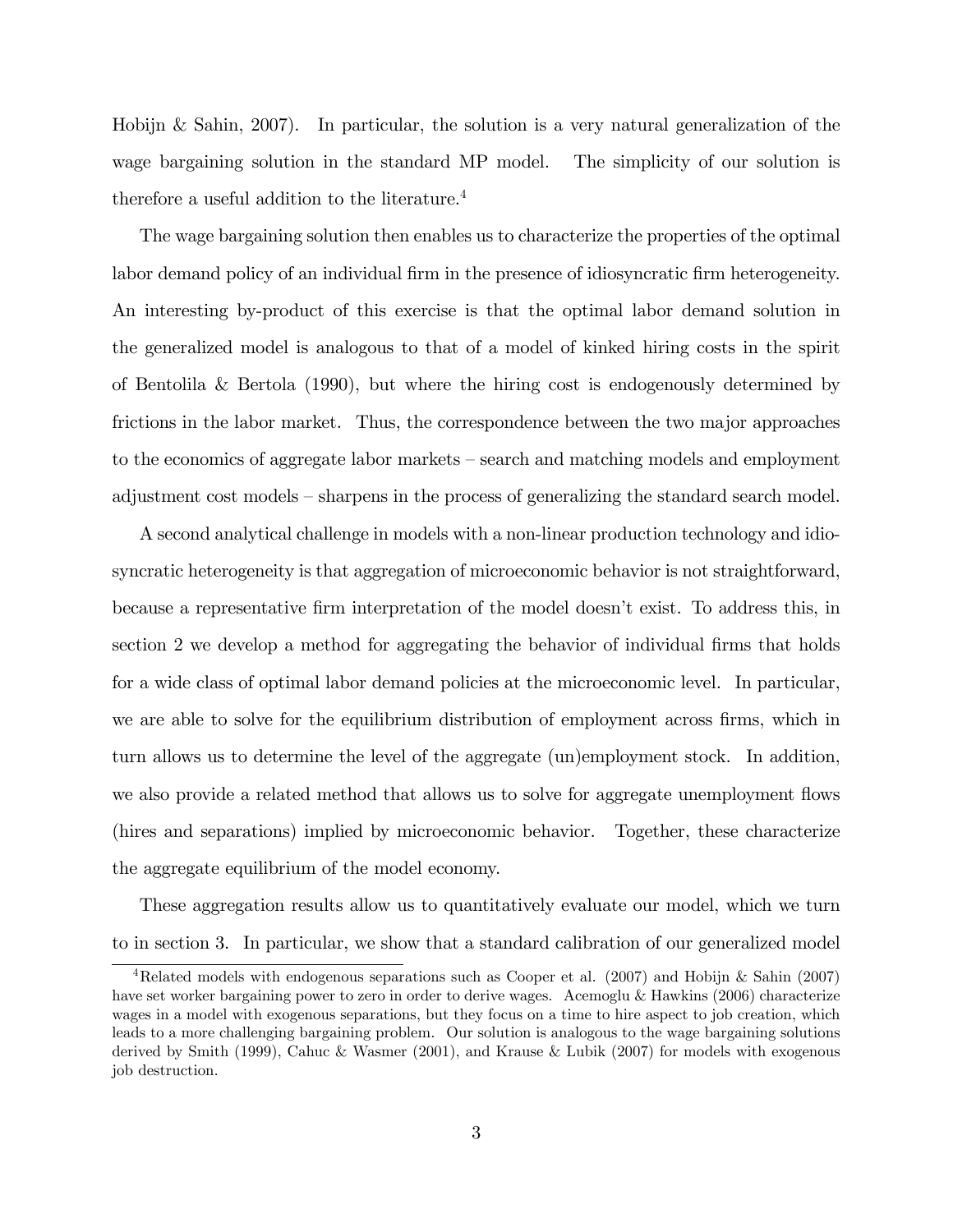Hobijn & Sahin, 2007). In particular, the solution is a very natural generalization of the wage bargaining solution in the standard MP model. The simplicity of our solution is therefore a useful addition to the literature.[4]

The wage bargaining solution then enables us to characterize the properties of the optimal labor demand policy of an individual firm in the presence of idiosyncratic firm heterogeneity. An interesting by-product of this exercise is that the optimal labor demand solution in the generalized model is analogous to that of a model of kinked hiring costs in the spirit of Bentolila & Bertola (1990), but where the hiring cost is endogenously determined by frictions in the labor market. Thus, the correspondence between the two major approaches to the economics of aggregate labor markets – search and matching models and employment adjustment cost models – sharpens in the process of generalizing the standard search model.

A second analytical challenge in models with a non-linear production technology and idiosyncratic heterogeneity is that aggregation of microeconomic behavior is not straightforward, because a representative firm interpretation of the model doesn't exist. To address this, in section 2 we develop a method for aggregating the behavior of individual firms that holds for a wide class of optimal labor demand policies at the microeconomic level. In particular, we are able to solve for the equilibrium distribution of employment across firms, which in turn allows us to determine the level of the aggregate (un)employment stock. In addition, we also provide a related method that allows us to solve for aggregate unemployment flows (hires and separations) implied by microeconomic behavior. Together, these characterize the aggregate equilibrium of the model economy.

These aggregation results allow us to quantitatively evaluate our model, which we turn to in section 3. In particular, we show that a standard calibration of our generalized model

[4] Related models with endogenous separations such as Cooper et al. (2007) and Hobijn & Sahin (2007) have set worker bargaining power to zero in order to derive wages. Acemoglu & Hawkins (2006) characterize wages in a model with exogenous separations, but they focus on a time to hire aspect to job creation, which leads to a more challenging bargaining problem. Our solution is analogous to the wage bargaining solutions derived by Smith (1999), Cahuc & Wasmer (2001), and Krause & Lubik (2007) for models with exogenous job destruction.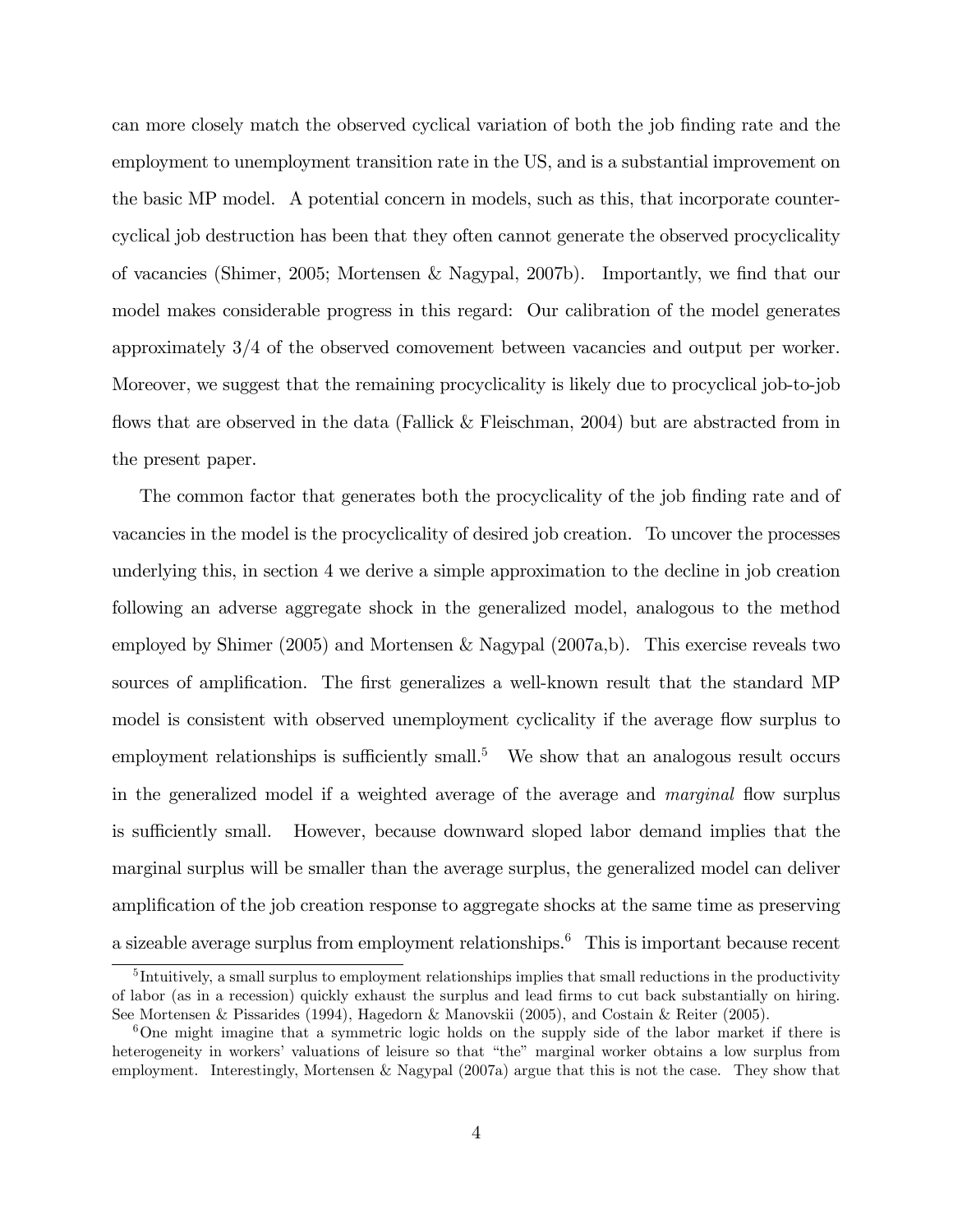can more closely match the observed cyclical variation of both the job finding rate and the employment to unemployment transition rate in the US, and is a substantial improvement on the basic MP model. A potential concern in models, such as this, that incorporate countercyclical job destruction has been that they often cannot generate the observed procyclicality of vacancies (Shimer, 2005; Mortensen & Nagypal, 2007b). Importantly, we find that our model makes considerable progress in this regard: Our calibration of the model generates approximately 3/4 of the observed comovement between vacancies and output per worker. Moreover, we suggest that the remaining procyclicality is likely due to procyclical job-to-job flows that are observed in the data (Fallick & Fleischman, 2004) but are abstracted from in the present paper.

The common factor that generates both the procyclicality of the job finding rate and of vacancies in the model is the procyclicality of desired job creation. To uncover the processes underlying this, in section 4 we derive a simple approximation to the decline in job creation following an adverse aggregate shock in the generalized model, analogous to the method employed by Shimer (2005) and Mortensen & Nagypal (2007a,b). This exercise reveals two sources of amplification. The first generalizes a well-known result that the standard MP model is consistent with observed unemployment cyclicality if the average flow surplus to employment relationships is sufficiently small.[5] We show that an analogous result occurs in the generalized model if a weighted average of the average and *marginal* flow surplus is sufficiently small. However, because downward sloped labor demand implies that the marginal surplus will be smaller than the average surplus, the generalized model can deliver amplification of the job creation response to aggregate shocks at the same time as preserving a sizeable average surplus from employment relationships.[6] This is important because recent

[5] Intuitively, a small surplus to employment relationships implies that small reductions in the productivity of labor (as in a recession) quickly exhaust the surplus and lead firms to cut back substantially on hiring. See Mortensen & Pissarides (1994), Hagedorn & Manovskii (2005), and Costain & Reiter (2005).

[6] One might imagine that a symmetric logic holds on the supply side of the labor market if there is heterogeneity in workers' valuations of leisure so that "the" marginal worker obtains a low surplus from employment. Interestingly, Mortensen & Nagypal (2007a) argue that this is not the case. They show that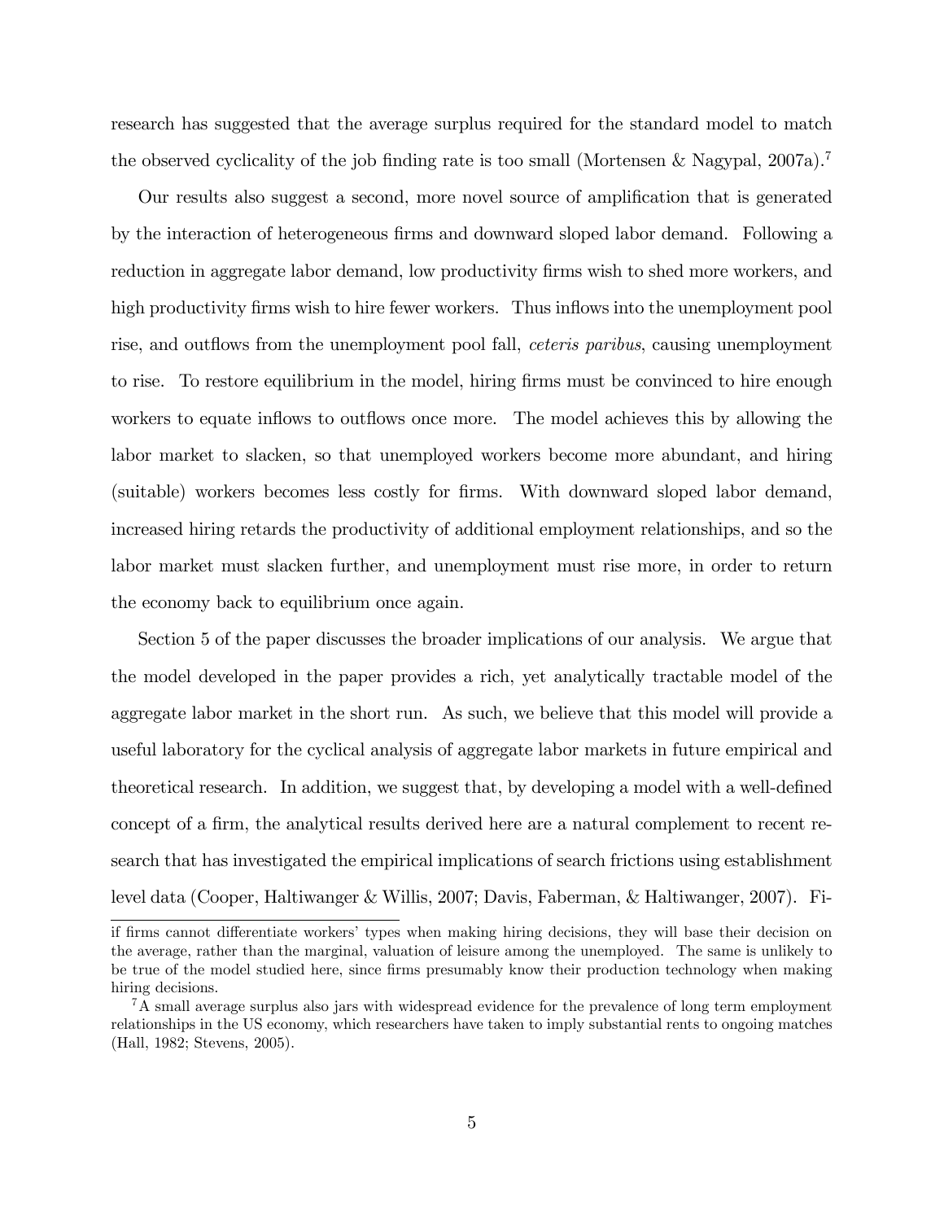research has suggested that the average surplus required for the standard model to match the observed cyclicality of the job finding rate is too small (Mortensen & Nagypal, 2007a).[7]

Our results also suggest a second, more novel source of amplification that is generated by the interaction of heterogeneous firms and downward sloped labor demand. Following a reduction in aggregate labor demand, low productivity firms wish to shed more workers, and high productivity firms wish to hire fewer workers. Thus inflows into the unemployment pool rise, and outflows from the unemployment pool fall, *ceteris paribus*, causing unemployment to rise. To restore equilibrium in the model, hiring firms must be convinced to hire enough workers to equate inflows to outflows once more. The model achieves this by allowing the labor market to slacken, so that unemployed workers become more abundant, and hiring (suitable) workers becomes less costly for firms. With downward sloped labor demand, increased hiring retards the productivity of additional employment relationships, and so the labor market must slacken further, and unemployment must rise more, in order to return the economy back to equilibrium once again.

Section 5 of the paper discusses the broader implications of our analysis. We argue that the model developed in the paper provides a rich, yet analytically tractable model of the aggregate labor market in the short run. As such, we believe that this model will provide a useful laboratory for the cyclical analysis of aggregate labor markets in future empirical and theoretical research. In addition, we suggest that, by developing a model with a well-defined concept of a firm, the analytical results derived here are a natural complement to recent research that has investigated the empirical implications of search frictions using establishment level data (Cooper, Haltiwanger & Willis, 2007; Davis, Faberman, & Haltiwanger, 2007). Fi-

---

if firms cannot differentiate workers' types when making hiring decisions, they will base their decision on the average, rather than the marginal, valuation of leisure among the unemployed. The same is unlikely to be true of the model studied here, since firms presumably know their production technology when making hiring decisions.

[7] A small average surplus also jars with widespread evidence for the prevalence of long term employment relationships in the US economy, which researchers have taken to imply substantial rents to ongoing matches (Hall, 1982; Stevens, 2005).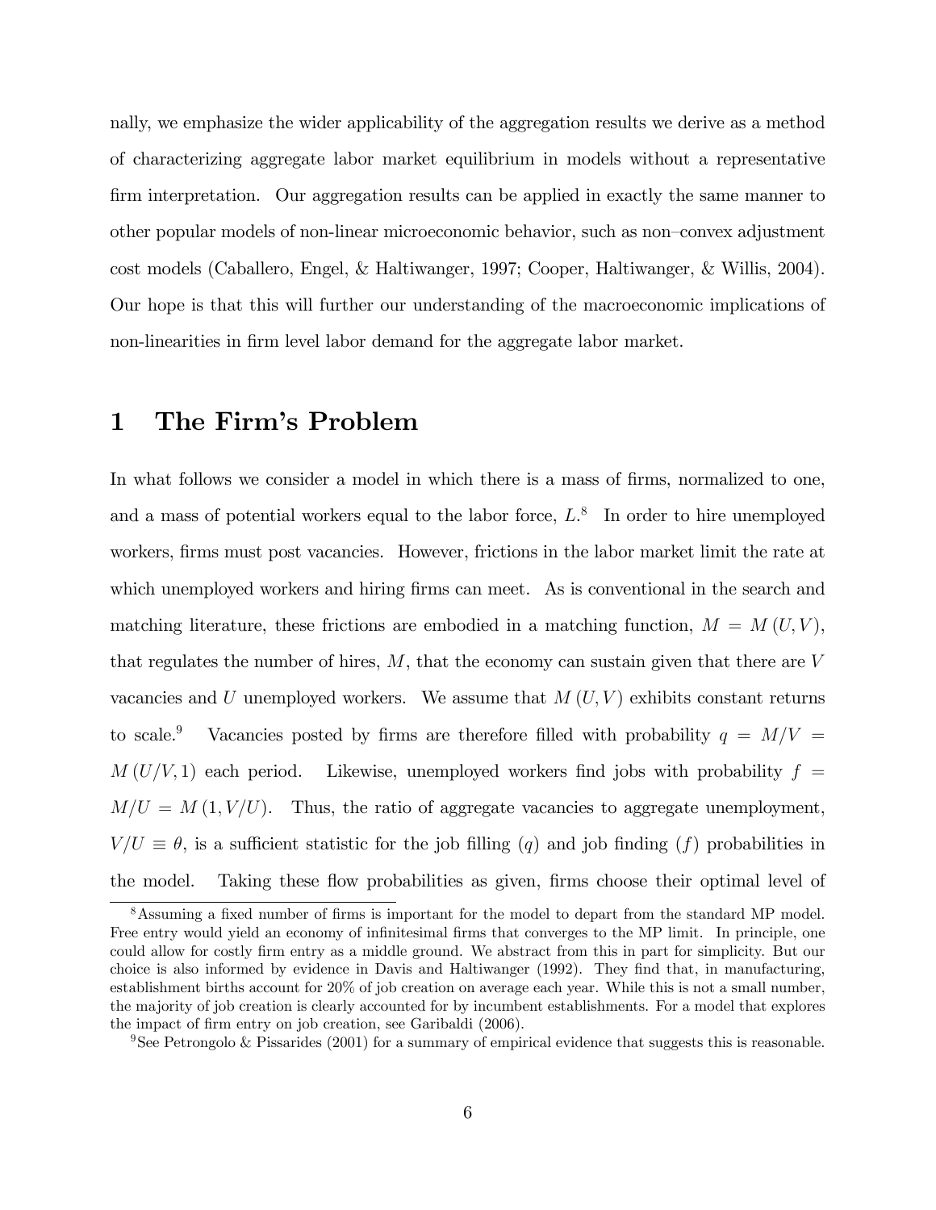nally, we emphasize the wider applicability of the aggregation results we derive as a method of characterizing aggregate labor market equilibrium in models without a representative firm interpretation. Our aggregation results can be applied in exactly the same manner to other popular models of non-linear microeconomic behavior, such as non–convex adjustment cost models (Caballero, Engel, & Haltiwanger, 1997; Cooper, Haltiwanger, & Willis, 2004). Our hope is that this will further our understanding of the macroeconomic implications of non-linearities in firm level labor demand for the aggregate labor market.

# 1 The Firm's Problem

In what follows we consider a model in which there is a mass of firms, normalized to one, and a mass of potential workers equal to the labor force, $L$.[8] In order to hire unemployed workers, firms must post vacancies. However, frictions in the labor market limit the rate at which unemployed workers and hiring firms can meet. As is conventional in the search and matching literature, these frictions are embodied in a matching function, $M = M(U, V)$, that regulates the number of hires, $M$, that the economy can sustain given that there are $V$ vacancies and $U$ unemployed workers. We assume that $M(U, V)$ exhibits constant returns to scale.[9] Vacancies posted by firms are therefore filled with probability $q = M/V = M(U/V, 1)$ each period. Likewise, unemployed workers find jobs with probability $f = M/U = M(1, V/U)$. Thus, the ratio of aggregate vacancies to aggregate unemployment, $V/U \equiv \theta$, is a sufficient statistic for the job filling ($q$) and job finding ($f$) probabilities in the model. Taking these flow probabilities as given, firms choose their optimal level of

[8] Assuming a fixed number of firms is important for the model to depart from the standard MP model. Free entry would yield an economy of infinitesimal firms that converges to the MP limit. In principle, one could allow for costly firm entry as a middle ground. We abstract from this in part for simplicity. But our choice is also informed by evidence in Davis and Haltiwanger (1992). They find that, in manufacturing, establishment births account for 20% of job creation on average each year. While this is not a small number, the majority of job creation is clearly accounted for by incumbent establishments. For a model that explores the impact of firm entry on job creation, see Garibaldi (2006).

[9] See Petrongolo & Pissarides (2001) for a summary of empirical evidence that suggests this is reasonable.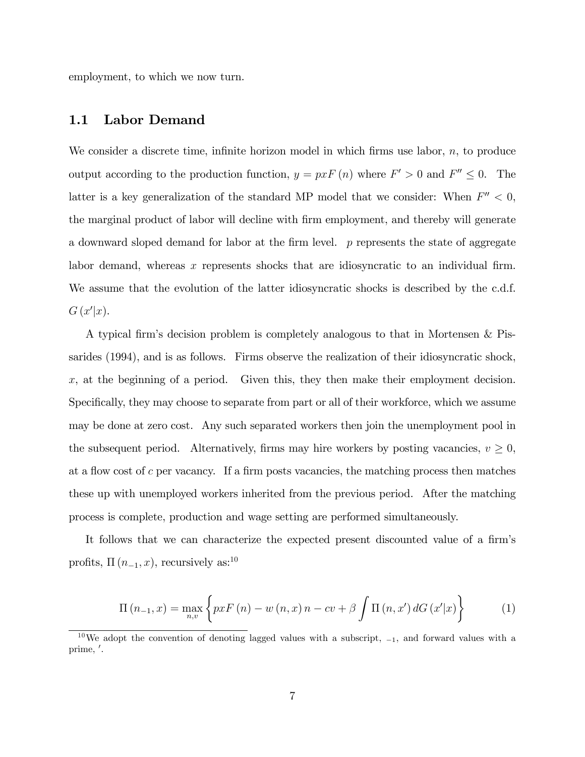employment, to which we now turn.

## 1.1 Labor Demand

We consider a discrete time, infinite horizon model in which firms use labor, $n$, to produce output according to the production function, $y = pxF(n)$ where $F' > 0$ and $F'' \leq 0$. The latter is a key generalization of the standard MP model that we consider: When $F'' < 0$, the marginal product of labor will decline with firm employment, and thereby will generate a downward sloped demand for labor at the firm level. $p$ represents the state of aggregate labor demand, whereas $x$ represents shocks that are idiosyncratic to an individual firm. We assume that the evolution of the latter idiosyncratic shocks is described by the c.d.f. $G(x'|x)$.

A typical firm's decision problem is completely analogous to that in Mortensen & Pissarides (1994), and is as follows. Firms observe the realization of their idiosyncratic shock, $x$, at the beginning of a period. Given this, they then make their employment decision. Specifically, they may choose to separate from part or all of their workforce, which we assume may be done at zero cost. Any such separated workers then join the unemployment pool in the subsequent period. Alternatively, firms may hire workers by posting vacancies, $v \geq 0$, at a flow cost of $c$ per vacancy. If a firm posts vacancies, the matching process then matches these up with unemployed workers inherited from the previous period. After the matching process is complete, production and wage setting are performed simultaneously.

It follows that we can characterize the expected present discounted value of a firm's profits, $\Pi(n_{-1}, x)$, recursively as:[10]

$$\Pi(n_{-1}, x) = \max_{n,v} \left\{ pxF(n) - w(n,x)\,n - cv + \beta \int \Pi(n, x')\, dG(x'|x) \right\} \tag{1}$$

[10] We adopt the convention of denoting lagged values with a subscript, $_{-1}$, and forward values with a prime, $'$.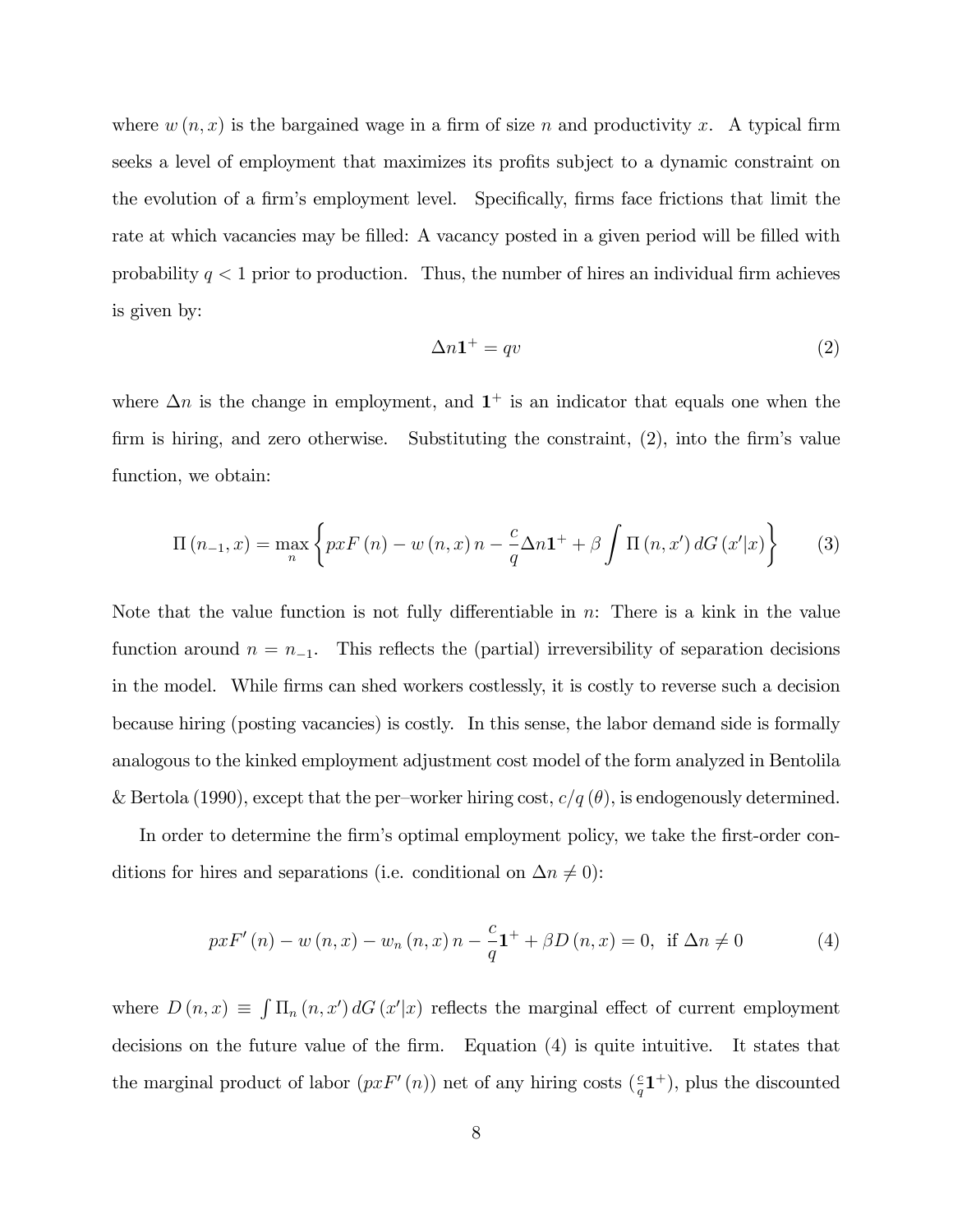where $w(n, x)$ is the bargained wage in a firm of size $n$ and productivity $x$. A typical firm seeks a level of employment that maximizes its profits subject to a dynamic constraint on the evolution of a firm's employment level. Specifically, firms face frictions that limit the rate at which vacancies may be filled: A vacancy posted in a given period will be filled with probability $q < 1$ prior to production. Thus, the number of hires an individual firm achieves is given by:

$$\Delta n \mathbf{1}^{+} = qv \tag{2}$$

where $\Delta n$ is the change in employment, and $\mathbf{1}^{+}$ is an indicator that equals one when the firm is hiring, and zero otherwise. Substituting the constraint, (2), into the firm's value function, we obtain:

$$\Pi(n_{-1}, x) = \max_{n} \left\{ pxF(n) - w(n, x)\, n - \frac{c}{q} \Delta n \mathbf{1}^{+} + \beta \int \Pi(n, x')\, dG(x'|x) \right\} \tag{3}$$

Note that the value function is not fully differentiable in $n$: There is a kink in the value function around $n = n_{-1}$. This reflects the (partial) irreversibility of separation decisions in the model. While firms can shed workers costlessly, it is costly to reverse such a decision because hiring (posting vacancies) is costly. In this sense, the labor demand side is formally analogous to the kinked employment adjustment cost model of the form analyzed in Bentolila & Bertola (1990), except that the per–worker hiring cost, $c/q(\theta)$, is endogenously determined.

In order to determine the firm's optimal employment policy, we take the first-order conditions for hires and separations (i.e. conditional on $\Delta n \neq 0$):

$$pxF'(n) - w(n, x) - w_n(n, x)\, n - \frac{c}{q} \mathbf{1}^{+} + \beta D(n, x) = 0, \text{ if } \Delta n \neq 0 \tag{4}$$

where $D(n, x) \equiv \int \Pi_n(n, x')\, dG(x'|x)$ reflects the marginal effect of current employment decisions on the future value of the firm. Equation (4) is quite intuitive. It states that the marginal product of labor ($pxF'(n)$) net of any hiring costs ($\frac{c}{q}\mathbf{1}^{+}$), plus the discounted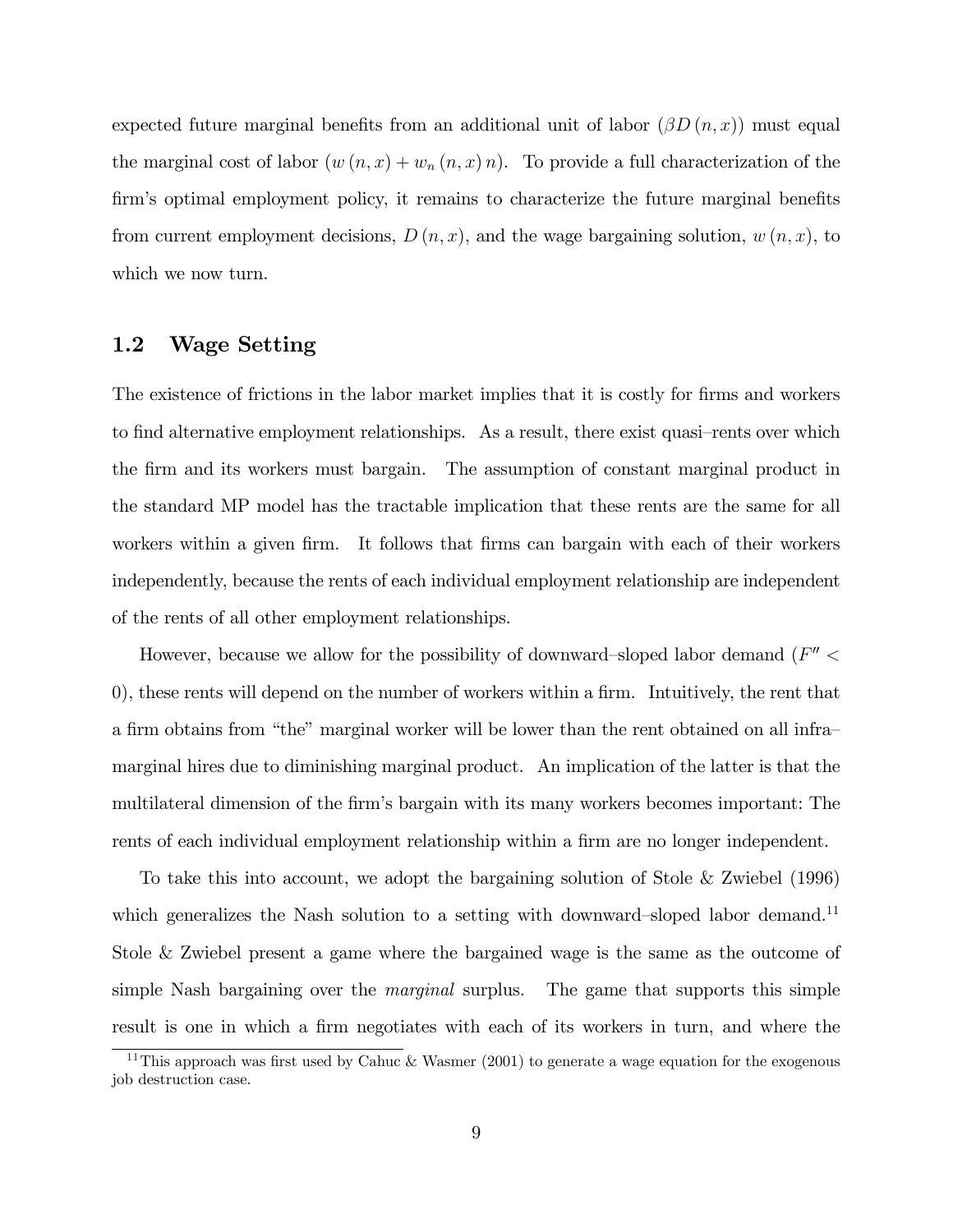expected future marginal benefits from an additional unit of labor ($\beta D(n, x)$) must equal the marginal cost of labor ($w(n, x) + w_n(n, x)n$). To provide a full characterization of the firm's optimal employment policy, it remains to characterize the future marginal benefits from current employment decisions, $D(n, x)$, and the wage bargaining solution, $w(n, x)$, to which we now turn.

## 1.2 Wage Setting

The existence of frictions in the labor market implies that it is costly for firms and workers to find alternative employment relationships. As a result, there exist quasi–rents over which the firm and its workers must bargain. The assumption of constant marginal product in the standard MP model has the tractable implication that these rents are the same for all workers within a given firm. It follows that firms can bargain with each of their workers independently, because the rents of each individual employment relationship are independent of the rents of all other employment relationships.

However, because we allow for the possibility of downward–sloped labor demand ($F'' < 0$), these rents will depend on the number of workers within a firm. Intuitively, the rent that a firm obtains from "the" marginal worker will be lower than the rent obtained on all infra–marginal hires due to diminishing marginal product. An implication of the latter is that the multilateral dimension of the firm's bargain with its many workers becomes important: The rents of each individual employment relationship within a firm are no longer independent.

To take this into account, we adopt the bargaining solution of Stole & Zwiebel (1996) which generalizes the Nash solution to a setting with downward–sloped labor demand.[11] Stole & Zwiebel present a game where the bargained wage is the same as the outcome of simple Nash bargaining over the *marginal* surplus. The game that supports this simple result is one in which a firm negotiates with each of its workers in turn, and where the

[11] This approach was first used by Cahuc & Wasmer (2001) to generate a wage equation for the exogenous job destruction case.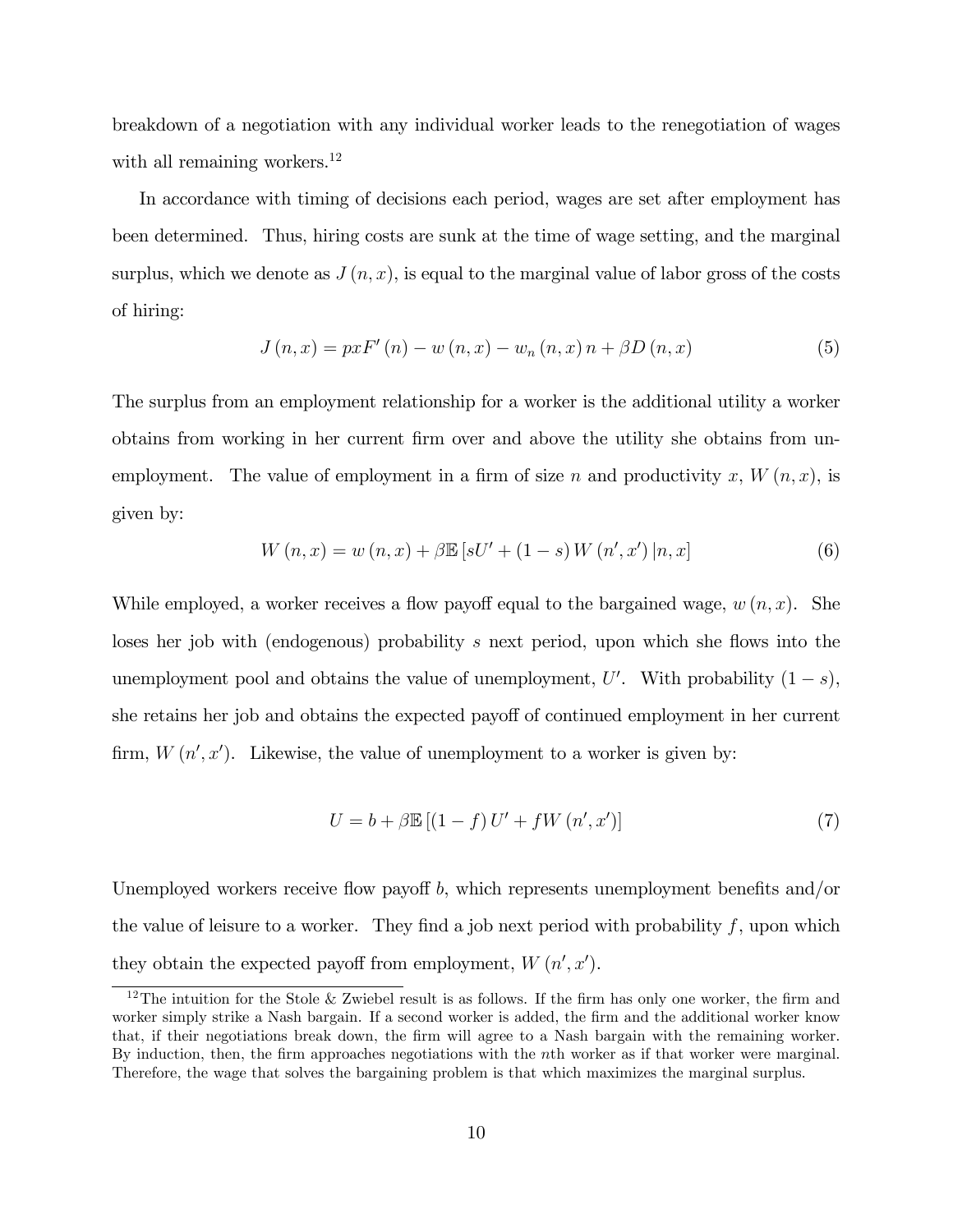breakdown of a negotiation with any individual worker leads to the renegotiation of wages with all remaining workers.[12]

In accordance with timing of decisions each period, wages are set after employment has been determined. Thus, hiring costs are sunk at the time of wage setting, and the marginal surplus, which we denote as $J(n, x)$, is equal to the marginal value of labor gross of the costs of hiring:

$$J(n, x) = pxF'(n) - w(n, x) - w_n(n, x)n + \beta D(n, x) \tag{5}$$

The surplus from an employment relationship for a worker is the additional utility a worker obtains from working in her current firm over and above the utility she obtains from unemployment. The value of employment in a firm of size $n$ and productivity $x$, $W(n, x)$, is given by:

$$W(n, x) = w(n, x) + \beta \mathbb{E}\left[sU' + (1 - s) W(n', x') | n, x\right] \tag{6}$$

While employed, a worker receives a flow payoff equal to the bargained wage, $w(n, x)$. She loses her job with (endogenous) probability $s$ next period, upon which she flows into the unemployment pool and obtains the value of unemployment, $U'$. With probability $(1 - s)$, she retains her job and obtains the expected payoff of continued employment in her current firm, $W(n', x')$. Likewise, the value of unemployment to a worker is given by:

$$U = b + \beta \mathbb{E}\left[(1 - f) U' + fW(n', x')\right] \tag{7}$$

Unemployed workers receive flow payoff $b$, which represents unemployment benefits and/or the value of leisure to a worker. They find a job next period with probability $f$, upon which they obtain the expected payoff from employment, $W(n', x')$.

[12] The intuition for the Stole & Zwiebel result is as follows. If the firm has only one worker, the firm and worker simply strike a Nash bargain. If a second worker is added, the firm and the additional worker know that, if their negotiations break down, the firm will agree to a Nash bargain with the remaining worker. By induction, then, the firm approaches negotiations with the $n$th worker as if that worker were marginal. Therefore, the wage that solves the bargaining problem is that which maximizes the marginal surplus.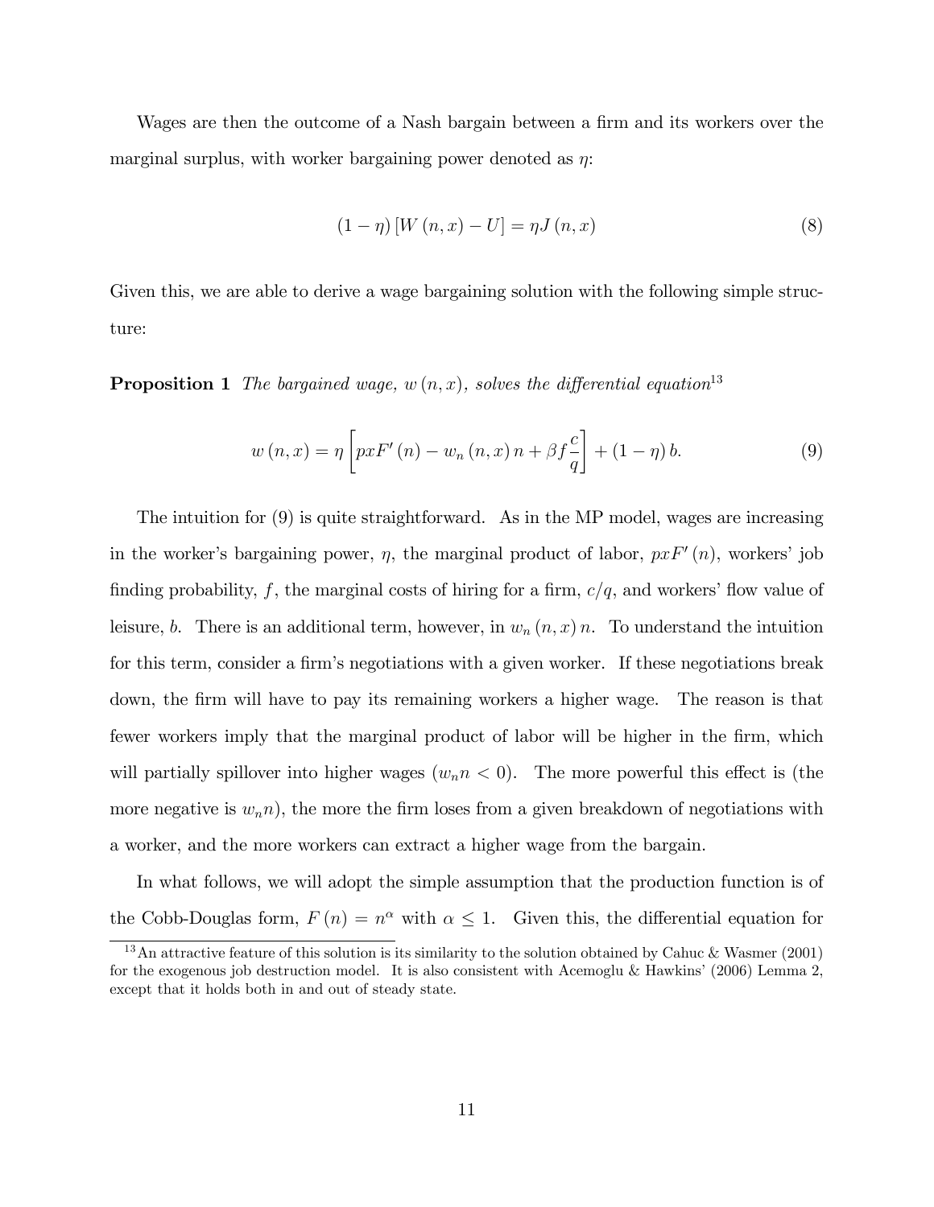Wages are then the outcome of a Nash bargain between a firm and its workers over the marginal surplus, with worker bargaining power denoted as $\eta$:

$$(1-\eta)\left[W(n,x)-U\right]=\eta J(n,x) \tag{8}$$

Given this, we are able to derive a wage bargaining solution with the following simple structure:

**Proposition 1** *The bargained wage, $w(n,x)$, solves the differential equation*[13]

$$w(n,x)=\eta\left[pxF'(n)-w_n(n,x)\,n+\beta f\frac{c}{q}\right]+(1-\eta)\,b. \tag{9}$$

The intuition for (9) is quite straightforward. As in the MP model, wages are increasing in the worker's bargaining power, $\eta$, the marginal product of labor, $pxF'(n)$, workers' job finding probability, $f$, the marginal costs of hiring for a firm, $c/q$, and workers' flow value of leisure, $b$. There is an additional term, however, in $w_n(n,x)\,n$. To understand the intuition for this term, consider a firm's negotiations with a given worker. If these negotiations break down, the firm will have to pay its remaining workers a higher wage. The reason is that fewer workers imply that the marginal product of labor will be higher in the firm, which will partially spillover into higher wages ($w_n n<0$). The more powerful this effect is (the more negative is $w_n n$), the more the firm loses from a given breakdown of negotiations with a worker, and the more workers can extract a higher wage from the bargain.

In what follows, we will adopt the simple assumption that the production function is of the Cobb-Douglas form, $F(n)=n^{\alpha}$ with $\alpha\leq 1$. Given this, the differential equation for

[13] An attractive feature of this solution is its similarity to the solution obtained by Cahuc & Wasmer (2001) for the exogenous job destruction model. It is also consistent with Acemoglu & Hawkins' (2006) Lemma 2, except that it holds both in and out of steady state.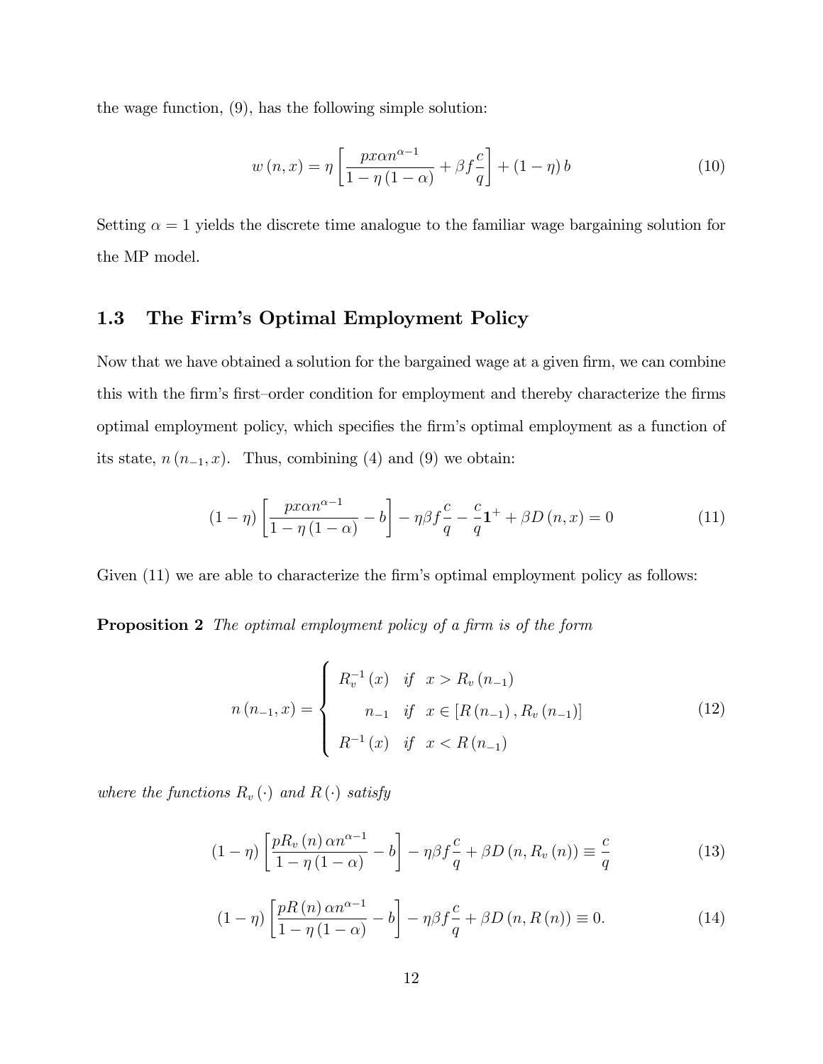the wage function, (9), has the following simple solution:

$$w(n,x) = \eta \left[ \frac{px\alpha n^{\alpha-1}}{1-\eta(1-\alpha)} + \beta f \frac{c}{q} \right] + (1-\eta) b \tag{10}$$

Setting $\alpha = 1$ yields the discrete time analogue to the familiar wage bargaining solution for the MP model.

## 1.3 The Firm's Optimal Employment Policy

Now that we have obtained a solution for the bargained wage at a given firm, we can combine this with the firm's first–order condition for employment and thereby characterize the firms optimal employment policy, which specifies the firm's optimal employment as a function of its state, $n(n_{-1}, x)$. Thus, combining (4) and (9) we obtain:

$$(1-\eta) \left[ \frac{px\alpha n^{\alpha-1}}{1-\eta(1-\alpha)} - b \right] - \eta\beta f \frac{c}{q} - \frac{c}{q} \mathbf{1}^{+} + \beta D(n,x) = 0 \tag{11}$$

Given (11) we are able to characterize the firm's optimal employment policy as follows:

**Proposition 2** *The optimal employment policy of a firm is of the form*

$$n(n_{-1}, x) = \begin{cases} R_v^{-1}(x) & \text{if} \quad x > R_v(n_{-1}) \\ n_{-1} & \text{if} \quad x \in [R(n_{-1}), R_v(n_{-1})] \\ R^{-1}(x) & \text{if} \quad x < R(n_{-1}) \end{cases} \tag{12}$$

*where the functions $R_v(\cdot)$ and $R(\cdot)$ satisfy*

$$(1-\eta) \left[ \frac{pR_v(n)\alpha n^{\alpha-1}}{1-\eta(1-\alpha)} - b \right] - \eta\beta f \frac{c}{q} + \beta D(n, R_v(n)) \equiv \frac{c}{q} \tag{13}$$

$$(1-\eta) \left[ \frac{pR(n)\alpha n^{\alpha-1}}{1-\eta(1-\alpha)} - b \right] - \eta\beta f \frac{c}{q} + \beta D(n, R(n)) \equiv 0. \tag{14}$$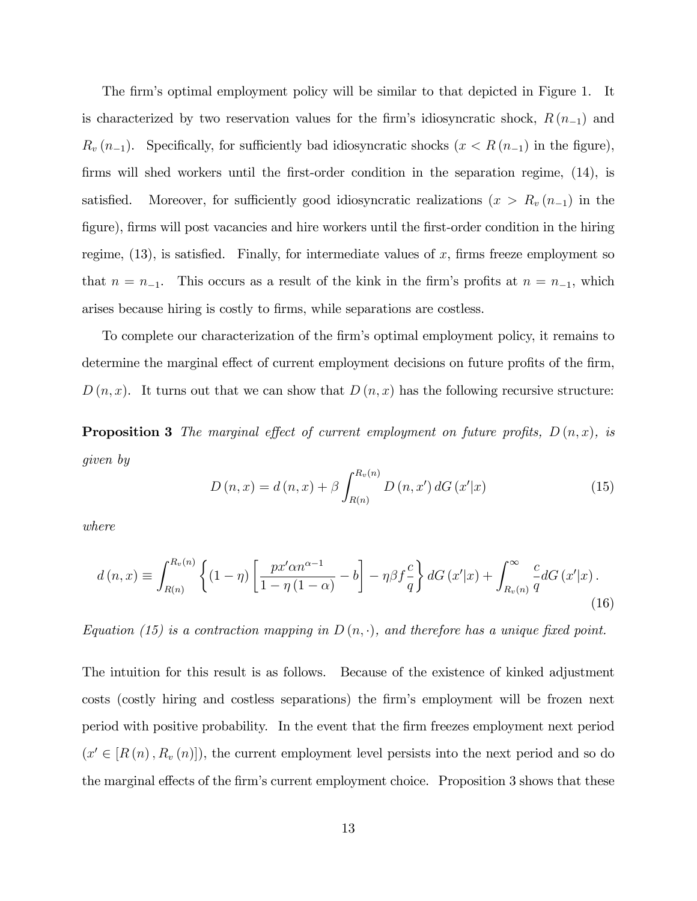The firm's optimal employment policy will be similar to that depicted in Figure 1. It is characterized by two reservation values for the firm's idiosyncratic shock, $R(n_{-1})$ and $R_v(n_{-1})$. Specifically, for sufficiently bad idiosyncratic shocks ($x < R(n_{-1})$ in the figure), firms will shed workers until the first-order condition in the separation regime, (14), is satisfied. Moreover, for sufficiently good idiosyncratic realizations ($x > R_v(n_{-1})$ in the figure), firms will post vacancies and hire workers until the first-order condition in the hiring regime, (13), is satisfied. Finally, for intermediate values of $x$, firms freeze employment so that $n = n_{-1}$. This occurs as a result of the kink in the firm's profits at $n = n_{-1}$, which arises because hiring is costly to firms, while separations are costless.

To complete our characterization of the firm's optimal employment policy, it remains to determine the marginal effect of current employment decisions on future profits of the firm, $D(n, x)$. It turns out that we can show that $D(n, x)$ has the following recursive structure:

**Proposition 3** *The marginal effect of current employment on future profits, $D(n, x)$, is given by*

$$D(n,x) = d(n,x) + \beta \int_{R(n)}^{R_v(n)} D(n,x')\, dG(x'|x) \tag{15}$$

*where*

$$d(n,x) \equiv \int_{R(n)}^{R_v(n)} \left\{ (1-\eta)\left[ \frac{px'\alpha n^{\alpha-1}}{1-\eta(1-\alpha)} - b \right] - \eta\beta f \frac{c}{q} \right\} dG(x'|x) + \int_{R_v(n)}^{\infty} \frac{c}{q} dG(x'|x). \tag{16}$$

*Equation (15) is a contraction mapping in $D(n, \cdot)$, and therefore has a unique fixed point.*

The intuition for this result is as follows. Because of the existence of kinked adjustment costs (costly hiring and costless separations) the firm's employment will be frozen next period with positive probability. In the event that the firm freezes employment next period ($x' \in [R(n), R_v(n)]$), the current employment level persists into the next period and so do the marginal effects of the firm's current employment choice. Proposition 3 shows that these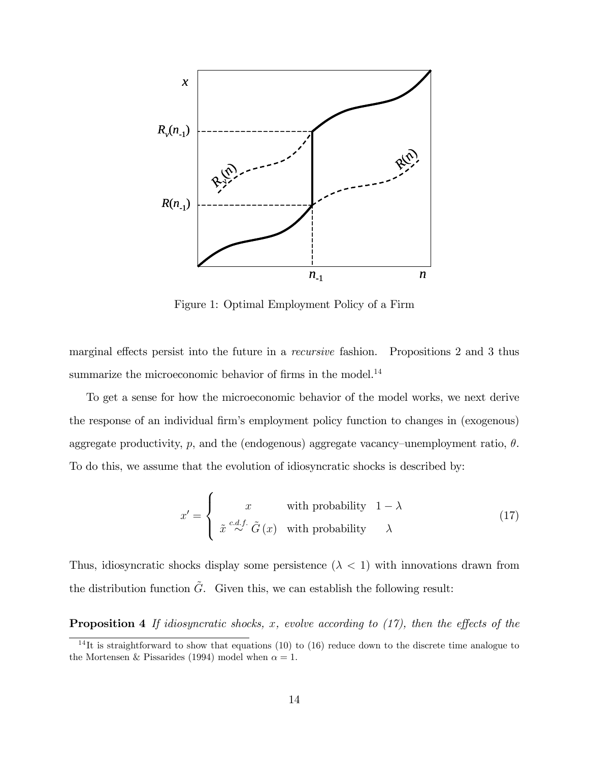Figure 1: Optimal Employment Policy of a Firm

marginal effects persist into the future in a *recursive* fashion. Propositions 2 and 3 thus summarize the microeconomic behavior of firms in the model.[14]

To get a sense for how the microeconomic behavior of the model works, we next derive the response of an individual firm's employment policy function to changes in (exogenous) aggregate productivity, $p$, and the (endogenous) aggregate vacancy–unemployment ratio, $\theta$. To do this, we assume that the evolution of idiosyncratic shocks is described by:

$$x' = \begin{cases} x & \text{with probability} \quad 1-\lambda \\ \tilde{x} \overset{c.d.f.}{\sim} \tilde{G}(x) & \text{with probability} \quad \lambda \end{cases} \tag{17}$$

Thus, idiosyncratic shocks display some persistence ($\lambda < 1$) with innovations drawn from the distribution function $\tilde{G}$. Given this, we can establish the following result:

**Proposition 4** *If idiosyncratic shocks, $x$, evolve according to (17), then the effects of the*

[14] It is straightforward to show that equations (10) to (16) reduce down to the discrete time analogue to the Mortensen & Pissarides (1994) model when $\alpha = 1$.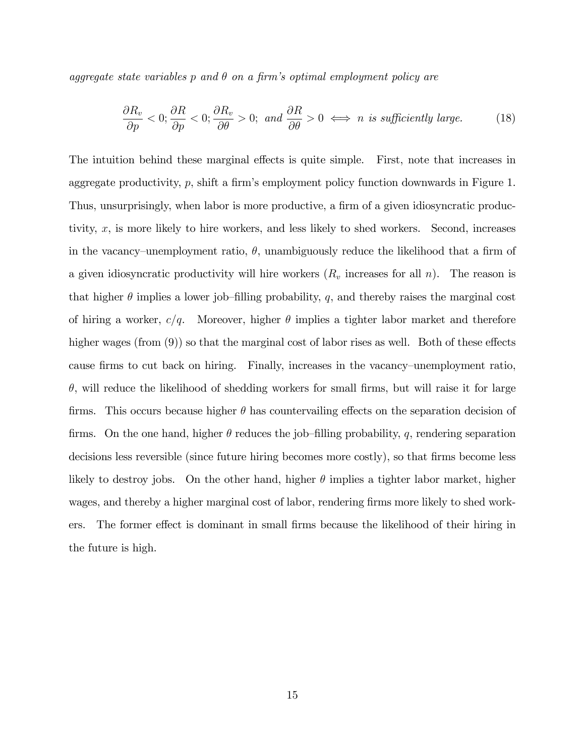*aggregate state variables $p$ and $\theta$ on a firm's optimal employment policy are*

$$\frac{\partial R_v}{\partial p} < 0; \frac{\partial R}{\partial p} < 0; \frac{\partial R_v}{\partial \theta} > 0; \text{ and } \frac{\partial R}{\partial \theta} > 0 \iff n \text{ is sufficiently large.} \tag{18}$$

The intuition behind these marginal effects is quite simple. First, note that increases in aggregate productivity, $p$, shift a firm's employment policy function downwards in Figure 1. Thus, unsurprisingly, when labor is more productive, a firm of a given idiosyncratic productivity, $x$, is more likely to hire workers, and less likely to shed workers. Second, increases in the vacancy–unemployment ratio, $\theta$, unambiguously reduce the likelihood that a firm of a given idiosyncratic productivity will hire workers ($R_v$ increases for all $n$). The reason is that higher $\theta$ implies a lower job–filling probability, $q$, and thereby raises the marginal cost of hiring a worker, $c/q$. Moreover, higher $\theta$ implies a tighter labor market and therefore higher wages (from (9)) so that the marginal cost of labor rises as well. Both of these effects cause firms to cut back on hiring. Finally, increases in the vacancy–unemployment ratio, $\theta$, will reduce the likelihood of shedding workers for small firms, but will raise it for large firms. This occurs because higher $\theta$ has countervailing effects on the separation decision of firms. On the one hand, higher $\theta$ reduces the job–filling probability, $q$, rendering separation decisions less reversible (since future hiring becomes more costly), so that firms become less likely to destroy jobs. On the other hand, higher $\theta$ implies a tighter labor market, higher wages, and thereby a higher marginal cost of labor, rendering firms more likely to shed workers. The former effect is dominant in small firms because the likelihood of their hiring in the future is high.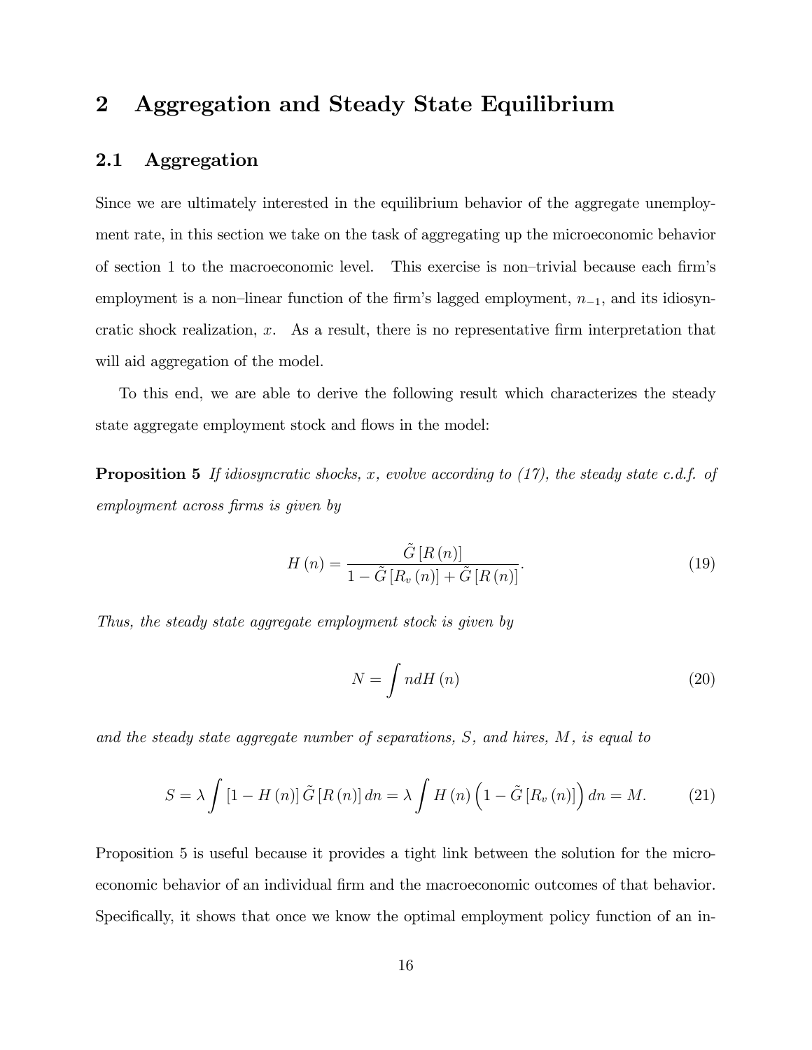# 2 Aggregation and Steady State Equilibrium

## 2.1 Aggregation

Since we are ultimately interested in the equilibrium behavior of the aggregate unemployment rate, in this section we take on the task of aggregating up the microeconomic behavior of section 1 to the macroeconomic level. This exercise is non–trivial because each firm's employment is a non–linear function of the firm's lagged employment, $n_{-1}$, and its idiosyncratic shock realization, $x$. As a result, there is no representative firm interpretation that will aid aggregation of the model.

To this end, we are able to derive the following result which characterizes the steady state aggregate employment stock and flows in the model:

**Proposition 5** *If idiosyncratic shocks, $x$, evolve according to (17), the steady state c.d.f. of employment across firms is given by*

$$H(n) = \frac{\tilde{G}[R(n)]}{1 - \tilde{G}[R_v(n)] + \tilde{G}[R(n)]}. \tag{19}$$

*Thus, the steady state aggregate employment stock is given by*

$$N = \int n dH(n) \tag{20}$$

*and the steady state aggregate number of separations, $S$, and hires, $M$, is equal to*

$$S = \lambda \int [1 - H(n)] \tilde{G}[R(n)] dn = \lambda \int H(n) \left(1 - \tilde{G}[R_v(n)]\right) dn = M. \tag{21}$$

Proposition 5 is useful because it provides a tight link between the solution for the microeconomic behavior of an individual firm and the macroeconomic outcomes of that behavior. Specifically, it shows that once we know the optimal employment policy function of an in-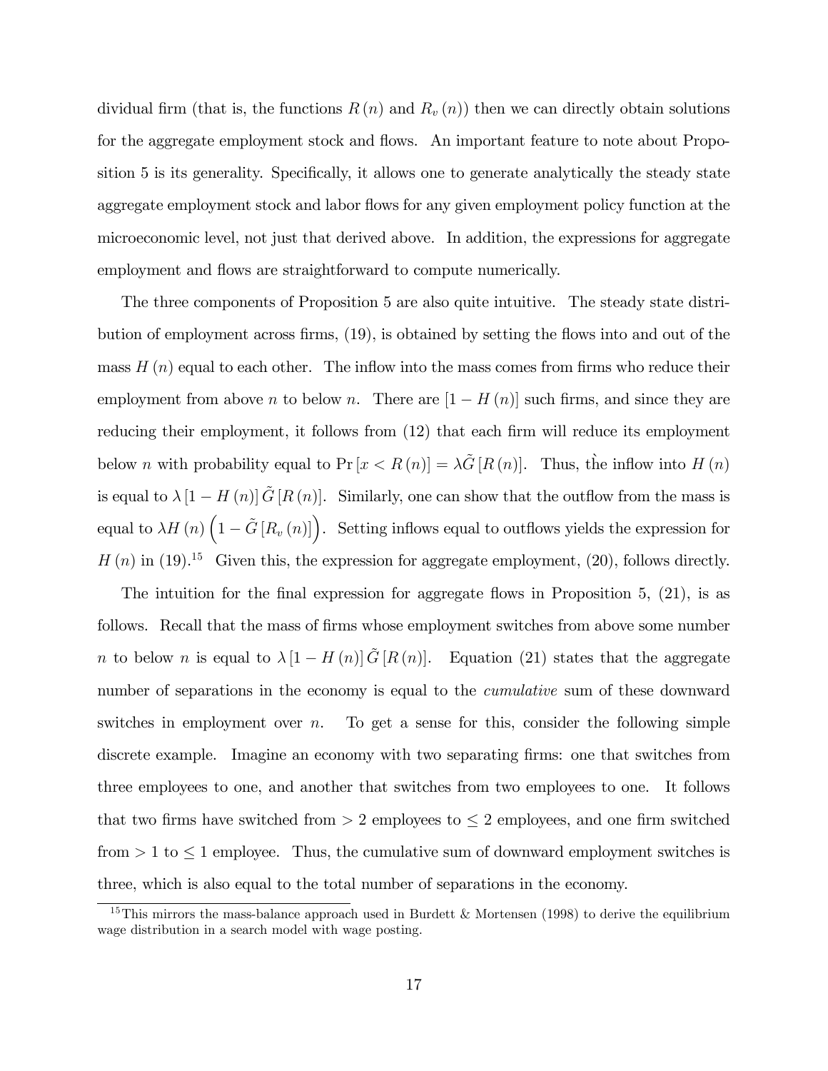dividual firm (that is, the functions $R(n)$ and $R_v(n)$) then we can directly obtain solutions for the aggregate employment stock and flows. An important feature to note about Proposition 5 is its generality. Specifically, it allows one to generate analytically the steady state aggregate employment stock and labor flows for any given employment policy function at the microeconomic level, not just that derived above. In addition, the expressions for aggregate employment and flows are straightforward to compute numerically.

The three components of Proposition 5 are also quite intuitive. The steady state distribution of employment across firms, (19), is obtained by setting the flows into and out of the mass $H(n)$ equal to each other. The inflow into the mass comes from firms who reduce their employment from above $n$ to below $n$. There are $[1 - H(n)]$ such firms, and since they are reducing their employment, it follows from (12) that each firm will reduce its employment below $n$ with probability equal to $\Pr[x < R(n)] = \lambda \tilde{G}[R(n)]$. Thus, the inflow into $H(n)$ is equal to $\lambda [1 - H(n)] \tilde{G}[R(n)]$. Similarly, one can show that the outflow from the mass is equal to $\lambda H(n) \left(1 - \tilde{G}[R_v(n)]\right)$. Setting inflows equal to outflows yields the expression for $H(n)$ in (19).[15] Given this, the expression for aggregate employment, (20), follows directly.

The intuition for the final expression for aggregate flows in Proposition 5, (21), is as follows. Recall that the mass of firms whose employment switches from above some number $n$ to below $n$ is equal to $\lambda [1 - H(n)] \tilde{G}[R(n)]$. Equation (21) states that the aggregate number of separations in the economy is equal to the *cumulative* sum of these downward switches in employment over $n$. To get a sense for this, consider the following simple discrete example. Imagine an economy with two separating firms: one that switches from three employees to one, and another that switches from two employees to one. It follows that two firms have switched from $> 2$ employees to $\leq 2$ employees, and one firm switched from $> 1$ to $\leq 1$ employee. Thus, the cumulative sum of downward employment switches is three, which is also equal to the total number of separations in the economy.

[15] This mirrors the mass-balance approach used in Burdett & Mortensen (1998) to derive the equilibrium wage distribution in a search model with wage posting.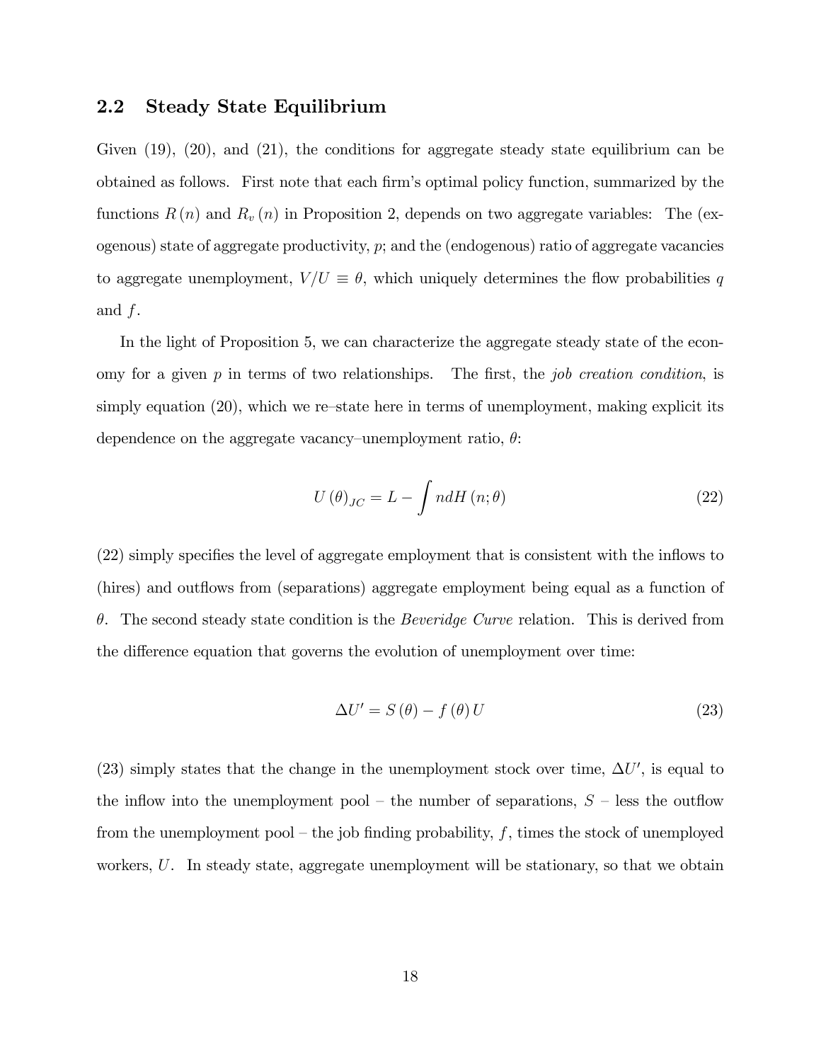## 2.2 Steady State Equilibrium

Given (19), (20), and (21), the conditions for aggregate steady state equilibrium can be obtained as follows. First note that each firm's optimal policy function, summarized by the functions $R(n)$ and $R_v(n)$ in Proposition 2, depends on two aggregate variables: The (exogenous) state of aggregate productivity, $p$; and the (endogenous) ratio of aggregate vacancies to aggregate unemployment, $V/U \equiv \theta$, which uniquely determines the flow probabilities $q$ and $f$.

In the light of Proposition 5, we can characterize the aggregate steady state of the economy for a given $p$ in terms of two relationships. The first, the *job creation condition*, is simply equation (20), which we re–state here in terms of unemployment, making explicit its dependence on the aggregate vacancy–unemployment ratio, $\theta$:

$$U(\theta)_{JC} = L - \int n dH(n; \theta) \tag{22}$$

(22) simply specifies the level of aggregate employment that is consistent with the inflows to (hires) and outflows from (separations) aggregate employment being equal as a function of $\theta$. The second steady state condition is the *Beveridge Curve* relation. This is derived from the difference equation that governs the evolution of unemployment over time:

$$\Delta U' = S(\theta) - f(\theta) U \tag{23}$$

(23) simply states that the change in the unemployment stock over time, $\Delta U'$, is equal to the inflow into the unemployment pool – the number of separations, $S$ – less the outflow from the unemployment pool – the job finding probability, $f$, times the stock of unemployed workers, $U$. In steady state, aggregate unemployment will be stationary, so that we obtain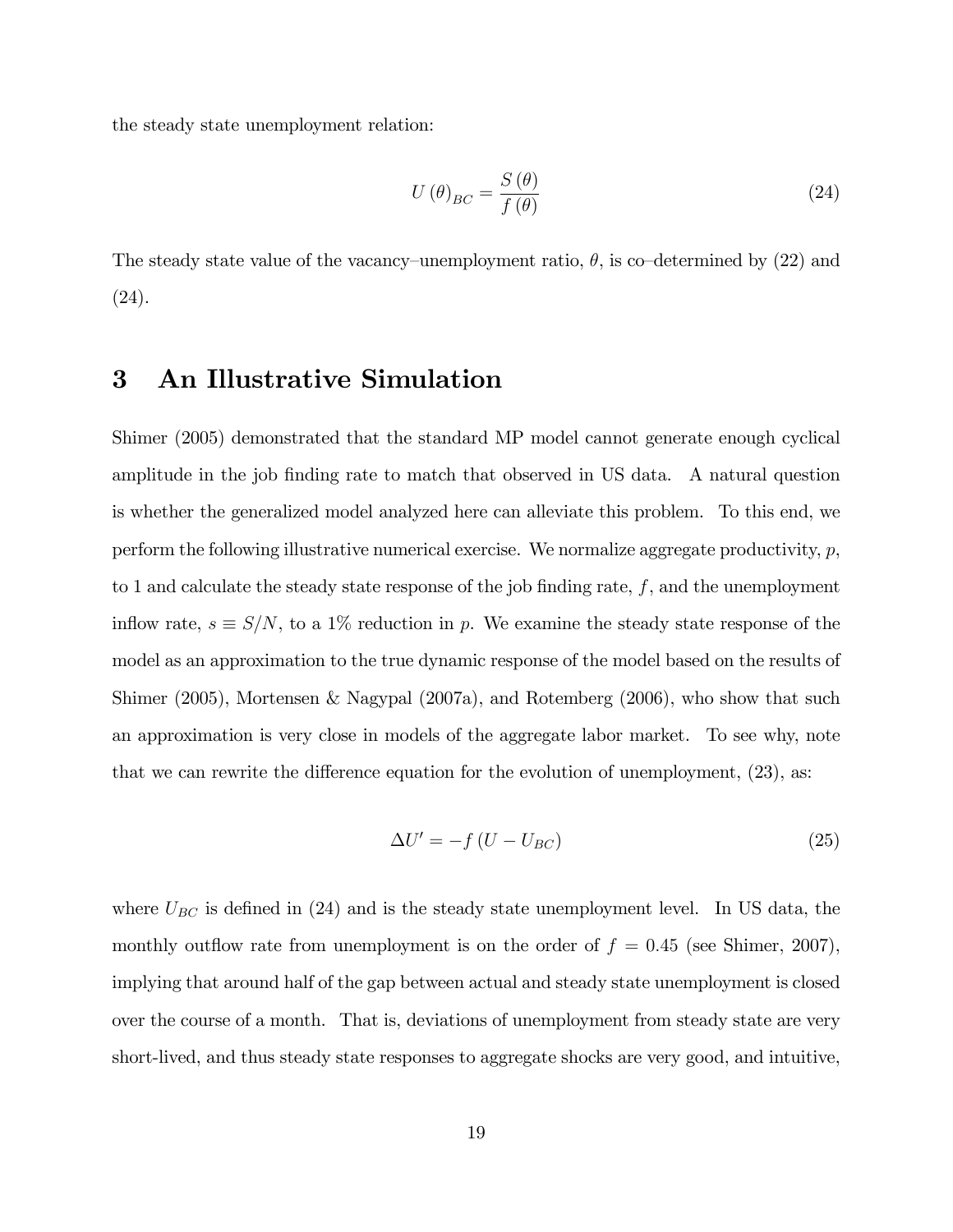the steady state unemployment relation:

$$U(\theta)_{BC} = \frac{S(\theta)}{f(\theta)} \tag{24}$$

The steady state value of the vacancy–unemployment ratio, $\theta$, is co–determined by (22) and (24).

# 3 An Illustrative Simulation

Shimer (2005) demonstrated that the standard MP model cannot generate enough cyclical amplitude in the job finding rate to match that observed in US data. A natural question is whether the generalized model analyzed here can alleviate this problem. To this end, we perform the following illustrative numerical exercise. We normalize aggregate productivity, $p$, to 1 and calculate the steady state response of the job finding rate, $f$, and the unemployment inflow rate, $s \equiv S/N$, to a 1% reduction in $p$. We examine the steady state response of the model as an approximation to the true dynamic response of the model based on the results of Shimer (2005), Mortensen & Nagypal (2007a), and Rotemberg (2006), who show that such an approximation is very close in models of the aggregate labor market. To see why, note that we can rewrite the difference equation for the evolution of unemployment, (23), as:

$$\Delta U' = -f\left(U - U_{BC}\right) \tag{25}$$

where $U_{BC}$ is defined in (24) and is the steady state unemployment level. In US data, the monthly outflow rate from unemployment is on the order of $f = 0.45$ (see Shimer, 2007), implying that around half of the gap between actual and steady state unemployment is closed over the course of a month. That is, deviations of unemployment from steady state are very short-lived, and thus steady state responses to aggregate shocks are very good, and intuitive,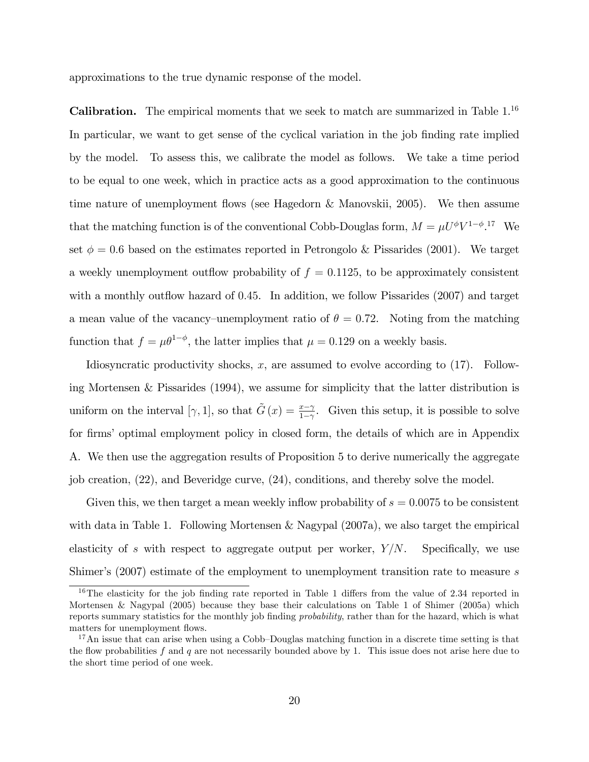approximations to the true dynamic response of the model.

**Calibration.** The empirical moments that we seek to match are summarized in Table 1.[16] In particular, we want to get sense of the cyclical variation in the job finding rate implied by the model. To assess this, we calibrate the model as follows. We take a time period to be equal to one week, which in practice acts as a good approximation to the continuous time nature of unemployment flows (see Hagedorn & Manovskii, 2005). We then assume that the matching function is of the conventional Cobb-Douglas form, $M = \mu U^{\phi} V^{1-\phi}$.[17] We set $\phi = 0.6$ based on the estimates reported in Petrongolo & Pissarides (2001). We target a weekly unemployment outflow probability of $f = 0.1125$, to be approximately consistent with a monthly outflow hazard of 0.45. In addition, we follow Pissarides (2007) and target a mean value of the vacancy–unemployment ratio of $\theta = 0.72$. Noting from the matching function that $f = \mu \theta^{1-\phi}$, the latter implies that $\mu = 0.129$ on a weekly basis.

Idiosyncratic productivity shocks, $x$, are assumed to evolve according to (17). Following Mortensen & Pissarides (1994), we assume for simplicity that the latter distribution is uniform on the interval $[\gamma, 1]$, so that $\tilde{G}(x) = \frac{x-\gamma}{1-\gamma}$. Given this setup, it is possible to solve for firms' optimal employment policy in closed form, the details of which are in Appendix A. We then use the aggregation results of Proposition 5 to derive numerically the aggregate job creation, (22), and Beveridge curve, (24), conditions, and thereby solve the model.

Given this, we then target a mean weekly inflow probability of $s = 0.0075$ to be consistent with data in Table 1. Following Mortensen & Nagypal (2007a), we also target the empirical elasticity of $s$ with respect to aggregate output per worker, $Y/N$. Specifically, we use Shimer's (2007) estimate of the employment to unemployment transition rate to measure $s$

[16] The elasticity for the job finding rate reported in Table 1 differs from the value of 2.34 reported in Mortensen & Nagypal (2005) because they base their calculations on Table 1 of Shimer (2005a) which reports summary statistics for the monthly job finding *probability*, rather than for the hazard, which is what matters for unemployment flows.

[17] An issue that can arise when using a Cobb–Douglas matching function in a discrete time setting is that the flow probabilities $f$ and $q$ are not necessarily bounded above by 1. This issue does not arise here due to the short time period of one week.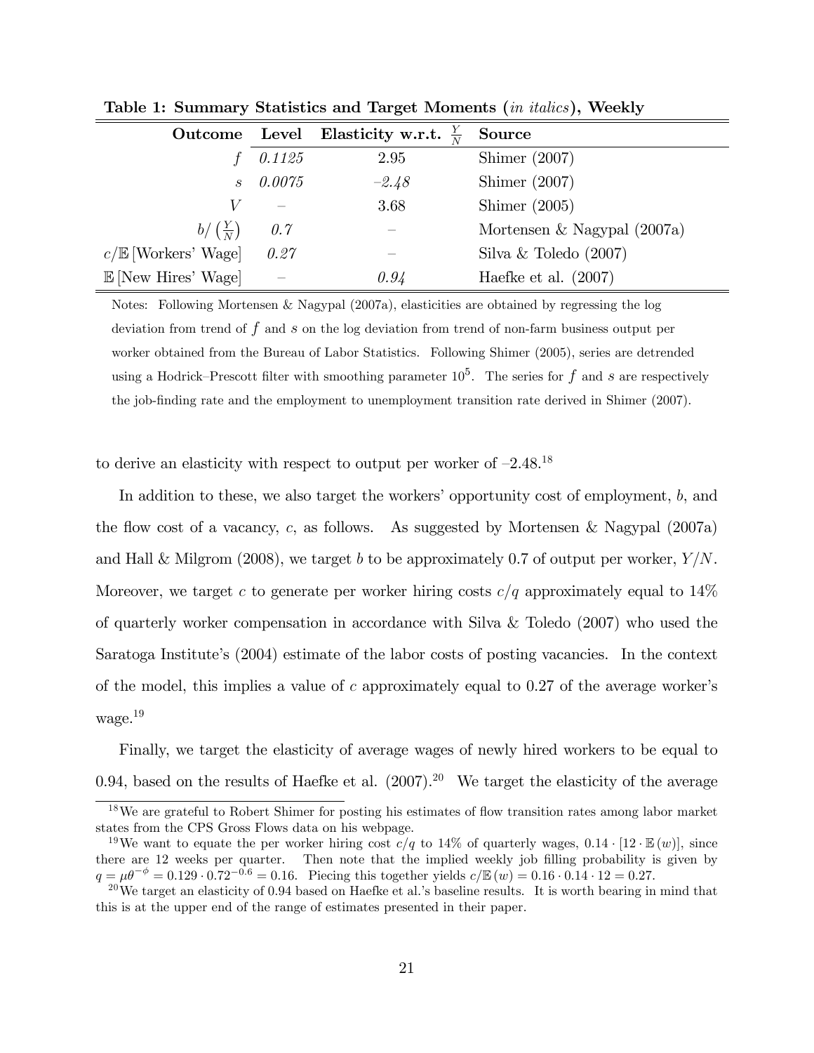**Table 1: Summary Statistics and Target Moments (*in italics*), Weekly**

| Outcome | Level | Elasticity w.r.t. $\frac{Y}{N}$ | Source |
|---|---|---|---|
| $f$ | *0.1125* | 2.95 | Shimer (2007) |
| $s$ | *0.0075* | *–2.48* | Shimer (2007) |
| $V$ | – | 3.68 | Shimer (2005) |
| $b/\left(\frac{Y}{N}\right)$ | *0.7* | – | Mortensen & Nagypal (2007a) |
| $c/\mathbb{E}$ [Workers' Wage] | *0.27* | – | Silva & Toledo (2007) |
| $\mathbb{E}$ [New Hires' Wage] | – | *0.94* | Haefke et al. (2007) |

Notes: Following Mortensen & Nagypal (2007a), elasticities are obtained by regressing the log deviation from trend of $f$ and $s$ on the log deviation from trend of non-farm business output per worker obtained from the Bureau of Labor Statistics. Following Shimer (2005), series are detrended using a Hodrick–Prescott filter with smoothing parameter $10^5$. The series for $f$ and $s$ are respectively the job-finding rate and the employment to unemployment transition rate derived in Shimer (2007).

to derive an elasticity with respect to output per worker of –2.48.[18]

In addition to these, we also target the workers' opportunity cost of employment, $b$, and the flow cost of a vacancy, $c$, as follows. As suggested by Mortensen & Nagypal (2007a) and Hall & Milgrom (2008), we target $b$ to be approximately 0.7 of output per worker, $Y/N$. Moreover, we target $c$ to generate per worker hiring costs $c/q$ approximately equal to 14% of quarterly worker compensation in accordance with Silva & Toledo (2007) who used the Saratoga Institute's (2004) estimate of the labor costs of posting vacancies. In the context of the model, this implies a value of $c$ approximately equal to 0.27 of the average worker's wage.[19]

Finally, we target the elasticity of average wages of newly hired workers to be equal to 0.94, based on the results of Haefke et al. (2007).[20] We target the elasticity of the average

[18] We are grateful to Robert Shimer for posting his estimates of flow transition rates among labor market states from the CPS Gross Flows data on his webpage.

[19] We want to equate the per worker hiring cost $c/q$ to 14% of quarterly wages, $0.14 \cdot [12 \cdot \mathbb{E}(w)]$, since there are 12 weeks per quarter. Then note that the implied weekly job filling probability is given by $q = \mu\theta^{-\phi} = 0.129 \cdot 0.72^{-0.6} = 0.16$. Piecing this together yields $c/\mathbb{E}(w) = 0.16 \cdot 0.14 \cdot 12 = 0.27$.

[20] We target an elasticity of 0.94 based on Haefke et al.'s baseline results. It is worth bearing in mind that this is at the upper end of the range of estimates presented in their paper.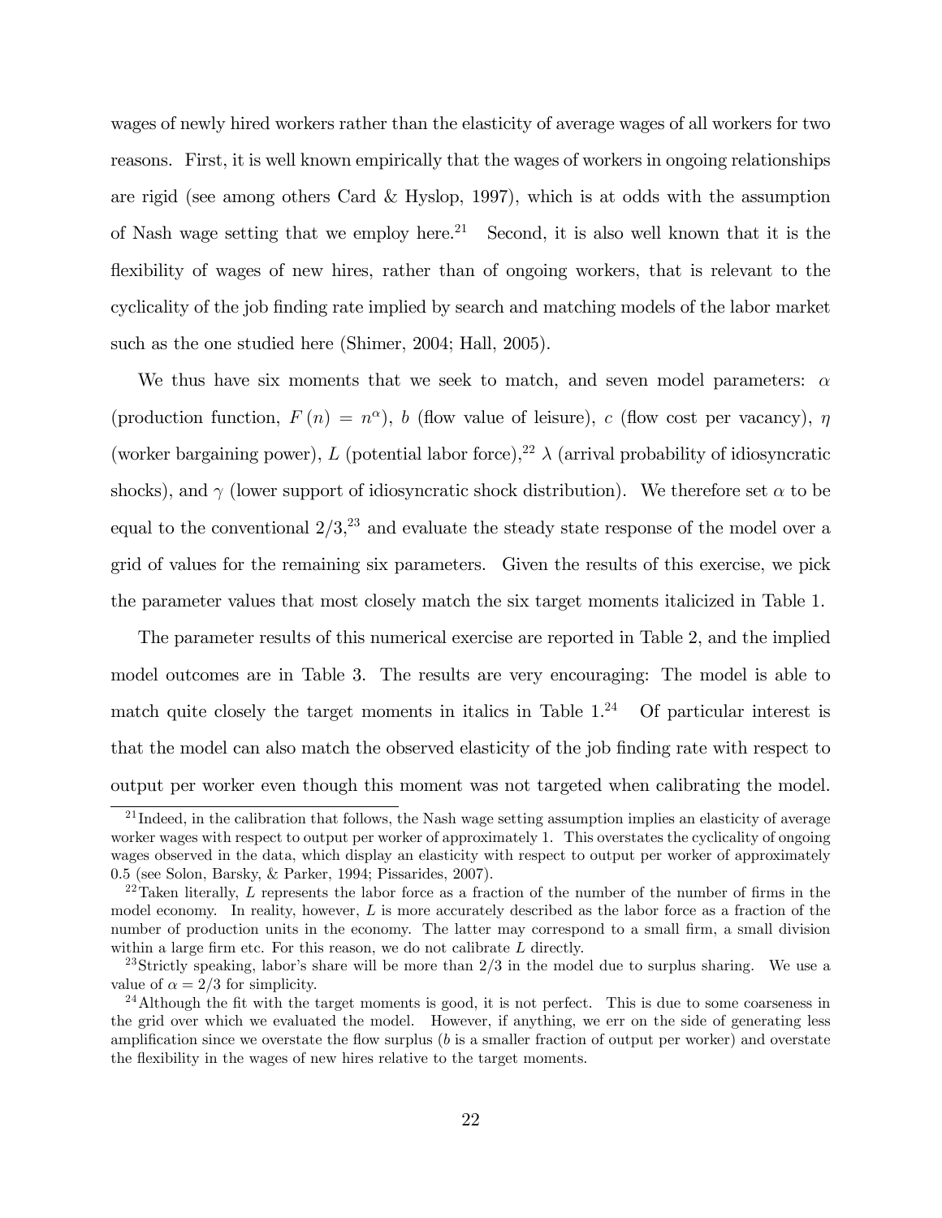wages of newly hired workers rather than the elasticity of average wages of all workers for two reasons. First, it is well known empirically that the wages of workers in ongoing relationships are rigid (see among others Card & Hyslop, 1997), which is at odds with the assumption of Nash wage setting that we employ here.[21] Second, it is also well known that it is the flexibility of wages of new hires, rather than of ongoing workers, that is relevant to the cyclicality of the job finding rate implied by search and matching models of the labor market such as the one studied here (Shimer, 2004; Hall, 2005).

We thus have six moments that we seek to match, and seven model parameters: $\alpha$ (production function, $F(n) = n^{\alpha}$), $b$ (flow value of leisure), $c$ (flow cost per vacancy), $\eta$ (worker bargaining power), $L$ (potential labor force),[22] $\lambda$ (arrival probability of idiosyncratic shocks), and $\gamma$ (lower support of idiosyncratic shock distribution). We therefore set $\alpha$ to be equal to the conventional $2/3$,[23] and evaluate the steady state response of the model over a grid of values for the remaining six parameters. Given the results of this exercise, we pick the parameter values that most closely match the six target moments italicized in Table 1.

The parameter results of this numerical exercise are reported in Table 2, and the implied model outcomes are in Table 3. The results are very encouraging: The model is able to match quite closely the target moments in italics in Table 1.[24] Of particular interest is that the model can also match the observed elasticity of the job finding rate with respect to output per worker even though this moment was not targeted when calibrating the model.

---

[21] Indeed, in the calibration that follows, the Nash wage setting assumption implies an elasticity of average worker wages with respect to output per worker of approximately 1. This overstates the cyclicality of ongoing wages observed in the data, which display an elasticity with respect to output per worker of approximately 0.5 (see Solon, Barsky, & Parker, 1994; Pissarides, 2007).

[22] Taken literally, $L$ represents the labor force as a fraction of the number of the number of firms in the model economy. In reality, however, $L$ is more accurately described as the labor force as a fraction of the number of production units in the economy. The latter may correspond to a small firm, a small division within a large firm etc. For this reason, we do not calibrate $L$ directly.

[23] Strictly speaking, labor's share will be more than $2/3$ in the model due to surplus sharing. We use a value of $\alpha = 2/3$ for simplicity.

[24] Although the fit with the target moments is good, it is not perfect. This is due to some coarseness in the grid over which we evaluated the model. However, if anything, we err on the side of generating less amplification since we overstate the flow surplus ($b$ is a smaller fraction of output per worker) and overstate the flexibility in the wages of new hires relative to the target moments.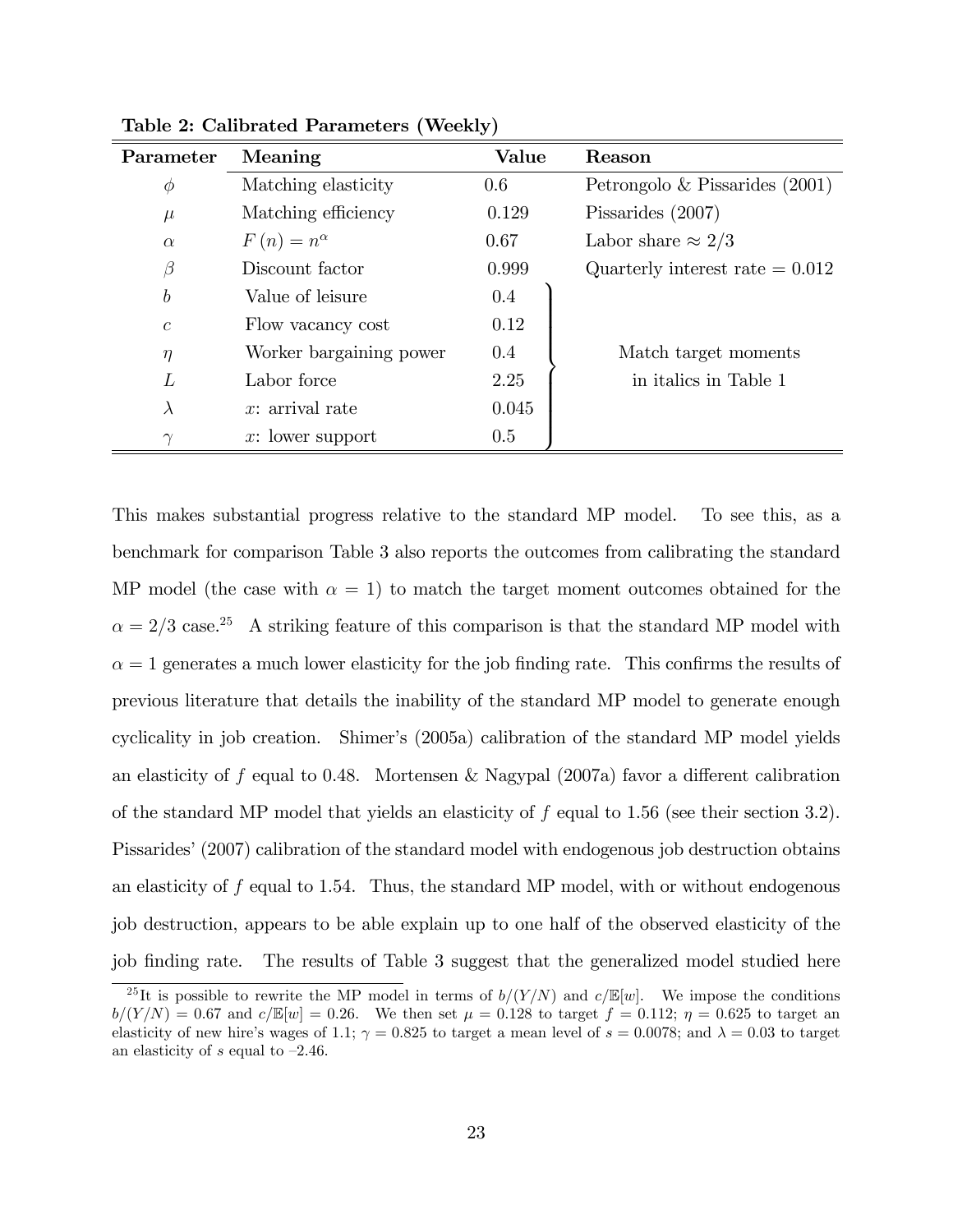**Table 2: Calibrated Parameters (Weekly)**

| Parameter | Meaning | Value | Reason |
|---|---|---|---|
| $\phi$ | Matching elasticity | 0.6 | Petrongolo & Pissarides (2001) |
| $\mu$ | Matching efficiency | 0.129 | Pissarides (2007) |
| $\alpha$ | $F(n) = n^{\alpha}$ | 0.67 | Labor share $\approx 2/3$ |
| $\beta$ | Discount factor | 0.999 | Quarterly interest rate = 0.012 |
| $b$ | Value of leisure | 0.4 | Match target moments in italics in Table 1 |
| $c$ | Flow vacancy cost | 0.12 | |
| $\eta$ | Worker bargaining power | 0.4 | |
| $L$ | Labor force | 2.25 | |
| $\lambda$ | $x$: arrival rate | 0.045 | |
| $\gamma$ | $x$: lower support | 0.5 | |

This makes substantial progress relative to the standard MP model. To see this, as a benchmark for comparison Table 3 also reports the outcomes from calibrating the standard MP model (the case with $\alpha = 1$) to match the target moment outcomes obtained for the $\alpha = 2/3$ case.[25] A striking feature of this comparison is that the standard MP model with $\alpha = 1$ generates a much lower elasticity for the job finding rate. This confirms the results of previous literature that details the inability of the standard MP model to generate enough cyclicality in job creation. Shimer's (2005a) calibration of the standard MP model yields an elasticity of $f$ equal to 0.48. Mortensen & Nagypal (2007a) favor a different calibration of the standard MP model that yields an elasticity of $f$ equal to 1.56 (see their section 3.2). Pissarides' (2007) calibration of the standard model with endogenous job destruction obtains an elasticity of $f$ equal to 1.54. Thus, the standard MP model, with or without endogenous job destruction, appears to be able explain up to one half of the observed elasticity of the job finding rate. The results of Table 3 suggest that the generalized model studied here

[25] It is possible to rewrite the MP model in terms of $b/(Y/N)$ and $c/\mathbb{E}[w]$. We impose the conditions $b/(Y/N) = 0.67$ and $c/\mathbb{E}[w] = 0.26$. We then set $\mu = 0.128$ to target $f = 0.112$; $\eta = 0.625$ to target an elasticity of new hire's wages of 1.1; $\gamma = 0.825$ to target a mean level of $s = 0.0078$; and $\lambda = 0.03$ to target an elasticity of $s$ equal to –2.46.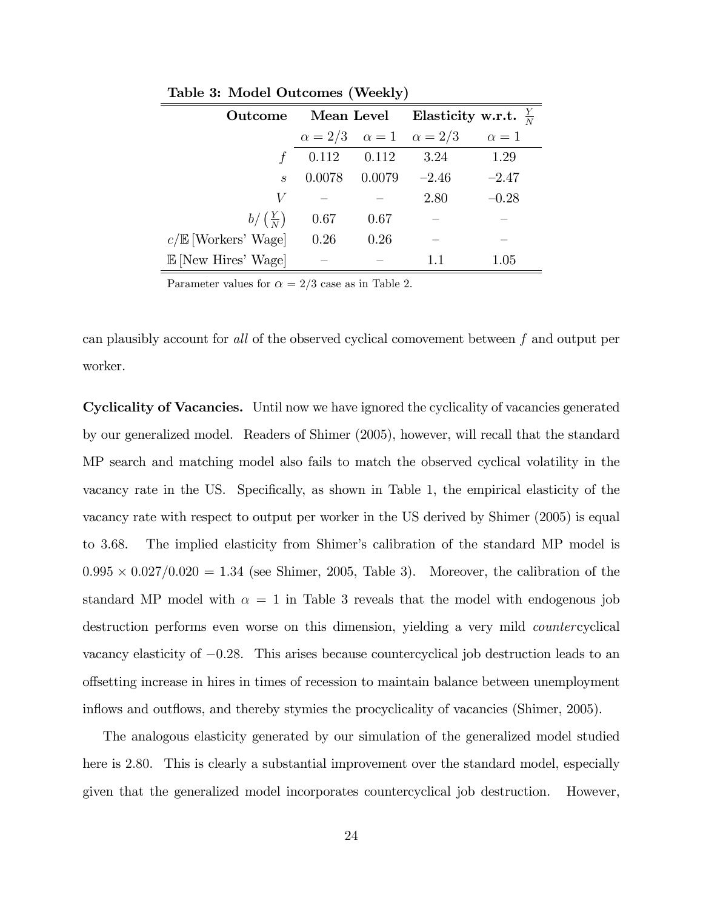**Table 3: Model Outcomes (Weekly)**

| Outcome | Mean Level | | Elasticity w.r.t. $\frac{Y}{N}$ | |
|---|---|---|---|---|
| | $\alpha = 2/3$ | $\alpha = 1$ | $\alpha = 2/3$ | $\alpha = 1$ |
| $f$ | 0.112 | 0.112 | 3.24 | 1.29 |
| $s$ | 0.0078 | 0.0079 | –2.46 | –2.47 |
| $V$ | – | – | 2.80 | –0.28 |
| $b/\left(\frac{Y}{N}\right)$ | 0.67 | 0.67 | – | – |
| $c/\mathbb{E}$ [Workers' Wage] | 0.26 | 0.26 | – | – |
| $\mathbb{E}$ [New Hires' Wage] | – | – | 1.1 | 1.05 |

Parameter values for $\alpha = 2/3$ case as in Table 2.

can plausibly account for *all* of the observed cyclical comovement between $f$ and output per worker.

**Cyclicality of Vacancies.** Until now we have ignored the cyclicality of vacancies generated by our generalized model. Readers of Shimer (2005), however, will recall that the standard MP search and matching model also fails to match the observed cyclical volatility in the vacancy rate in the US. Specifically, as shown in Table 1, the empirical elasticity of the vacancy rate with respect to output per worker in the US derived by Shimer (2005) is equal to 3.68. The implied elasticity from Shimer's calibration of the standard MP model is $0.995 \times 0.027/0.020 = 1.34$ (see Shimer, 2005, Table 3). Moreover, the calibration of the standard MP model with $\alpha = 1$ in Table 3 reveals that the model with endogenous job destruction performs even worse on this dimension, yielding a very mild *counter*cyclical vacancy elasticity of $-0.28$. This arises because countercyclical job destruction leads to an offsetting increase in hires in times of recession to maintain balance between unemployment inflows and outflows, and thereby stymies the procyclicality of vacancies (Shimer, 2005).

The analogous elasticity generated by our simulation of the generalized model studied here is 2.80. This is clearly a substantial improvement over the standard model, especially given that the generalized model incorporates countercyclical job destruction. However,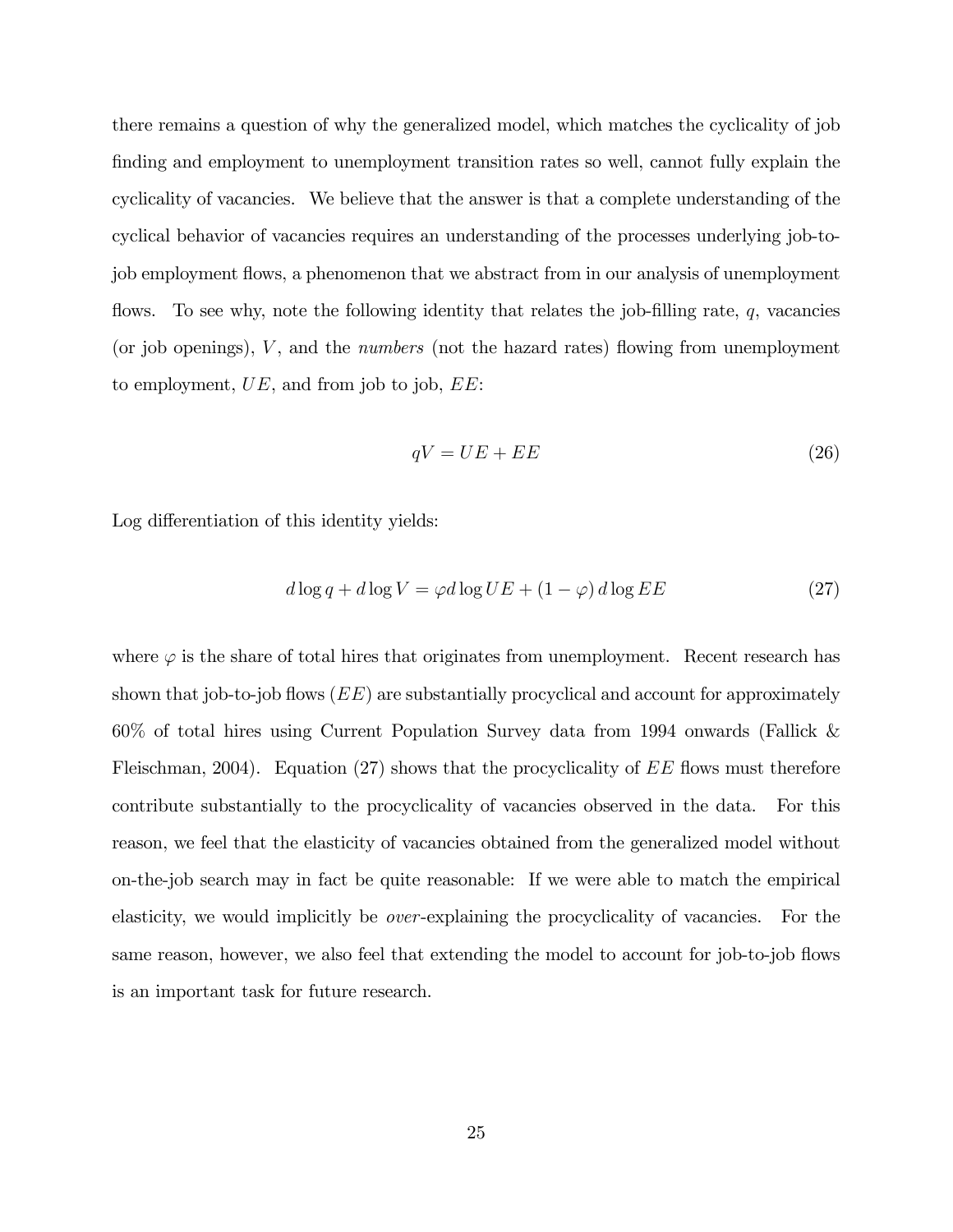there remains a question of why the generalized model, which matches the cyclicality of job finding and employment to unemployment transition rates so well, cannot fully explain the cyclicality of vacancies. We believe that the answer is that a complete understanding of the cyclical behavior of vacancies requires an understanding of the processes underlying job-to-job employment flows, a phenomenon that we abstract from in our analysis of unemployment flows. To see why, note the following identity that relates the job-filling rate, $q$, vacancies (or job openings), $V$, and the *numbers* (not the hazard rates) flowing from unemployment to employment, $UE$, and from job to job, $EE$:

$$qV = UE + EE \tag{26}$$

Log differentiation of this identity yields:

$$d \log q + d \log V = \varphi d \log UE + (1 - \varphi) \, d \log EE \tag{27}$$

where $\varphi$ is the share of total hires that originates from unemployment. Recent research has shown that job-to-job flows ($EE$) are substantially procyclical and account for approximately 60% of total hires using Current Population Survey data from 1994 onwards (Fallick & Fleischman, 2004). Equation (27) shows that the procyclicality of $EE$ flows must therefore contribute substantially to the procyclicality of vacancies observed in the data. For this reason, we feel that the elasticity of vacancies obtained from the generalized model without on-the-job search may in fact be quite reasonable: If we were able to match the empirical elasticity, we would implicitly be *over*-explaining the procyclicality of vacancies. For the same reason, however, we also feel that extending the model to account for job-to-job flows is an important task for future research.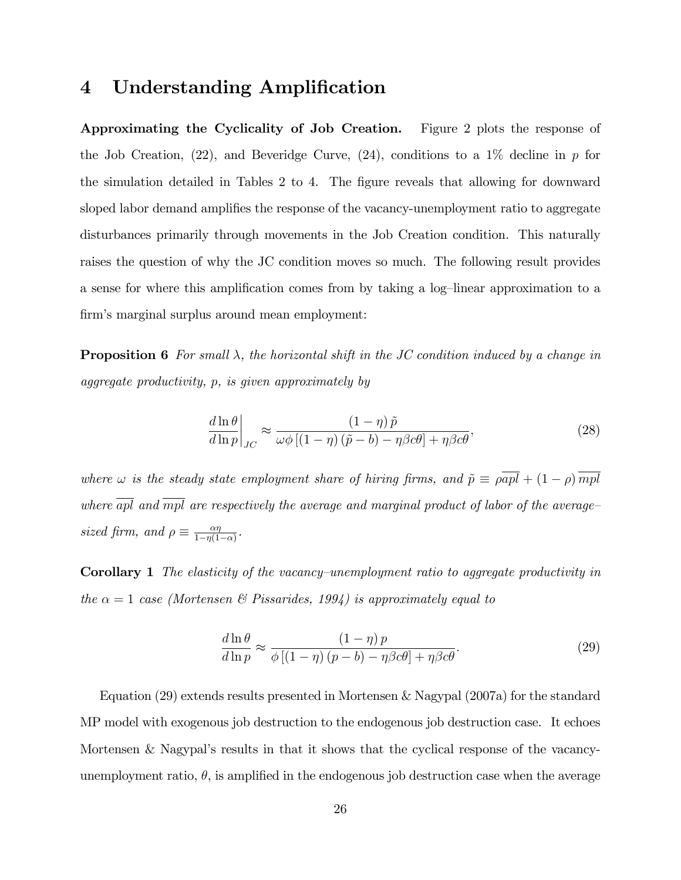## 4 Understanding Amplification

**Approximating the Cyclicality of Job Creation.** Figure 2 plots the response of the Job Creation, (22), and Beveridge Curve, (24), conditions to a 1% decline in $p$ for the simulation detailed in Tables 2 to 4. The figure reveals that allowing for downward sloped labor demand amplifies the response of the vacancy-unemployment ratio to aggregate disturbances primarily through movements in the Job Creation condition. This naturally raises the question of why the JC condition moves so much. The following result provides a sense for where this amplification comes from by taking a log–linear approximation to a firm's marginal surplus around mean employment:

**Proposition 6** *For small $\lambda$, the horizontal shift in the JC condition induced by a change in aggregate productivity, $p$, is given approximately by*

$$\left.\frac{d\ln\theta}{d\ln p}\right|_{JC} \approx \frac{(1-\eta)\,\tilde{p}}{\omega\phi\left[(1-\eta)(\tilde{p}-b)-\eta\beta c\theta\right]+\eta\beta c\theta}, \tag{28}$$

*where $\omega$ is the steady state employment share of hiring firms, and $\tilde{p} \equiv \rho\overline{apl} + (1-\rho)\overline{mpl}$ where $\overline{apl}$ and $\overline{mpl}$ are respectively the average and marginal product of labor of the average–sized firm, and $\rho \equiv \frac{\alpha\eta}{1-\eta(1-\alpha)}$.*

**Corollary 1** *The elasticity of the vacancy–unemployment ratio to aggregate productivity in the $\alpha = 1$ case (Mortensen & Pissarides, 1994) is approximately equal to*

$$\frac{d\ln\theta}{d\ln p} \approx \frac{(1-\eta)\,p}{\phi\left[(1-\eta)(p-b)-\eta\beta c\theta\right]+\eta\beta c\theta}. \tag{29}$$

Equation (29) extends results presented in Mortensen & Nagypal (2007a) for the standard MP model with exogenous job destruction to the endogenous job destruction case. It echoes Mortensen & Nagypal's results in that it shows that the cyclical response of the vacancy-unemployment ratio, $\theta$, is amplified in the endogenous job destruction case when the average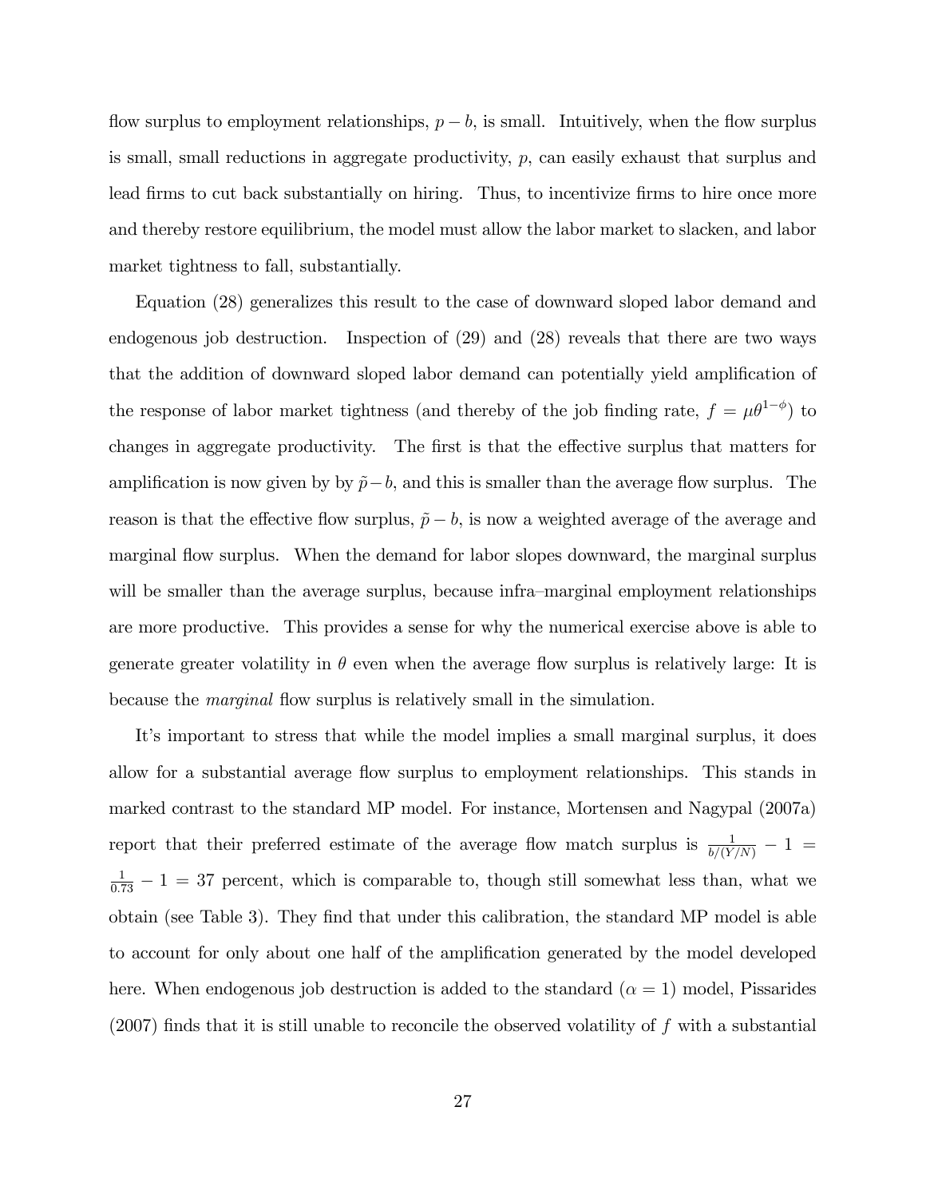flow surplus to employment relationships, $p - b$, is small. Intuitively, when the flow surplus is small, small reductions in aggregate productivity, $p$, can easily exhaust that surplus and lead firms to cut back substantially on hiring. Thus, to incentivize firms to hire once more and thereby restore equilibrium, the model must allow the labor market to slacken, and labor market tightness to fall, substantially.

Equation (28) generalizes this result to the case of downward sloped labor demand and endogenous job destruction. Inspection of (29) and (28) reveals that there are two ways that the addition of downward sloped labor demand can potentially yield amplification of the response of labor market tightness (and thereby of the job finding rate, $f = \mu\theta^{1-\phi}$) to changes in aggregate productivity. The first is that the effective surplus that matters for amplification is now given by by $\tilde{p} - b$, and this is smaller than the average flow surplus. The reason is that the effective flow surplus, $\tilde{p} - b$, is now a weighted average of the average and marginal flow surplus. When the demand for labor slopes downward, the marginal surplus will be smaller than the average surplus, because infra–marginal employment relationships are more productive. This provides a sense for why the numerical exercise above is able to generate greater volatility in $\theta$ even when the average flow surplus is relatively large: It is because the *marginal* flow surplus is relatively small in the simulation.

It's important to stress that while the model implies a small marginal surplus, it does allow for a substantial average flow surplus to employment relationships. This stands in marked contrast to the standard MP model. For instance, Mortensen and Nagypal (2007a) report that their preferred estimate of the average flow match surplus is $\frac{1}{b/(Y/N)} - 1 = \frac{1}{0.73} - 1 = 37$ percent, which is comparable to, though still somewhat less than, what we obtain (see Table 3). They find that under this calibration, the standard MP model is able to account for only about one half of the amplification generated by the model developed here. When endogenous job destruction is added to the standard ($\alpha = 1$) model, Pissarides (2007) finds that it is still unable to reconcile the observed volatility of $f$ with a substantial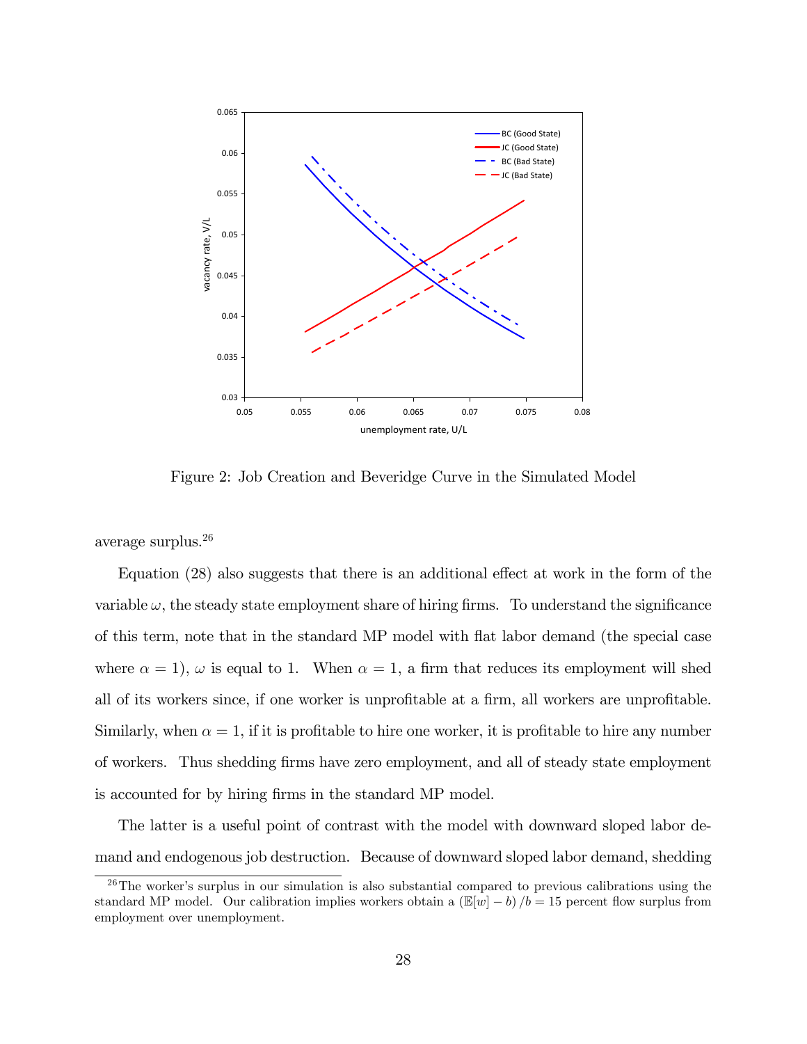Figure 2: Job Creation and Beveridge Curve in the Simulated Model

average surplus.[26]

Equation (28) also suggests that there is an additional effect at work in the form of the variable $\omega$, the steady state employment share of hiring firms. To understand the significance of this term, note that in the standard MP model with flat labor demand (the special case where $\alpha = 1$), $\omega$ is equal to 1. When $\alpha = 1$, a firm that reduces its employment will shed all of its workers since, if one worker is unprofitable at a firm, all workers are unprofitable. Similarly, when $\alpha = 1$, if it is profitable to hire one worker, it is profitable to hire any number of workers. Thus shedding firms have zero employment, and all of steady state employment is accounted for by hiring firms in the standard MP model.

The latter is a useful point of contrast with the model with downward sloped labor demand and endogenous job destruction. Because of downward sloped labor demand, shedding

[26] The worker's surplus in our simulation is also substantial compared to previous calibrations using the standard MP model. Our calibration implies workers obtain a $(\mathbb{E}[w] - b)/b = 15$ percent flow surplus from employment over unemployment.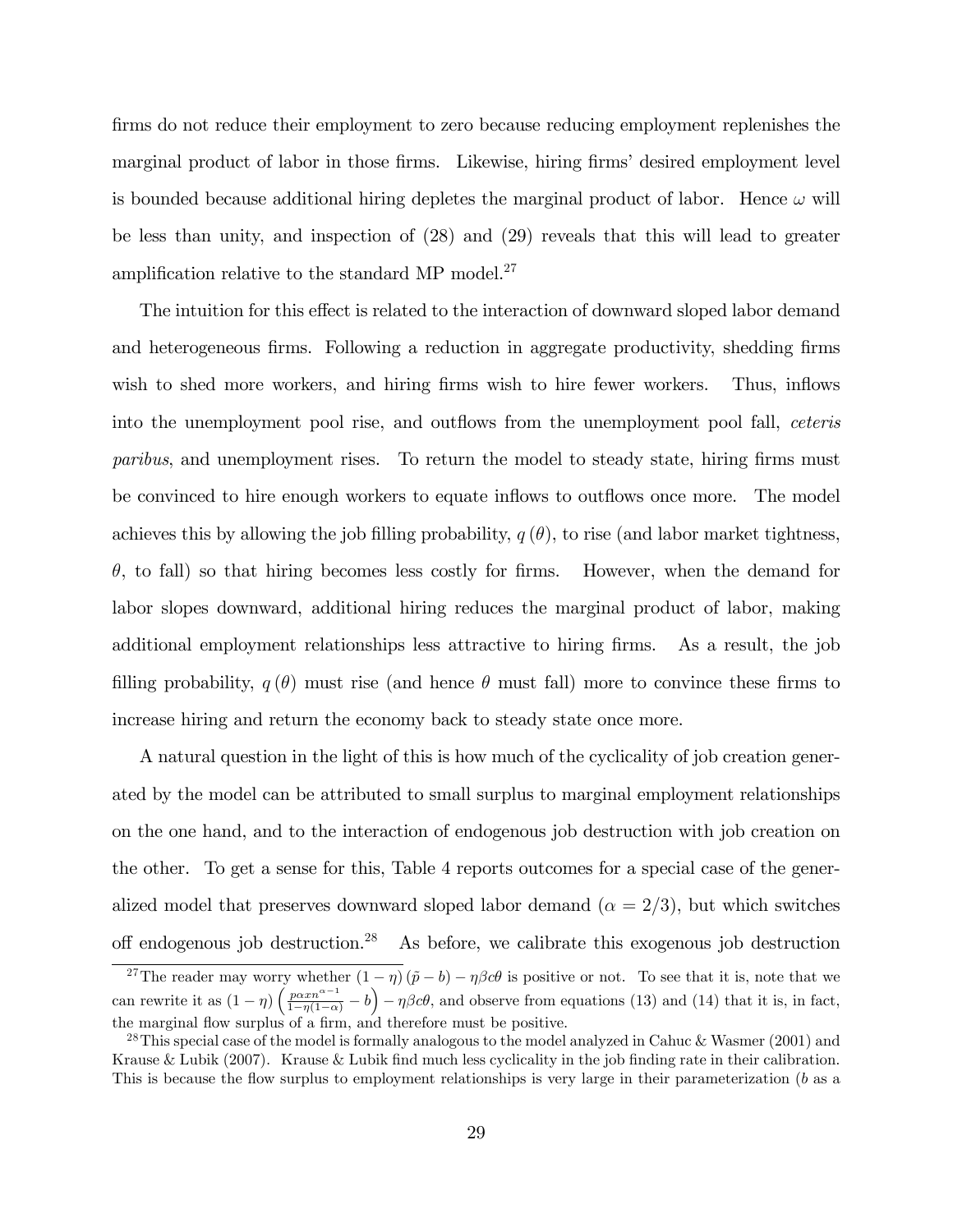firms do not reduce their employment to zero because reducing employment replenishes the marginal product of labor in those firms. Likewise, hiring firms' desired employment level is bounded because additional hiring depletes the marginal product of labor. Hence $\omega$ will be less than unity, and inspection of (28) and (29) reveals that this will lead to greater amplification relative to the standard MP model.[27]

The intuition for this effect is related to the interaction of downward sloped labor demand and heterogeneous firms. Following a reduction in aggregate productivity, shedding firms wish to shed more workers, and hiring firms wish to hire fewer workers. Thus, inflows into the unemployment pool rise, and outflows from the unemployment pool fall, *ceteris paribus*, and unemployment rises. To return the model to steady state, hiring firms must be convinced to hire enough workers to equate inflows to outflows once more. The model achieves this by allowing the job filling probability, $q(\theta)$, to rise (and labor market tightness, $\theta$, to fall) so that hiring becomes less costly for firms. However, when the demand for labor slopes downward, additional hiring reduces the marginal product of labor, making additional employment relationships less attractive to hiring firms. As a result, the job filling probability, $q(\theta)$ must rise (and hence $\theta$ must fall) more to convince these firms to increase hiring and return the economy back to steady state once more.

A natural question in the light of this is how much of the cyclicality of job creation generated by the model can be attributed to small surplus to marginal employment relationships on the one hand, and to the interaction of endogenous job destruction with job creation on the other. To get a sense for this, Table 4 reports outcomes for a special case of the generalized model that preserves downward sloped labor demand ($\alpha = 2/3$), but which switches off endogenous job destruction.[28] As before, we calibrate this exogenous job destruction

[27] The reader may worry whether $(1-\eta)(\tilde{p}-b) - \eta\beta c\theta$ is positive or not. To see that it is, note that we can rewrite it as $(1-\eta)\left(\frac{p\alpha x n^{\alpha-1}}{1-\eta(1-\alpha)} - b\right) - \eta\beta c\theta$, and observe from equations (13) and (14) that it is, in fact, the marginal flow surplus of a firm, and therefore must be positive.

[28] This special case of the model is formally analogous to the model analyzed in Cahuc & Wasmer (2001) and Krause & Lubik (2007). Krause & Lubik find much less cyclicality in the job finding rate in their calibration. This is because the flow surplus to employment relationships is very large in their parameterization ($b$ as a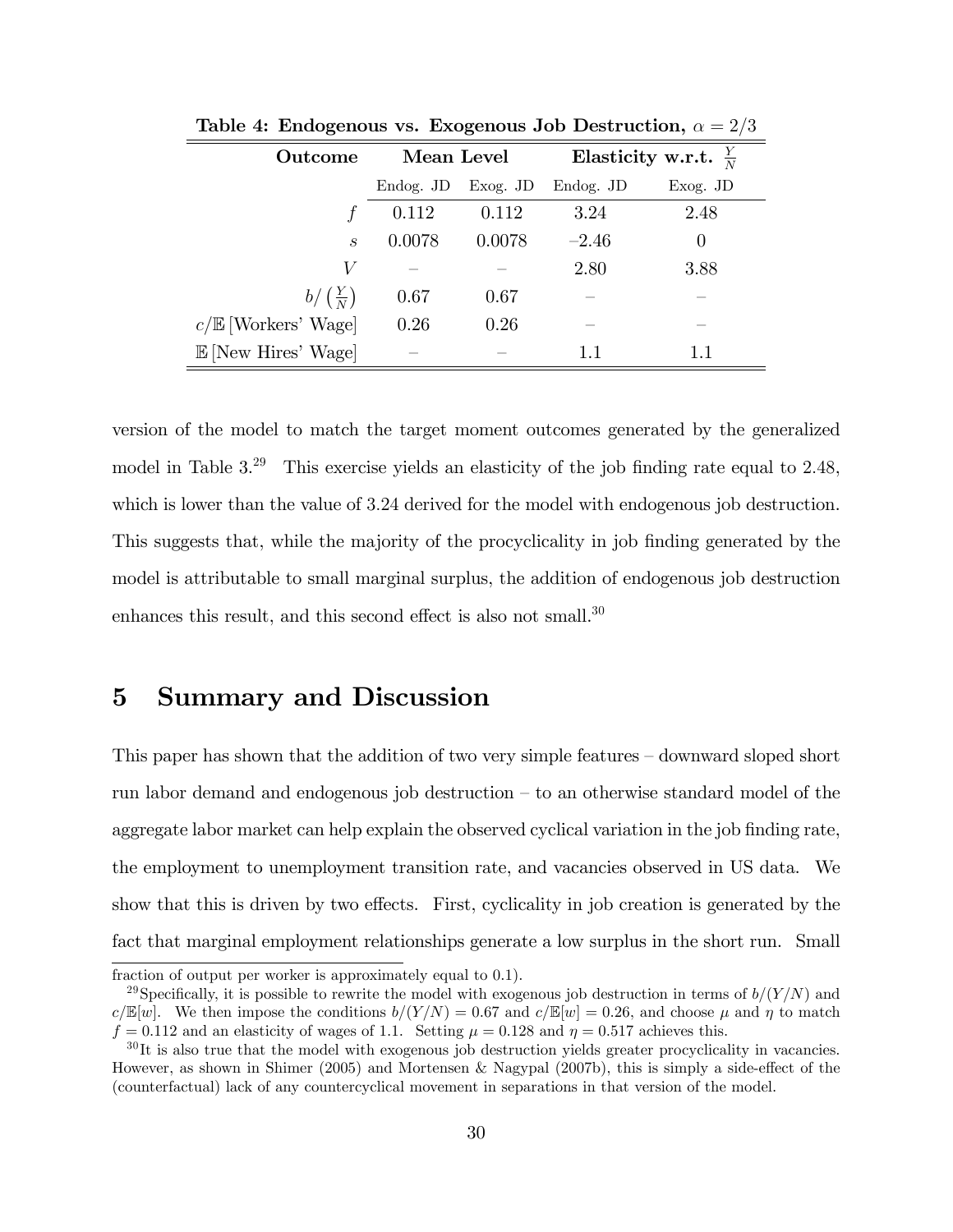**Table 4: Endogenous vs. Exogenous Job Destruction, $\alpha = 2/3$**

| Outcome | Mean Level | | Elasticity w.r.t. $\frac{Y}{N}$ | |
|---|---|---|---|---|
| | Endog. JD | Exog. JD | Endog. JD | Exog. JD |
| $f$ | 0.112 | 0.112 | 3.24 | 2.48 |
| $s$ | 0.0078 | 0.0078 | $-2.46$ | 0 |
| $V$ | – | – | 2.80 | 3.88 |
| $b/\left(\frac{Y}{N}\right)$ | 0.67 | 0.67 | – | – |
| $c/\mathbb{E}$ [Workers' Wage] | 0.26 | 0.26 | – | – |
| $\mathbb{E}$ [New Hires' Wage] | – | – | 1.1 | 1.1 |

version of the model to match the target moment outcomes generated by the generalized model in Table 3.[29] This exercise yields an elasticity of the job finding rate equal to 2.48, which is lower than the value of 3.24 derived for the model with endogenous job destruction. This suggests that, while the majority of the procyclicality in job finding generated by the model is attributable to small marginal surplus, the addition of endogenous job destruction enhances this result, and this second effect is also not small.[30]

# 5 Summary and Discussion

This paper has shown that the addition of two very simple features – downward sloped short run labor demand and endogenous job destruction – to an otherwise standard model of the aggregate labor market can help explain the observed cyclical variation in the job finding rate, the employment to unemployment transition rate, and vacancies observed in US data. We show that this is driven by two effects. First, cyclicality in job creation is generated by the fact that marginal employment relationships generate a low surplus in the short run. Small

fraction of output per worker is approximately equal to 0.1).

[29] Specifically, it is possible to rewrite the model with exogenous job destruction in terms of $b/(Y/N)$ and $c/\mathbb{E}[w]$. We then impose the conditions $b/(Y/N) = 0.67$ and $c/\mathbb{E}[w] = 0.26$, and choose $\mu$ and $\eta$ to match $f = 0.112$ and an elasticity of wages of 1.1. Setting $\mu = 0.128$ and $\eta = 0.517$ achieves this.

[30] It is also true that the model with exogenous job destruction yields greater procyclicality in vacancies. However, as shown in Shimer (2005) and Mortensen & Nagypal (2007b), this is simply a side-effect of the (counterfactual) lack of any countercyclical movement in separations in that version of the model.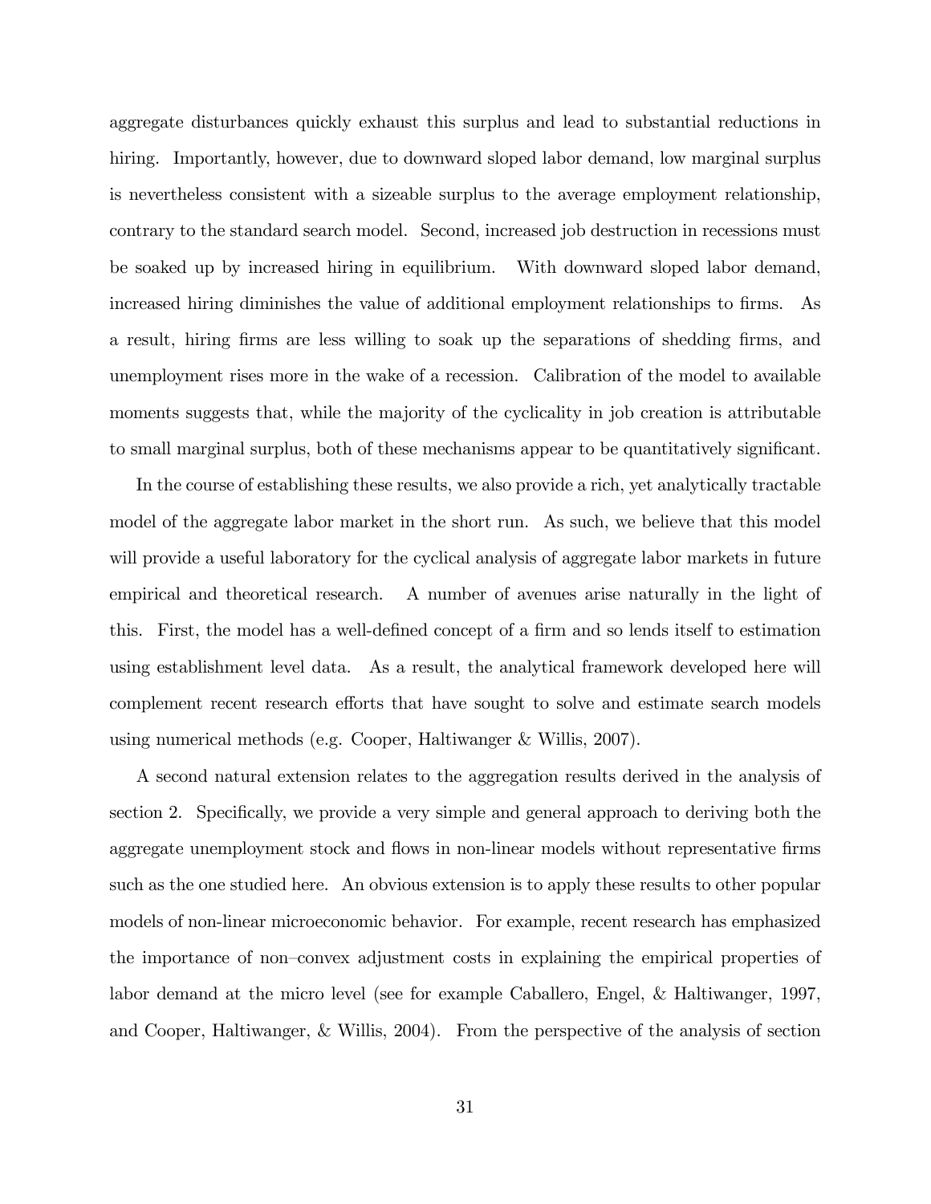aggregate disturbances quickly exhaust this surplus and lead to substantial reductions in hiring. Importantly, however, due to downward sloped labor demand, low marginal surplus is nevertheless consistent with a sizeable surplus to the average employment relationship, contrary to the standard search model. Second, increased job destruction in recessions must be soaked up by increased hiring in equilibrium. With downward sloped labor demand, increased hiring diminishes the value of additional employment relationships to firms. As a result, hiring firms are less willing to soak up the separations of shedding firms, and unemployment rises more in the wake of a recession. Calibration of the model to available moments suggests that, while the majority of the cyclicality in job creation is attributable to small marginal surplus, both of these mechanisms appear to be quantitatively significant.

In the course of establishing these results, we also provide a rich, yet analytically tractable model of the aggregate labor market in the short run. As such, we believe that this model will provide a useful laboratory for the cyclical analysis of aggregate labor markets in future empirical and theoretical research. A number of avenues arise naturally in the light of this. First, the model has a well-defined concept of a firm and so lends itself to estimation using establishment level data. As a result, the analytical framework developed here will complement recent research efforts that have sought to solve and estimate search models using numerical methods (e.g. Cooper, Haltiwanger & Willis, 2007).

A second natural extension relates to the aggregation results derived in the analysis of section 2. Specifically, we provide a very simple and general approach to deriving both the aggregate unemployment stock and flows in non-linear models without representative firms such as the one studied here. An obvious extension is to apply these results to other popular models of non-linear microeconomic behavior. For example, recent research has emphasized the importance of non–convex adjustment costs in explaining the empirical properties of labor demand at the micro level (see for example Caballero, Engel, & Haltiwanger, 1997, and Cooper, Haltiwanger, & Willis, 2004). From the perspective of the analysis of section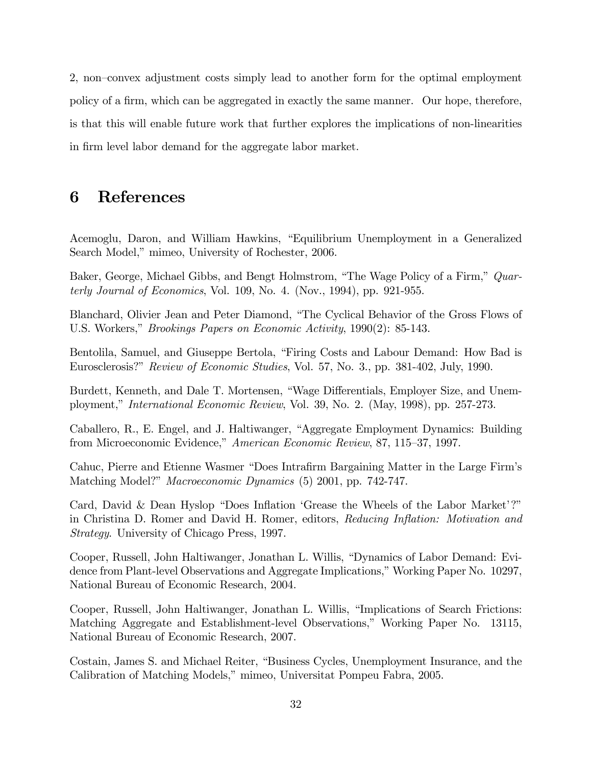2, non–convex adjustment costs simply lead to another form for the optimal employment policy of a firm, which can be aggregated in exactly the same manner. Our hope, therefore, is that this will enable future work that further explores the implications of non-linearities in firm level labor demand for the aggregate labor market.

# 6 References

Acemoglu, Daron, and William Hawkins, "Equilibrium Unemployment in a Generalized Search Model," mimeo, University of Rochester, 2006.

Baker, George, Michael Gibbs, and Bengt Holmstrom, "The Wage Policy of a Firm," *Quarterly Journal of Economics*, Vol. 109, No. 4. (Nov., 1994), pp. 921-955.

Blanchard, Olivier Jean and Peter Diamond, "The Cyclical Behavior of the Gross Flows of U.S. Workers," *Brookings Papers on Economic Activity*, 1990(2): 85-143.

Bentolila, Samuel, and Giuseppe Bertola, "Firing Costs and Labour Demand: How Bad is Eurosclerosis?" *Review of Economic Studies*, Vol. 57, No. 3., pp. 381-402, July, 1990.

Burdett, Kenneth, and Dale T. Mortensen, "Wage Differentials, Employer Size, and Unemployment," *International Economic Review*, Vol. 39, No. 2. (May, 1998), pp. 257-273.

Caballero, R., E. Engel, and J. Haltiwanger, "Aggregate Employment Dynamics: Building from Microeconomic Evidence," *American Economic Review*, 87, 115–37, 1997.

Cahuc, Pierre and Etienne Wasmer "Does Intrafirm Bargaining Matter in the Large Firm's Matching Model?" *Macroeconomic Dynamics* (5) 2001, pp. 742-747.

Card, David & Dean Hyslop "Does Inflation 'Grease the Wheels of the Labor Market'?" in Christina D. Romer and David H. Romer, editors, *Reducing Inflation: Motivation and Strategy*. University of Chicago Press, 1997.

Cooper, Russell, John Haltiwanger, Jonathan L. Willis, "Dynamics of Labor Demand: Evidence from Plant-level Observations and Aggregate Implications," Working Paper No. 10297, National Bureau of Economic Research, 2004.

Cooper, Russell, John Haltiwanger, Jonathan L. Willis, "Implications of Search Frictions: Matching Aggregate and Establishment-level Observations," Working Paper No. 13115, National Bureau of Economic Research, 2007.

Costain, James S. and Michael Reiter, "Business Cycles, Unemployment Insurance, and the Calibration of Matching Models," mimeo, Universitat Pompeu Fabra, 2005.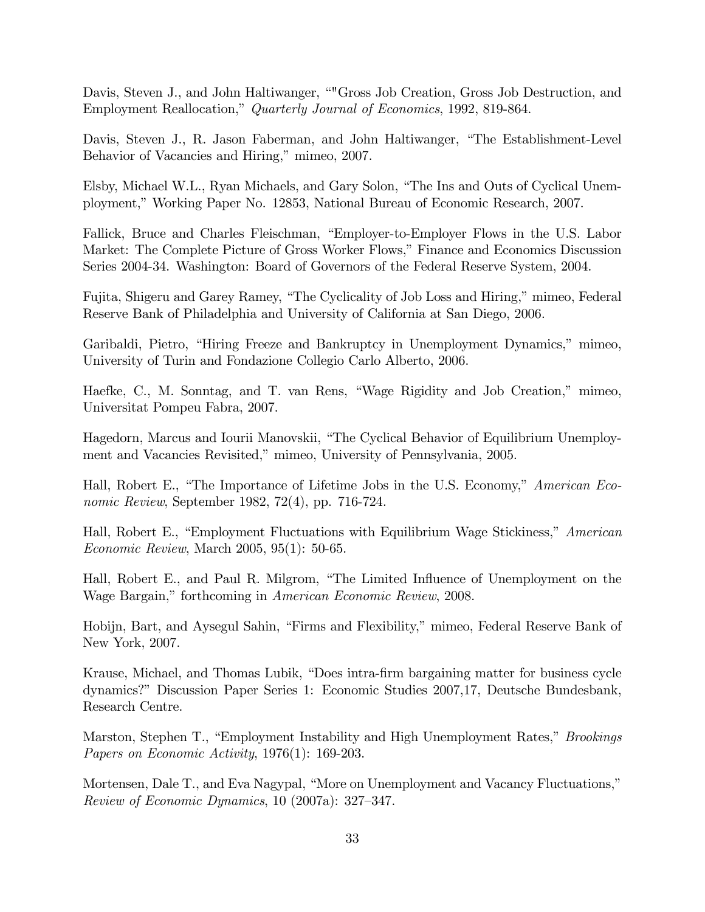Davis, Steven J., and John Haltiwanger, ""Gross Job Creation, Gross Job Destruction, and Employment Reallocation," *Quarterly Journal of Economics*, 1992, 819-864.

Davis, Steven J., R. Jason Faberman, and John Haltiwanger, "The Establishment-Level Behavior of Vacancies and Hiring," mimeo, 2007.

Elsby, Michael W.L., Ryan Michaels, and Gary Solon, "The Ins and Outs of Cyclical Unemployment," Working Paper No. 12853, National Bureau of Economic Research, 2007.

Fallick, Bruce and Charles Fleischman, "Employer-to-Employer Flows in the U.S. Labor Market: The Complete Picture of Gross Worker Flows," Finance and Economics Discussion Series 2004-34. Washington: Board of Governors of the Federal Reserve System, 2004.

Fujita, Shigeru and Garey Ramey, "The Cyclicality of Job Loss and Hiring," mimeo, Federal Reserve Bank of Philadelphia and University of California at San Diego, 2006.

Garibaldi, Pietro, "Hiring Freeze and Bankruptcy in Unemployment Dynamics," mimeo, University of Turin and Fondazione Collegio Carlo Alberto, 2006.

Haefke, C., M. Sonntag, and T. van Rens, "Wage Rigidity and Job Creation," mimeo, Universitat Pompeu Fabra, 2007.

Hagedorn, Marcus and Iourii Manovskii, "The Cyclical Behavior of Equilibrium Unemployment and Vacancies Revisited," mimeo, University of Pennsylvania, 2005.

Hall, Robert E., "The Importance of Lifetime Jobs in the U.S. Economy," *American Economic Review*, September 1982, 72(4), pp. 716-724.

Hall, Robert E., "Employment Fluctuations with Equilibrium Wage Stickiness," *American Economic Review*, March 2005, 95(1): 50-65.

Hall, Robert E., and Paul R. Milgrom, "The Limited Influence of Unemployment on the Wage Bargain," forthcoming in *American Economic Review*, 2008.

Hobijn, Bart, and Aysegul Sahin, "Firms and Flexibility," mimeo, Federal Reserve Bank of New York, 2007.

Krause, Michael, and Thomas Lubik, "Does intra-firm bargaining matter for business cycle dynamics?" Discussion Paper Series 1: Economic Studies 2007,17, Deutsche Bundesbank, Research Centre.

Marston, Stephen T., "Employment Instability and High Unemployment Rates," *Brookings Papers on Economic Activity*, 1976(1): 169-203.

Mortensen, Dale T., and Eva Nagypal, "More on Unemployment and Vacancy Fluctuations," *Review of Economic Dynamics*, 10 (2007a): 327–347.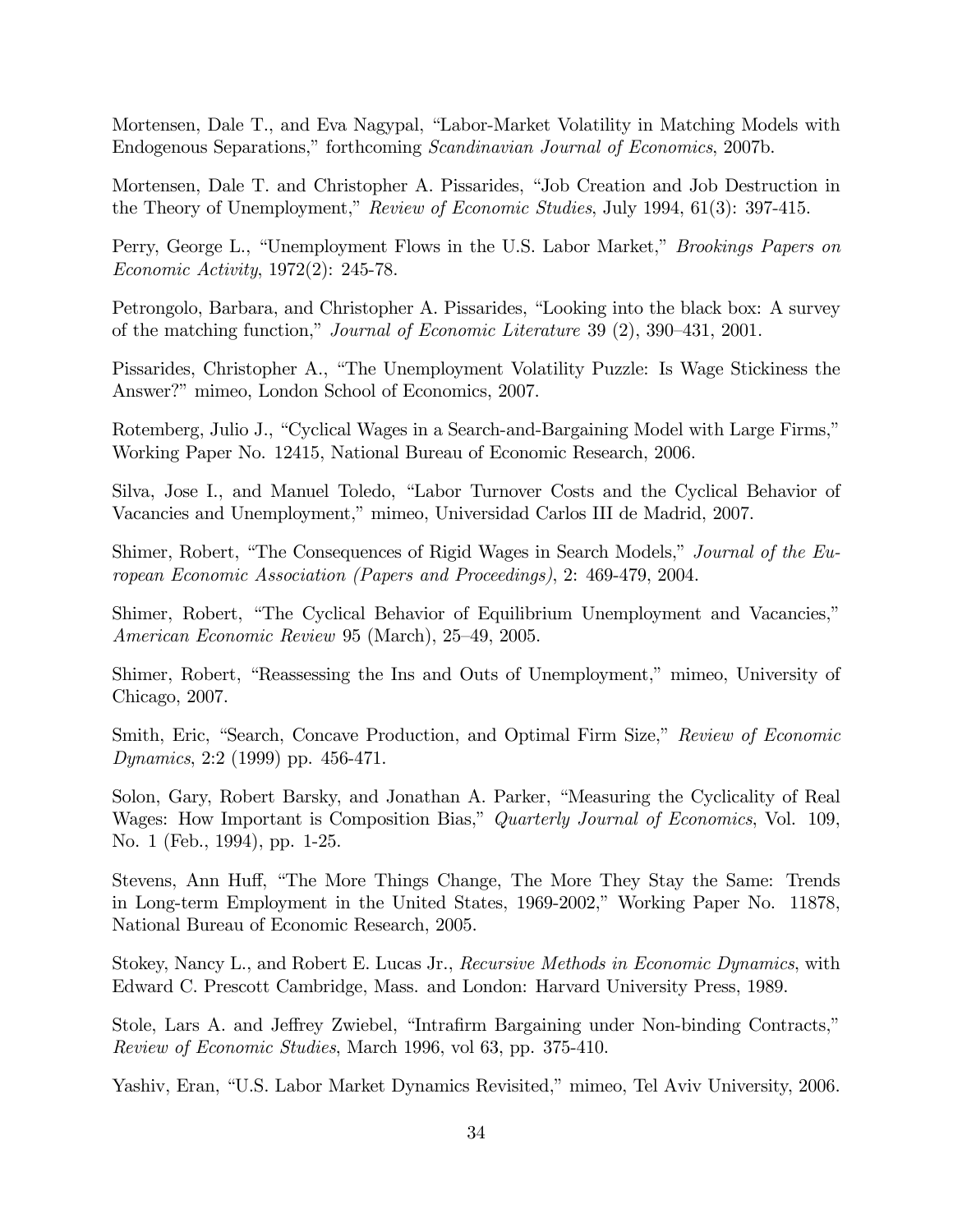Mortensen, Dale T., and Eva Nagypal, "Labor-Market Volatility in Matching Models with Endogenous Separations," forthcoming *Scandinavian Journal of Economics*, 2007b.

Mortensen, Dale T. and Christopher A. Pissarides, "Job Creation and Job Destruction in the Theory of Unemployment," *Review of Economic Studies*, July 1994, 61(3): 397-415.

Perry, George L., "Unemployment Flows in the U.S. Labor Market," *Brookings Papers on Economic Activity*, 1972(2): 245-78.

Petrongolo, Barbara, and Christopher A. Pissarides, "Looking into the black box: A survey of the matching function," *Journal of Economic Literature* 39 (2), 390–431, 2001.

Pissarides, Christopher A., "The Unemployment Volatility Puzzle: Is Wage Stickiness the Answer?" mimeo, London School of Economics, 2007.

Rotemberg, Julio J., "Cyclical Wages in a Search-and-Bargaining Model with Large Firms," Working Paper No. 12415, National Bureau of Economic Research, 2006.

Silva, Jose I., and Manuel Toledo, "Labor Turnover Costs and the Cyclical Behavior of Vacancies and Unemployment," mimeo, Universidad Carlos III de Madrid, 2007.

Shimer, Robert, "The Consequences of Rigid Wages in Search Models," *Journal of the European Economic Association (Papers and Proceedings)*, 2: 469-479, 2004.

Shimer, Robert, "The Cyclical Behavior of Equilibrium Unemployment and Vacancies," *American Economic Review* 95 (March), 25–49, 2005.

Shimer, Robert, "Reassessing the Ins and Outs of Unemployment," mimeo, University of Chicago, 2007.

Smith, Eric, "Search, Concave Production, and Optimal Firm Size," *Review of Economic Dynamics*, 2:2 (1999) pp. 456-471.

Solon, Gary, Robert Barsky, and Jonathan A. Parker, "Measuring the Cyclicality of Real Wages: How Important is Composition Bias," *Quarterly Journal of Economics*, Vol. 109, No. 1 (Feb., 1994), pp. 1-25.

Stevens, Ann Huff, "The More Things Change, The More They Stay the Same: Trends in Long-term Employment in the United States, 1969-2002," Working Paper No. 11878, National Bureau of Economic Research, 2005.

Stokey, Nancy L., and Robert E. Lucas Jr., *Recursive Methods in Economic Dynamics*, with Edward C. Prescott Cambridge, Mass. and London: Harvard University Press, 1989.

Stole, Lars A. and Jeffrey Zwiebel, "Intrafirm Bargaining under Non-binding Contracts," *Review of Economic Studies*, March 1996, vol 63, pp. 375-410.

Yashiv, Eran, "U.S. Labor Market Dynamics Revisited," mimeo, Tel Aviv University, 2006.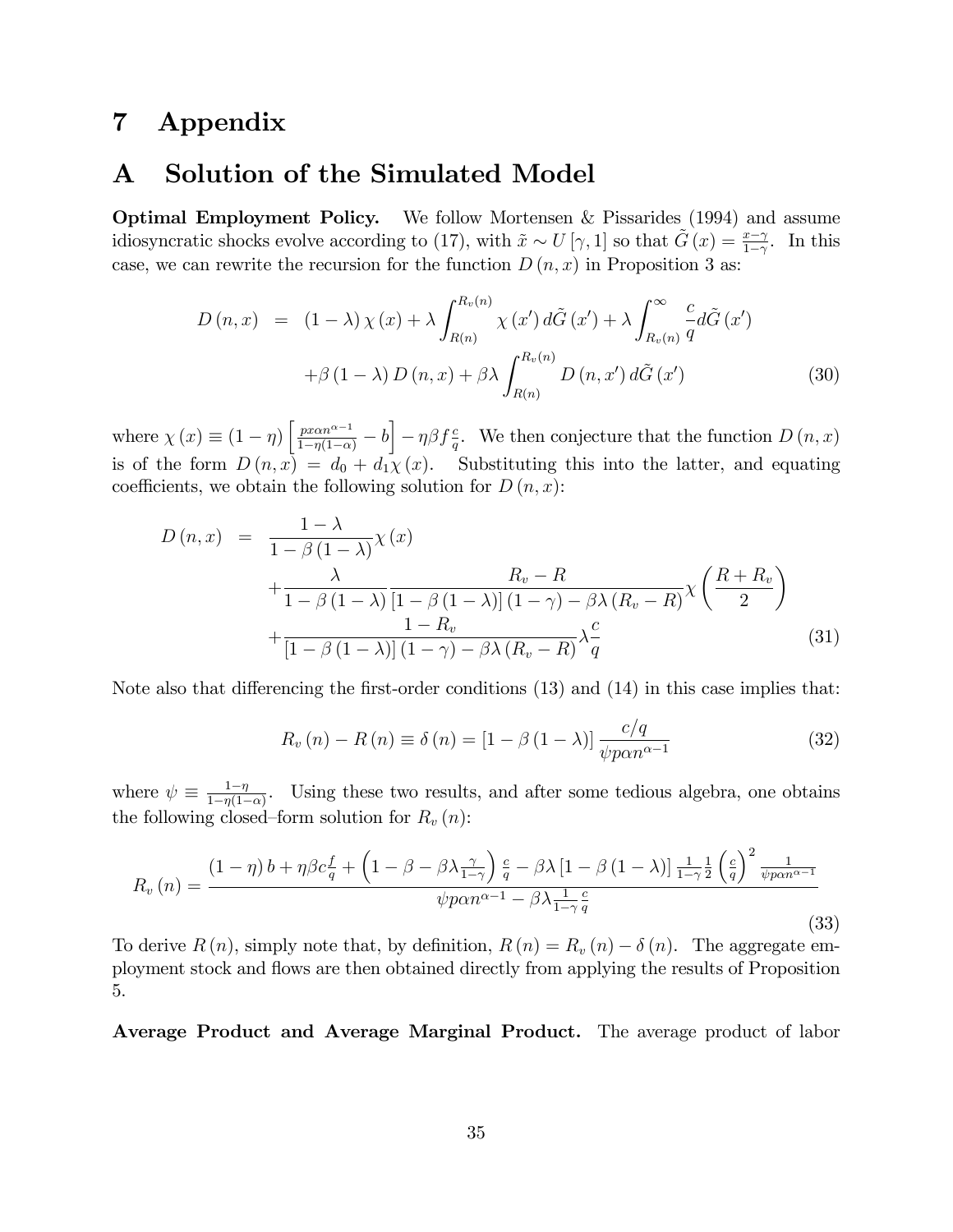# 7 Appendix

# A Solution of the Simulated Model

**Optimal Employment Policy.** We follow Mortensen & Pissarides (1994) and assume idiosyncratic shocks evolve according to (17), with $\tilde{x} \sim U[\gamma, 1]$ so that $\tilde{G}(x) = \frac{x-\gamma}{1-\gamma}$. In this case, we can rewrite the recursion for the function $D(n,x)$ in Proposition 3 as:

$$
\begin{aligned}
D(n,x) &= (1-\lambda)\chi(x) + \lambda \int_{R(n)}^{R_v(n)} \chi(x') \, d\tilde{G}(x') + \lambda \int_{R_v(n)}^{\infty} \frac{c}{q} d\tilde{G}(x') \\
&\quad + \beta(1-\lambda) D(n,x) + \beta\lambda \int_{R(n)}^{R_v(n)} D(n,x') \, d\tilde{G}(x') \qquad (30)
\end{aligned}
$$

where $\chi(x) \equiv (1-\eta)\left[\frac{px\alpha n^{\alpha-1}}{1-\eta(1-\alpha)} - b\right] - \eta\beta f \frac{c}{q}$. We then conjecture that the function $D(n,x)$ is of the form $D(n,x) = d_0 + d_1\chi(x)$. Substituting this into the latter, and equating coefficients, we obtain the following solution for $D(n,x)$:

$$
\begin{aligned}
D(n,x) &= \frac{1-\lambda}{1-\beta(1-\lambda)}\chi(x) \\
&\quad + \frac{\lambda}{1-\beta(1-\lambda)} \frac{R_v - R}{[1-\beta(1-\lambda)](1-\gamma) - \beta\lambda(R_v - R)} \chi\left(\frac{R+R_v}{2}\right) \\
&\quad + \frac{1-R_v}{[1-\beta(1-\lambda)](1-\gamma) - \beta\lambda(R_v - R)} \lambda \frac{c}{q} \qquad (31)
\end{aligned}
$$

Note also that differencing the first-order conditions (13) and (14) in this case implies that:

$$
R_v(n) - R(n) \equiv \delta(n) = [1-\beta(1-\lambda)] \frac{c/q}{\psi p\alpha n^{\alpha-1}} \qquad (32)
$$

where $\psi \equiv \frac{1-\eta}{1-\eta(1-\alpha)}$. Using these two results, and after some tedious algebra, one obtains the following closed–form solution for $R_v(n)$:

$$
R_v(n) = \frac{(1-\eta)b + \eta\beta c\frac{f}{q} + \left(1-\beta-\beta\lambda\frac{\gamma}{1-\gamma}\right)\frac{c}{q} - \beta\lambda[1-\beta(1-\lambda)]\frac{1}{1-\gamma}\frac{1}{2}\left(\frac{c}{q}\right)^2 \frac{1}{\psi p\alpha n^{\alpha-1}}}{\psi p\alpha n^{\alpha-1} - \beta\lambda\frac{1}{1-\gamma}\frac{c}{q}} \qquad (33)
$$

To derive $R(n)$, simply note that, by definition, $R(n) = R_v(n) - \delta(n)$. The aggregate employment stock and flows are then obtained directly from applying the results of Proposition 5.

**Average Product and Average Marginal Product.** The average product of labor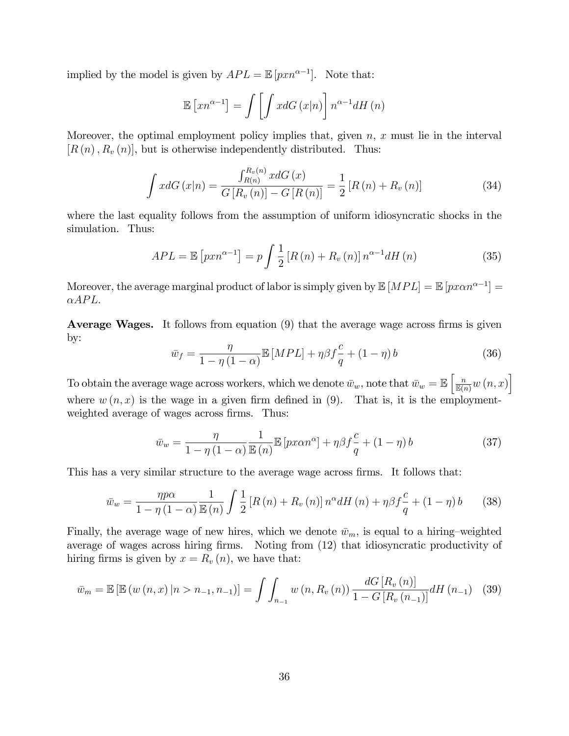implied by the model is given by $APL = \mathbb{E}\left[pxn^{\alpha-1}\right]$. Note that:

$$\mathbb{E}\left[xn^{\alpha-1}\right] = \int \left[\int x dG\left(x|n\right)\right] n^{\alpha-1} dH\left(n\right)$$

Moreover, the optimal employment policy implies that, given $n$, $x$ must lie in the interval $\left[R\left(n\right), R_v\left(n\right)\right]$, but is otherwise independently distributed. Thus:

$$\int x dG\left(x|n\right) = \frac{\int_{R(n)}^{R_v(n)} x dG\left(x\right)}{G\left[R_v\left(n\right)\right] - G\left[R\left(n\right)\right]} = \frac{1}{2}\left[R\left(n\right) + R_v\left(n\right)\right] \tag{34}$$

where the last equality follows from the assumption of uniform idiosyncratic shocks in the simulation. Thus:

$$APL = \mathbb{E}\left[pxn^{\alpha-1}\right] = p\int \frac{1}{2}\left[R\left(n\right) + R_v\left(n\right)\right] n^{\alpha-1} dH\left(n\right) \tag{35}$$

Moreover, the average marginal product of labor is simply given by $\mathbb{E}\left[MPL\right] = \mathbb{E}\left[px\alpha n^{\alpha-1}\right] = \alpha APL$.

**Average Wages.** It follows from equation (9) that the average wage across firms is given by:

$$\bar{w}_f = \frac{\eta}{1-\eta\left(1-\alpha\right)}\mathbb{E}\left[MPL\right] + \eta\beta f\frac{c}{q} + \left(1-\eta\right)b \tag{36}$$

To obtain the average wage across workers, which we denote $\bar{w}_w$, note that $\bar{w}_w = \mathbb{E}\left[\frac{n}{\mathbb{E}(n)} w\left(n,x\right)\right]$ where $w\left(n,x\right)$ is the wage in a given firm defined in (9). That is, it is the employment-weighted average of wages across firms. Thus:

$$\bar{w}_w = \frac{\eta}{1-\eta\left(1-\alpha\right)}\frac{1}{\mathbb{E}\left(n\right)}\mathbb{E}\left[px\alpha n^{\alpha}\right] + \eta\beta f\frac{c}{q} + \left(1-\eta\right)b \tag{37}$$

This has a very similar structure to the average wage across firms. It follows that:

$$\bar{w}_w = \frac{\eta p\alpha}{1-\eta\left(1-\alpha\right)}\frac{1}{\mathbb{E}\left(n\right)}\int \frac{1}{2}\left[R\left(n\right) + R_v\left(n\right)\right] n^{\alpha} dH\left(n\right) + \eta\beta f\frac{c}{q} + \left(1-\eta\right)b \tag{38}$$

Finally, the average wage of new hires, which we denote $\bar{w}_m$, is equal to a hiring–weighted average of wages across hiring firms. Noting from (12) that idiosyncratic productivity of hiring firms is given by $x = R_v\left(n\right)$, we have that:

$$\bar{w}_m = \mathbb{E}\left[\mathbb{E}\left(w\left(n,x\right)|n > n_{-1}, n_{-1}\right)\right] = \int\int_{n_{-1}} w\left(n, R_v\left(n\right)\right)\frac{dG\left[R_v\left(n\right)\right]}{1-G\left[R_v\left(n_{-1}\right)\right]} dH\left(n_{-1}\right) \tag{39}$$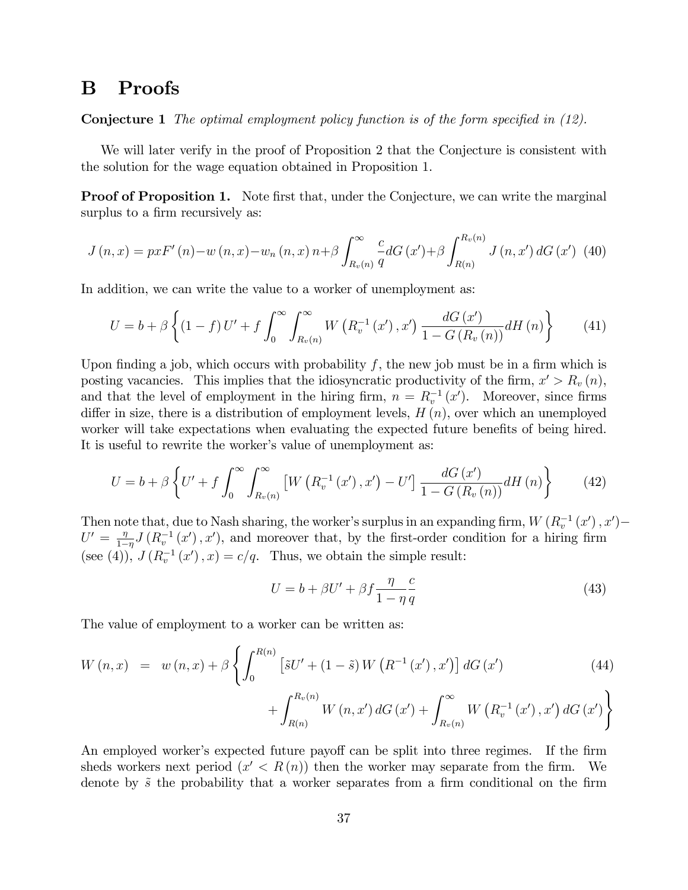# B Proofs

**Conjecture 1** *The optimal employment policy function is of the form specified in (12).*

We will later verify in the proof of Proposition 2 that the Conjecture is consistent with the solution for the wage equation obtained in Proposition 1.

**Proof of Proposition 1.** Note first that, under the Conjecture, we can write the marginal surplus to a firm recursively as:

$$J(n,x) = pxF'(n) - w(n,x) - w_n(n,x)\,n + \beta \int_{R_v(n)}^{\infty} \frac{c}{q} dG(x') + \beta \int_{R(n)}^{R_v(n)} J(n,x')\, dG(x') \quad (40)$$

In addition, we can write the value to a worker of unemployment as:

$$U = b + \beta \left\{ (1-f)\,U' + f \int_0^{\infty} \int_{R_v(n)}^{\infty} W\left(R_v^{-1}(x'), x'\right) \frac{dG(x')}{1 - G(R_v(n))} dH(n) \right\} \quad (41)$$

Upon finding a job, which occurs with probability $f$, the new job must be in a firm which is posting vacancies. This implies that the idiosyncratic productivity of the firm, $x' > R_v(n)$, and that the level of employment in the hiring firm, $n = R_v^{-1}(x')$. Moreover, since firms differ in size, there is a distribution of employment levels, $H(n)$, over which an unemployed worker will take expectations when evaluating the expected future benefits of being hired. It is useful to rewrite the worker's value of unemployment as:

$$U = b + \beta \left\{ U' + f \int_0^{\infty} \int_{R_v(n)}^{\infty} \left[ W\left(R_v^{-1}(x'), x'\right) - U' \right] \frac{dG(x')}{1 - G(R_v(n))} dH(n) \right\} \quad (42)$$

Then note that, due to Nash sharing, the worker's surplus in an expanding firm, $W\left(R_v^{-1}(x'), x'\right) - U' = \frac{\eta}{1-\eta} J\left(R_v^{-1}(x'), x'\right)$, and moreover that, by the first-order condition for a hiring firm (see (4)), $J\left(R_v^{-1}(x'), x\right) = c/q$. Thus, we obtain the simple result:

$$U = b + \beta U' + \beta f \frac{\eta}{1-\eta} \frac{c}{q} \quad (43)$$

The value of employment to a worker can be written as:

$$\begin{aligned} W(n,x) \;\; = \;\; & w(n,x) + \beta \left\{ \int_0^{R(n)} \left[ \tilde{s} U' + (1-\tilde{s})\, W\left(R^{-1}(x'), x'\right) \right] dG(x') \right. \quad (44) \\ & \left. + \int_{R(n)}^{R_v(n)} W(n,x')\, dG(x') + \int_{R_v(n)}^{\infty} W\left(R_v^{-1}(x'), x'\right) dG(x') \right\} \end{aligned}$$

An employed worker's expected future payoff can be split into three regimes. If the firm sheds workers next period ($x' < R(n)$) then the worker may separate from the firm. We denote by $\tilde{s}$ the probability that a worker separates from a firm conditional on the firm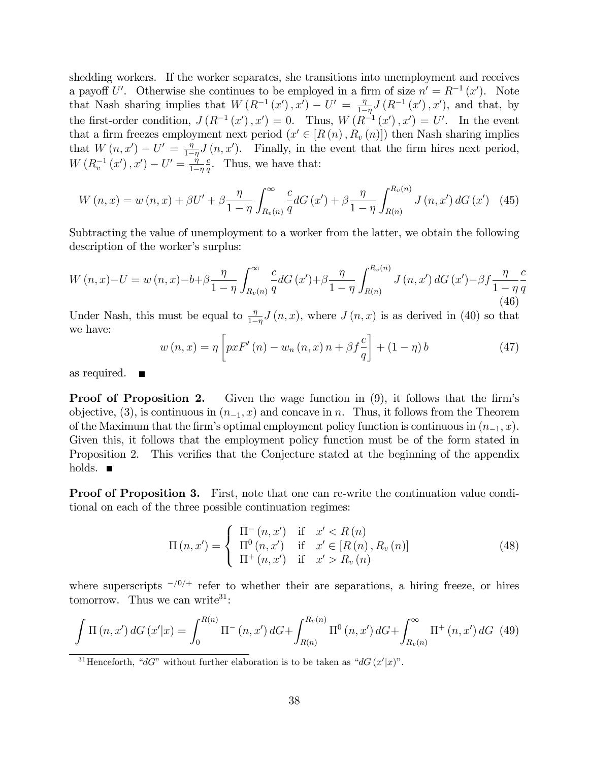shedding workers. If the worker separates, she transitions into unemployment and receives a payoff $U'$. Otherwise she continues to be employed in a firm of size $n' = R^{-1}(x')$. Note that Nash sharing implies that $W(R^{-1}(x'), x') - U' = \frac{\eta}{1-\eta} J(R^{-1}(x'), x')$, and that, by the first-order condition, $J(R^{-1}(x'), x') = 0$. Thus, $W(R^{-1}(x'), x') = U'$. In the event that a firm freezes employment next period ($x' \in [R(n), R_v(n)]$) then Nash sharing implies that $W(n, x') - U' = \frac{\eta}{1-\eta} J(n, x')$. Finally, in the event that the firm hires next period, $W(R_v^{-1}(x'), x') - U' = \frac{\eta}{1-\eta}\frac{c}{q}$. Thus, we have that:

$$W(n,x) = w(n,x) + \beta U' + \beta \frac{\eta}{1-\eta} \int_{R_v(n)}^{\infty} \frac{c}{q} dG(x') + \beta \frac{\eta}{1-\eta} \int_{R(n)}^{R_v(n)} J(n, x') \, dG(x') \quad (45)$$

Subtracting the value of unemployment to a worker from the latter, we obtain the following description of the worker's surplus:

$$W(n,x) - U = w(n,x) - b + \beta \frac{\eta}{1-\eta} \int_{R_v(n)}^{\infty} \frac{c}{q} dG(x') + \beta \frac{\eta}{1-\eta} \int_{R(n)}^{R_v(n)} J(n, x') \, dG(x') - \beta f \frac{\eta}{1-\eta} \frac{c}{q} \quad (46)$$

Under Nash, this must be equal to $\frac{\eta}{1-\eta} J(n, x)$, where $J(n, x)$ is as derived in (40) so that we have:

$$w(n,x) = \eta \left[ pxF'(n) - w_n(n,x)\, n + \beta f \frac{c}{q} \right] + (1-\eta) b \quad (47)$$

as required. ■

**Proof of Proposition 2.** Given the wage function in (9), it follows that the firm's objective, (3), is continuous in $(n_{-1}, x)$ and concave in $n$. Thus, it follows from the Theorem of the Maximum that the firm's optimal employment policy function is continuous in $(n_{-1}, x)$. Given this, it follows that the employment policy function must be of the form stated in Proposition 2. This verifies that the Conjecture stated at the beginning of the appendix holds. ■

**Proof of Proposition 3.** First, note that one can re-write the continuation value conditional on each of the three possible continuation regimes:

$$\Pi(n, x') = \begin{cases} \Pi^{-}(n, x') & \text{if} \quad x' < R(n) \\ \Pi^{0}(n, x') & \text{if} \quad x' \in [R(n), R_v(n)] \\ \Pi^{+}(n, x') & \text{if} \quad x' > R_v(n) \end{cases} \quad (48)$$

where superscripts $^{-/0/+}$ refer to whether their are separations, a hiring freeze, or hires tomorrow. Thus we can write[31]:

$$\int \Pi(n, x') \, dG(x'|x) = \int_0^{R(n)} \Pi^{-}(n, x') \, dG + \int_{R(n)}^{R_v(n)} \Pi^{0}(n, x') \, dG + \int_{R_v(n)}^{\infty} \Pi^{+}(n, x') \, dG \quad (49)$$

[31] Henceforth, "$dG$" without further elaboration is to be taken as "$dG(x'|x)$".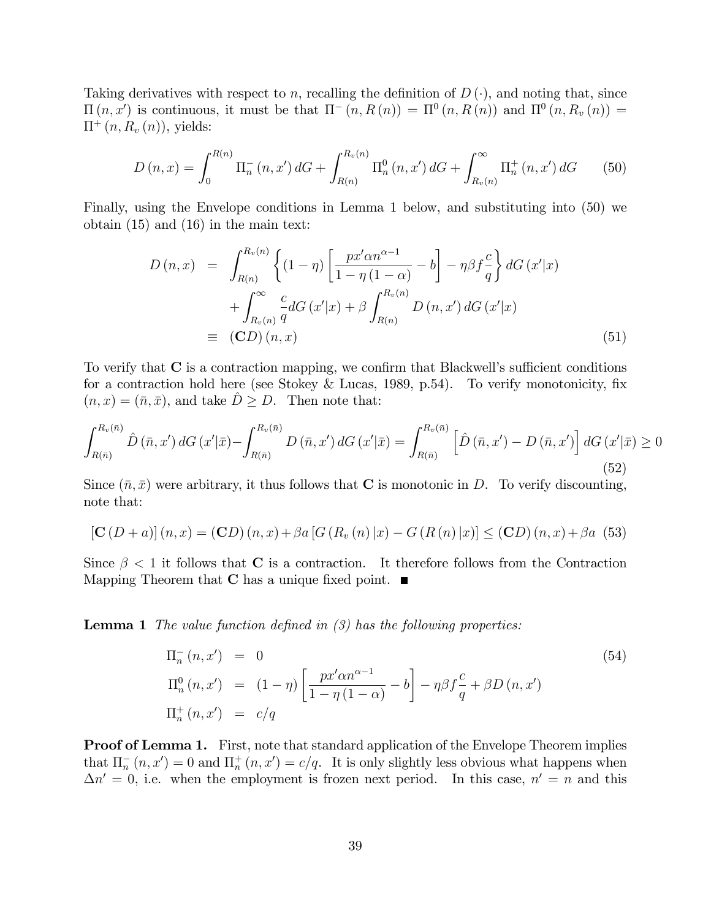Taking derivatives with respect to $n$, recalling the definition of $D(\cdot)$, and noting that, since $\Pi(n, x')$ is continuous, it must be that $\Pi^{-}(n, R(n)) = \Pi^{0}(n, R(n))$ and $\Pi^{0}(n, R_v(n)) = \Pi^{+}(n, R_v(n))$, yields:

$$D(n, x) = \int_0^{R(n)} \Pi_n^{-}(n, x')\, dG + \int_{R(n)}^{R_v(n)} \Pi_n^{0}(n, x')\, dG + \int_{R_v(n)}^{\infty} \Pi_n^{+}(n, x')\, dG \tag{50}$$

Finally, using the Envelope conditions in Lemma 1 below, and substituting into (50) we obtain (15) and (16) in the main text:

$$\begin{aligned} D(n, x) &= \int_{R(n)}^{R_v(n)} \left\{ (1-\eta) \left[ \frac{p x' \alpha n^{\alpha - 1}}{1 - \eta(1-\alpha)} - b \right] - \eta \beta f \frac{c}{q} \right\} dG(x'|x) \\ &\quad + \int_{R_v(n)}^{\infty} \frac{c}{q} dG(x'|x) + \beta \int_{R(n)}^{R_v(n)} D(n, x')\, dG(x'|x) \\ &\equiv (\mathbf{C}D)(n, x) \end{aligned} \tag{51}$$

To verify that $\mathbf{C}$ is a contraction mapping, we confirm that Blackwell's sufficient conditions for a contraction hold here (see Stokey & Lucas, 1989, p.54). To verify monotonicity, fix $(n, x) = (\bar{n}, \bar{x})$, and take $\hat{D} \geq D$. Then note that:

$$\int_{R(\bar{n})}^{R_v(\bar{n})} \hat{D}(\bar{n}, x')\, dG(x'|\bar{x}) - \int_{R(\bar{n})}^{R_v(\bar{n})} D(\bar{n}, x')\, dG(x'|\bar{x}) = \int_{R(\bar{n})}^{R_v(\bar{n})} \left[ \hat{D}(\bar{n}, x') - D(\bar{n}, x') \right] dG(x'|\bar{x}) \geq 0 \tag{52}$$

Since $(\bar{n}, \bar{x})$ were arbitrary, it thus follows that $\mathbf{C}$ is monotonic in $D$. To verify discounting, note that:

$$[\mathbf{C}(D + a)](n, x) = (\mathbf{C}D)(n, x) + \beta a \left[ G(R_v(n)|x) - G(R(n)|x) \right] \leq (\mathbf{C}D)(n, x) + \beta a \tag{53}$$

Since $\beta < 1$ it follows that $\mathbf{C}$ is a contraction. It therefore follows from the Contraction Mapping Theorem that $\mathbf{C}$ has a unique fixed point. ■

**Lemma 1** *The value function defined in (3) has the following properties:*

$$\begin{aligned} \Pi_n^{-}(n, x') &= 0 \\ \Pi_n^{0}(n, x') &= (1-\eta) \left[ \frac{p x' \alpha n^{\alpha-1}}{1 - \eta(1-\alpha)} - b \right] - \eta \beta f \frac{c}{q} + \beta D(n, x') \\ \Pi_n^{+}(n, x') &= c/q \end{aligned} \tag{54}$$

**Proof of Lemma 1.** First, note that standard application of the Envelope Theorem implies that $\Pi_n^{-}(n, x') = 0$ and $\Pi_n^{+}(n, x') = c/q$. It is only slightly less obvious what happens when $\Delta n' = 0$, i.e. when the employment is frozen next period. In this case, $n' = n$ and this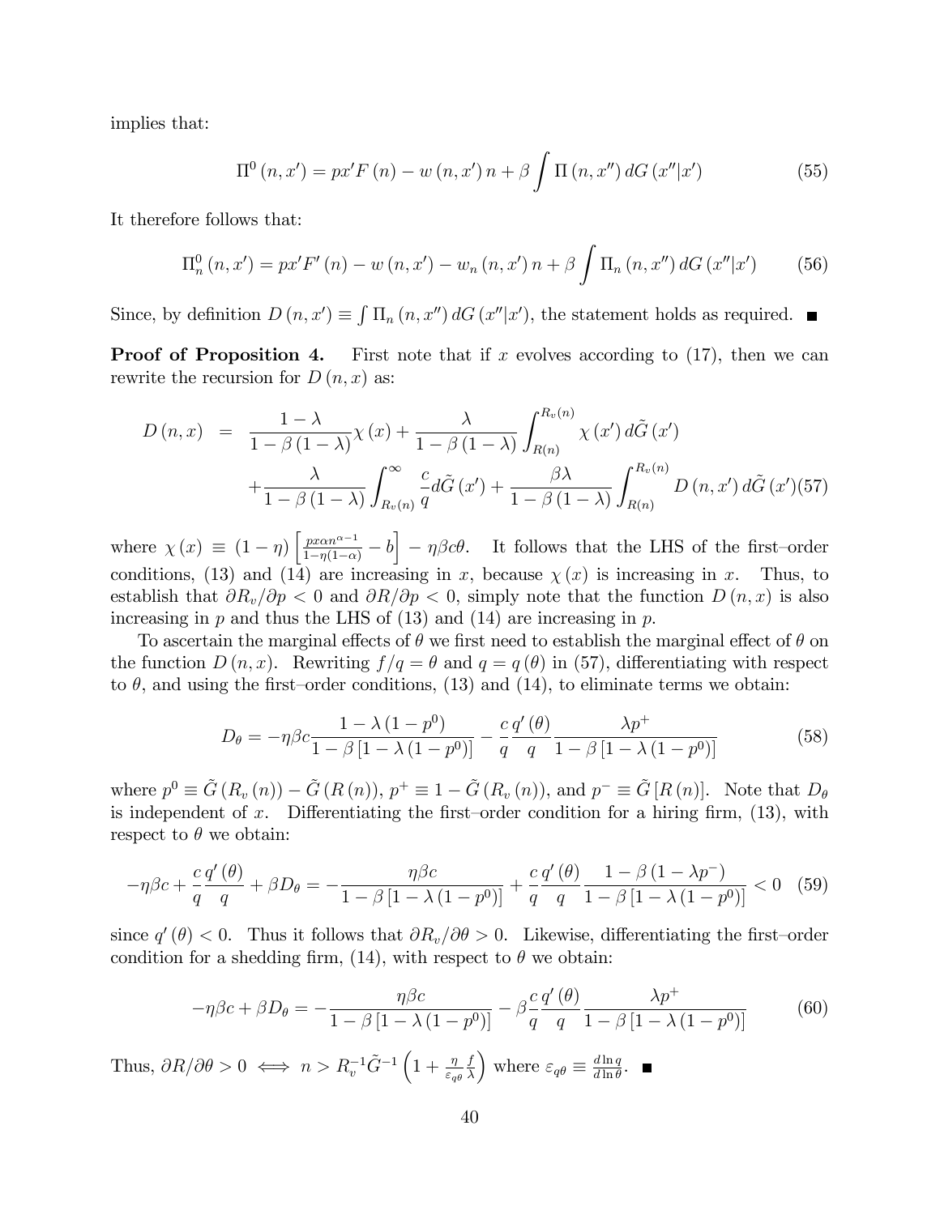implies that:

$$\Pi^0(n, x') = px'F(n) - w(n, x')n + \beta \int \Pi(n, x'') dG(x''|x') \tag{55}$$

It therefore follows that:

$$\Pi_n^0(n, x') = px'F'(n) - w(n, x') - w_n(n, x')n + \beta \int \Pi_n(n, x'') dG(x''|x') \tag{56}$$

Since, by definition $D(n, x') \equiv \int \Pi_n(n, x'') dG(x''|x')$, the statement holds as required. ■

**Proof of Proposition 4.** First note that if $x$ evolves according to (17), then we can rewrite the recursion for $D(n, x)$ as:

$$\begin{aligned} D(n, x) &= \frac{1-\lambda}{1-\beta(1-\lambda)}\chi(x) + \frac{\lambda}{1-\beta(1-\lambda)}\int_{R(n)}^{R_v(n)} \chi(x') d\tilde{G}(x') \\ &\quad + \frac{\lambda}{1-\beta(1-\lambda)}\int_{R_v(n)}^{\infty} \frac{c}{q} d\tilde{G}(x') + \frac{\beta\lambda}{1-\beta(1-\lambda)}\int_{R(n)}^{R_v(n)} D(n, x') d\tilde{G}(x') \end{aligned} \tag{57}$$

where $\chi(x) \equiv (1-\eta)\left[\frac{px\alpha n^{\alpha-1}}{1-\eta(1-\alpha)} - b\right] - \eta\beta c\theta$. It follows that the LHS of the first–order conditions, (13) and (14) are increasing in $x$, because $\chi(x)$ is increasing in $x$. Thus, to establish that $\partial R_v/\partial p < 0$ and $\partial R/\partial p < 0$, simply note that the function $D(n, x)$ is also increasing in $p$ and thus the LHS of (13) and (14) are increasing in $p$.

To ascertain the marginal effects of $\theta$ we first need to establish the marginal effect of $\theta$ on the function $D(n, x)$. Rewriting $f/q = \theta$ and $q = q(\theta)$ in (57), differentiating with respect to $\theta$, and using the first–order conditions, (13) and (14), to eliminate terms we obtain:

$$D_\theta = -\eta\beta c \frac{1-\lambda(1-p^0)}{1-\beta[1-\lambda(1-p^0)]} - \frac{c}{q}\frac{q'(\theta)}{q}\frac{\lambda p^+}{1-\beta[1-\lambda(1-p^0)]} \tag{58}$$

where $p^0 \equiv \tilde{G}(R_v(n)) - \tilde{G}(R(n))$, $p^+ \equiv 1 - \tilde{G}(R_v(n))$, and $p^- \equiv \tilde{G}[R(n)]$. Note that $D_\theta$ is independent of $x$. Differentiating the first–order condition for a hiring firm, (13), with respect to $\theta$ we obtain:

$$-\eta\beta c + \frac{c}{q}\frac{q'(\theta)}{q} + \beta D_\theta = -\frac{\eta\beta c}{1-\beta[1-\lambda(1-p^0)]} + \frac{c}{q}\frac{q'(\theta)}{q}\frac{1-\beta(1-\lambda p^-)}{1-\beta[1-\lambda(1-p^0)]} < 0 \tag{59}$$

since $q'(\theta) < 0$. Thus it follows that $\partial R_v/\partial\theta > 0$. Likewise, differentiating the first–order condition for a shedding firm, (14), with respect to $\theta$ we obtain:

$$-\eta\beta c + \beta D_\theta = -\frac{\eta\beta c}{1-\beta[1-\lambda(1-p^0)]} - \beta\frac{c}{q}\frac{q'(\theta)}{q}\frac{\lambda p^+}{1-\beta[1-\lambda(1-p^0)]} \tag{60}$$

Thus, $\partial R/\partial\theta > 0 \iff n > R_v^{-1}\tilde{G}^{-1}\left(1 + \frac{\eta}{\varepsilon_{q\theta}}\frac{f}{\lambda}\right)$ where $\varepsilon_{q\theta} \equiv \frac{d\ln q}{d\ln\theta}$. ■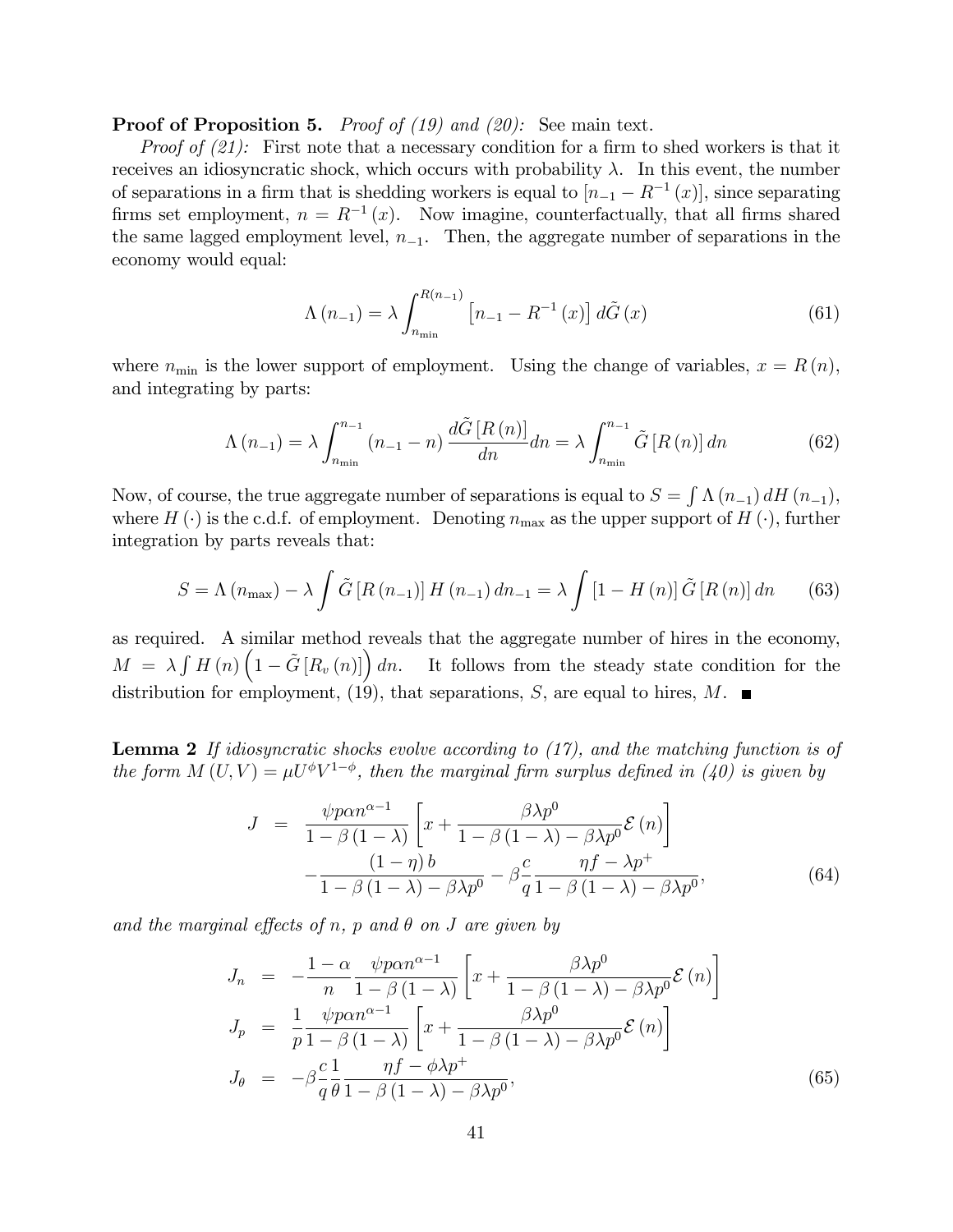**Proof of Proposition 5.** *Proof of (19) and (20):* See main text.

*Proof of (21):* First note that a necessary condition for a firm to shed workers is that it receives an idiosyncratic shock, which occurs with probability $\lambda$. In this event, the number of separations in a firm that is shedding workers is equal to $[n_{-1} - R^{-1}(x)]$, since separating firms set employment, $n = R^{-1}(x)$. Now imagine, counterfactually, that all firms shared the same lagged employment level, $n_{-1}$. Then, the aggregate number of separations in the economy would equal:

$$\Lambda(n_{-1}) = \lambda \int_{n_{\min}}^{R(n_{-1})} \left[n_{-1} - R^{-1}(x)\right] d\tilde{G}(x) \tag{61}$$

where $n_{\min}$ is the lower support of employment. Using the change of variables, $x = R(n)$, and integrating by parts:

$$\Lambda(n_{-1}) = \lambda \int_{n_{\min}}^{n_{-1}} (n_{-1} - n) \frac{d\tilde{G}[R(n)]}{dn} dn = \lambda \int_{n_{\min}}^{n_{-1}} \tilde{G}[R(n)]\, dn \tag{62}$$

Now, of course, the true aggregate number of separations is equal to $S = \int \Lambda(n_{-1})\, dH(n_{-1})$, where $H(\cdot)$ is the c.d.f. of employment. Denoting $n_{\max}$ as the upper support of $H(\cdot)$, further integration by parts reveals that:

$$S = \Lambda(n_{\max}) - \lambda \int \tilde{G}[R(n_{-1})]\, H(n_{-1})\, dn_{-1} = \lambda \int [1 - H(n)]\, \tilde{G}[R(n)]\, dn \tag{63}$$

as required. A similar method reveals that the aggregate number of hires in the economy, $M = \lambda \int H(n) \left(1 - \tilde{G}[R_v(n)]\right) dn$. It follows from the steady state condition for the distribution for employment, (19), that separations, $S$, are equal to hires, $M$. ■

**Lemma 2** *If idiosyncratic shocks evolve according to (17), and the matching function is of the form $M(U,V) = \mu U^{\phi} V^{1-\phi}$, then the marginal firm surplus defined in (40) is given by*

$$\begin{aligned} J &= \frac{\psi p \alpha n^{\alpha-1}}{1-\beta(1-\lambda)} \left[x + \frac{\beta\lambda p^0}{1-\beta(1-\lambda)-\beta\lambda p^0} \mathcal{E}(n)\right] \\ &\quad - \frac{(1-\eta)\, b}{1-\beta(1-\lambda)-\beta\lambda p^0} - \beta \frac{c}{q} \frac{\eta f - \lambda p^+}{1-\beta(1-\lambda)-\beta\lambda p^0}, \end{aligned} \tag{64}$$

*and the marginal effects of $n$, $p$ and $\theta$ on $J$ are given by*

$$\begin{aligned} J_n &= -\frac{1-\alpha}{n} \frac{\psi p \alpha n^{\alpha-1}}{1-\beta(1-\lambda)} \left[x + \frac{\beta\lambda p^0}{1-\beta(1-\lambda)-\beta\lambda p^0} \mathcal{E}(n)\right] \\ J_p &= \frac{1}{p} \frac{\psi p \alpha n^{\alpha-1}}{1-\beta(1-\lambda)} \left[x + \frac{\beta\lambda p^0}{1-\beta(1-\lambda)-\beta\lambda p^0} \mathcal{E}(n)\right] \\ J_\theta &= -\beta \frac{c}{q} \frac{1}{\theta} \frac{\eta f - \phi\lambda p^+}{1-\beta(1-\lambda)-\beta\lambda p^0}, \end{aligned} \tag{65}$$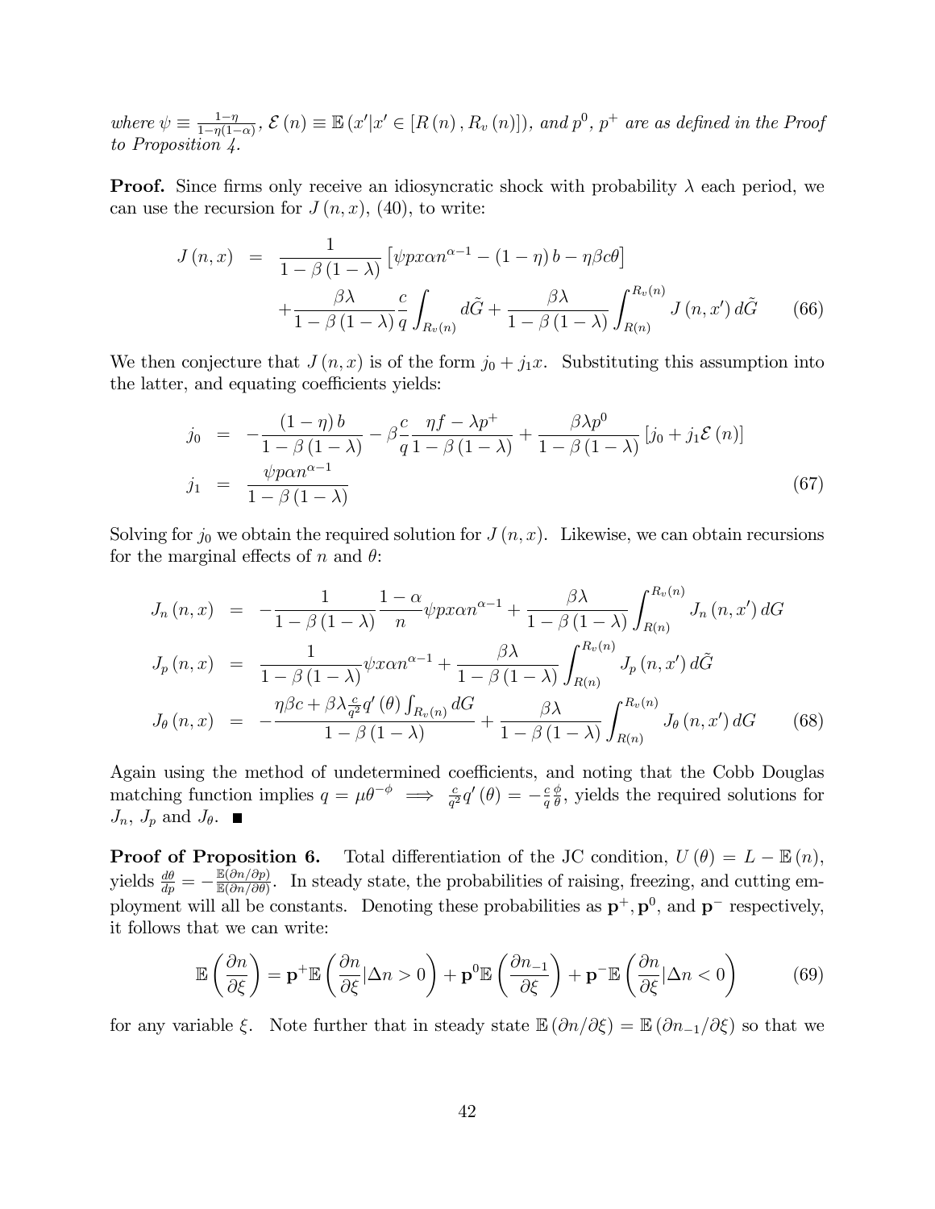*where* $\psi \equiv \frac{1-\eta}{1-\eta(1-\alpha)}$, $\mathcal{E}(n) \equiv \mathbb{E}(x' | x' \in [R(n), R_v(n)])$, *and* $p^0$, $p^+$ *are as defined in the Proof to Proposition 4.*

**Proof.** Since firms only receive an idiosyncratic shock with probability $\lambda$ each period, we can use the recursion for $J(n, x)$, (40), to write:

$$
\begin{aligned}
J(n,x) &= \frac{1}{1-\beta(1-\lambda)}\left[\psi p x \alpha n^{\alpha-1} - (1-\eta) b - \eta\beta c\theta\right] \\
&\quad + \frac{\beta\lambda}{1-\beta(1-\lambda)}\frac{c}{q}\int_{R_v(n)} d\tilde{G} + \frac{\beta\lambda}{1-\beta(1-\lambda)}\int_{R(n)}^{R_v(n)} J(n,x')\, d\tilde{G} \qquad (66)
\end{aligned}
$$

We then conjecture that $J(n,x)$ is of the form $j_0 + j_1 x$. Substituting this assumption into the latter, and equating coefficients yields:

$$
\begin{aligned}
j_0 &= -\frac{(1-\eta)b}{1-\beta(1-\lambda)} - \beta\frac{c}{q}\frac{\eta f - \lambda p^+}{1-\beta(1-\lambda)} + \frac{\beta\lambda p^0}{1-\beta(1-\lambda)}\left[j_0 + j_1 \mathcal{E}(n)\right] \\
j_1 &= \frac{\psi p \alpha n^{\alpha-1}}{1-\beta(1-\lambda)} \qquad (67)
\end{aligned}
$$

Solving for $j_0$ we obtain the required solution for $J(n,x)$. Likewise, we can obtain recursions for the marginal effects of $n$ and $\theta$:

$$
\begin{aligned}
J_n(n,x) &= -\frac{1}{1-\beta(1-\lambda)}\frac{1-\alpha}{n}\psi p x \alpha n^{\alpha-1} + \frac{\beta\lambda}{1-\beta(1-\lambda)}\int_{R(n)}^{R_v(n)} J_n(n,x')\, dG \\
J_p(n,x) &= \frac{1}{1-\beta(1-\lambda)}\psi x \alpha n^{\alpha-1} + \frac{\beta\lambda}{1-\beta(1-\lambda)}\int_{R(n)}^{R_v(n)} J_p(n,x')\, d\tilde{G} \\
J_\theta(n,x) &= -\frac{\eta\beta c + \beta\lambda\frac{c}{q^2}q'(\theta)\int_{R_v(n)} dG}{1-\beta(1-\lambda)} + \frac{\beta\lambda}{1-\beta(1-\lambda)}\int_{R(n)}^{R_v(n)} J_\theta(n,x')\, dG \qquad (68)
\end{aligned}
$$

Again using the method of undetermined coefficients, and noting that the Cobb Douglas matching function implies $q = \mu\theta^{-\phi} \implies \frac{c}{q^2}q'(\theta) = -\frac{c}{q}\frac{\phi}{\theta}$, yields the required solutions for $J_n$, $J_p$ and $J_\theta$. ■

**Proof of Proposition 6.** Total differentiation of the JC condition, $U(\theta) = L - \mathbb{E}(n)$, yields $\frac{d\theta}{dp} = -\frac{\mathbb{E}(\partial n/\partial p)}{\mathbb{E}(\partial n/\partial\theta)}$. In steady state, the probabilities of raising, freezing, and cutting employment will all be constants. Denoting these probabilities as $\mathbf{p}^+, \mathbf{p}^0$, and $\mathbf{p}^-$ respectively, it follows that we can write:

$$
\mathbb{E}\left(\frac{\partial n}{\partial\xi}\right) = \mathbf{p}^+\mathbb{E}\left(\frac{\partial n}{\partial\xi}|\Delta n > 0\right) + \mathbf{p}^0\mathbb{E}\left(\frac{\partial n_{-1}}{\partial\xi}\right) + \mathbf{p}^-\mathbb{E}\left(\frac{\partial n}{\partial\xi}|\Delta n < 0\right) \qquad (69)
$$

for any variable $\xi$. Note further that in steady state $\mathbb{E}(\partial n/\partial\xi) = \mathbb{E}(\partial n_{-1}/\partial\xi)$ so that we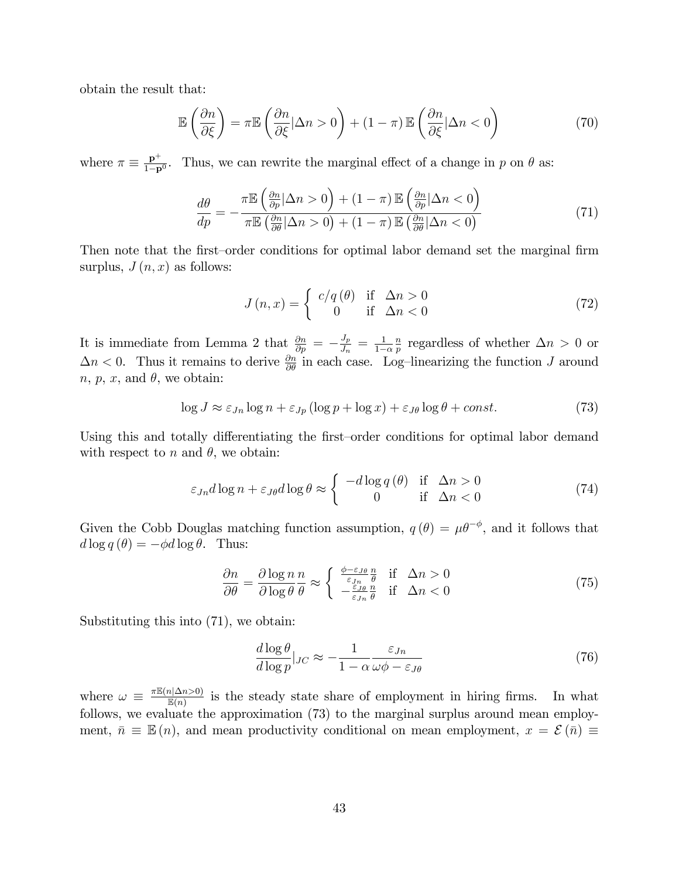obtain the result that:

$$\mathbb{E}\left(\frac{\partial n}{\partial \xi}\right) = \pi \mathbb{E}\left(\frac{\partial n}{\partial \xi}|\Delta n > 0\right) + (1-\pi)\,\mathbb{E}\left(\frac{\partial n}{\partial \xi}|\Delta n < 0\right) \tag{70}$$

where $\pi \equiv \frac{\mathbf{p}^{+}}{1-\mathbf{p}^{0}}$. Thus, we can rewrite the marginal effect of a change in $p$ on $\theta$ as:

$$\frac{d\theta}{dp} = -\frac{\pi \mathbb{E}\left(\frac{\partial n}{\partial p}|\Delta n > 0\right) + (1-\pi)\,\mathbb{E}\left(\frac{\partial n}{\partial p}|\Delta n < 0\right)}{\pi \mathbb{E}\left(\frac{\partial n}{\partial \theta}|\Delta n > 0\right) + (1-\pi)\,\mathbb{E}\left(\frac{\partial n}{\partial \theta}|\Delta n < 0\right)} \tag{71}$$

Then note that the first–order conditions for optimal labor demand set the marginal firm surplus, $J(n,x)$ as follows:

$$J(n,x) = \begin{cases} c/q(\theta) & \text{if } \;\Delta n > 0 \\ 0 & \text{if } \;\Delta n < 0 \end{cases} \tag{72}$$

It is immediate from Lemma 2 that $\frac{\partial n}{\partial p} = -\frac{J_p}{J_n} = \frac{1}{1-\alpha}\frac{n}{p}$ regardless of whether $\Delta n > 0$ or $\Delta n < 0$. Thus it remains to derive $\frac{\partial n}{\partial \theta}$ in each case. Log–linearizing the function $J$ around $n$, $p$, $x$, and $\theta$, we obtain:

$$\log J \approx \varepsilon_{Jn} \log n + \varepsilon_{Jp}\left(\log p + \log x\right) + \varepsilon_{J\theta} \log \theta + const. \tag{73}$$

Using this and totally differentiating the first–order conditions for optimal labor demand with respect to $n$ and $\theta$, we obtain:

$$\varepsilon_{Jn} d\log n + \varepsilon_{J\theta} d\log\theta \approx \begin{cases} -d\log q(\theta) & \text{if } \;\Delta n > 0 \\ 0 & \text{if } \;\Delta n < 0 \end{cases} \tag{74}$$

Given the Cobb Douglas matching function assumption, $q(\theta) = \mu\theta^{-\phi}$, and it follows that $d\log q(\theta) = -\phi d\log\theta$. Thus:

$$\frac{\partial n}{\partial \theta} = \frac{\partial \log n}{\partial \log \theta}\frac{n}{\theta} \approx \begin{cases} \frac{\phi - \varepsilon_{J\theta}}{\varepsilon_{Jn}}\frac{n}{\theta} & \text{if } \;\Delta n > 0 \\ -\frac{\varepsilon_{J\theta}}{\varepsilon_{Jn}}\frac{n}{\theta} & \text{if } \;\Delta n < 0 \end{cases} \tag{75}$$

Substituting this into (71), we obtain:

$$\frac{d\log\theta}{d\log p}|_{JC} \approx -\frac{1}{1-\alpha}\frac{\varepsilon_{Jn}}{\omega\phi - \varepsilon_{J\theta}} \tag{76}$$

where $\omega \equiv \frac{\pi \mathbb{E}(n|\Delta n > 0)}{\mathbb{E}(n)}$ is the steady state share of employment in hiring firms. In what follows, we evaluate the approximation (73) to the marginal surplus around mean employment, $\bar{n} \equiv \mathbb{E}(n)$, and mean productivity conditional on mean employment, $x = \mathcal{E}(\bar{n}) \equiv$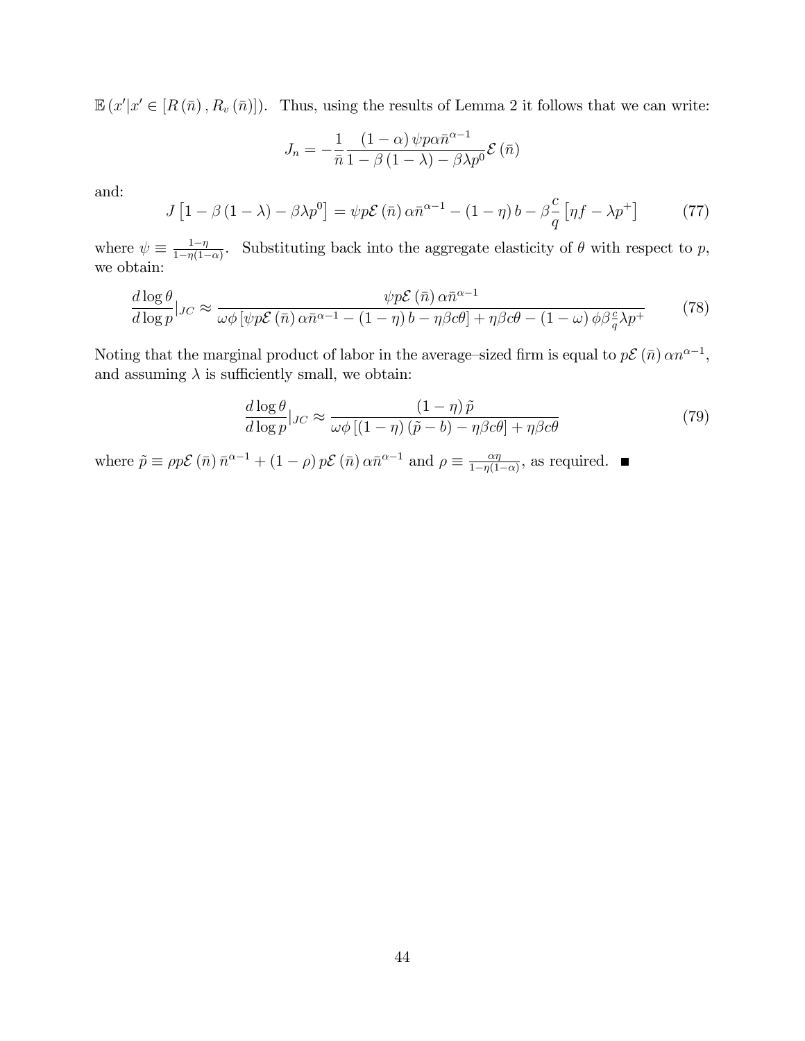$\mathbb{E}\left(x' | x' \in [R(\bar{n}), R_v(\bar{n})]\right)$. Thus, using the results of Lemma 2 it follows that we can write:

$$J_n = -\frac{1}{\bar{n}} \frac{(1-\alpha)\,\psi p \alpha \bar{n}^{\alpha-1}}{1-\beta(1-\lambda)-\beta\lambda p^0} \mathcal{E}(\bar{n})$$

and:

$$J\left[1-\beta(1-\lambda)-\beta\lambda p^0\right] = \psi p \mathcal{E}(\bar{n})\,\alpha\bar{n}^{\alpha-1} - (1-\eta)\,b - \beta\frac{c}{q}\left[\eta f - \lambda p^+\right] \tag{77}$$

where $\psi \equiv \frac{1-\eta}{1-\eta(1-\alpha)}$. Substituting back into the aggregate elasticity of $\theta$ with respect to $p$, we obtain:

$$\frac{d\log\theta}{d\log p}|_{JC} \approx \frac{\psi p \mathcal{E}(\bar{n})\,\alpha\bar{n}^{\alpha-1}}{\omega\phi\left[\psi p \mathcal{E}(\bar{n})\,\alpha\bar{n}^{\alpha-1} - (1-\eta)\,b - \eta\beta c\theta\right] + \eta\beta c\theta - (1-\omega)\,\phi\beta\frac{c}{q}\lambda p^+} \tag{78}$$

Noting that the marginal product of labor in the average–sized firm is equal to $p\mathcal{E}(\bar{n})\,\alpha n^{\alpha-1}$, and assuming $\lambda$ is sufficiently small, we obtain:

$$\frac{d\log\theta}{d\log p}|_{JC} \approx \frac{(1-\eta)\,\tilde{p}}{\omega\phi\left[(1-\eta)(\tilde{p}-b) - \eta\beta c\theta\right] + \eta\beta c\theta} \tag{79}$$

where $\tilde{p} \equiv \rho p \mathcal{E}(\bar{n})\,\bar{n}^{\alpha-1} + (1-\rho)\,p\mathcal{E}(\bar{n})\,\alpha\bar{n}^{\alpha-1}$ and $\rho \equiv \frac{\alpha\eta}{1-\eta(1-\alpha)}$, as required. ■